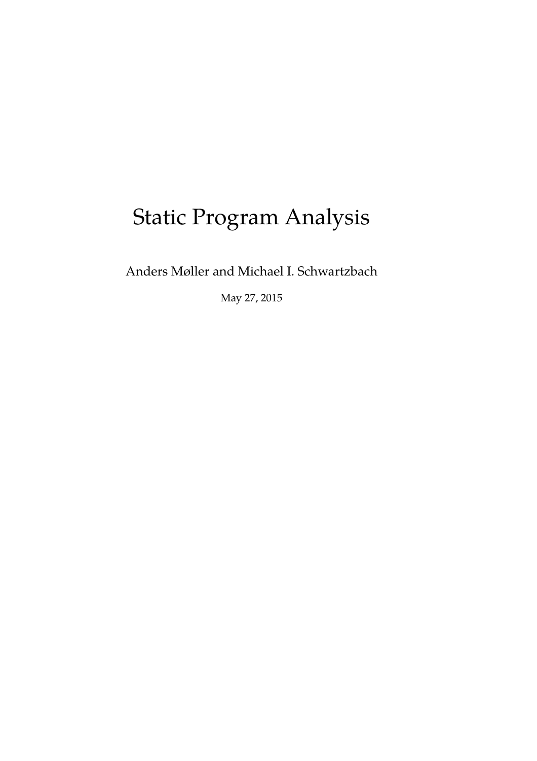# Static Program Analysis

Anders Møller and Michael I. Schwartzbach

May 27, 2015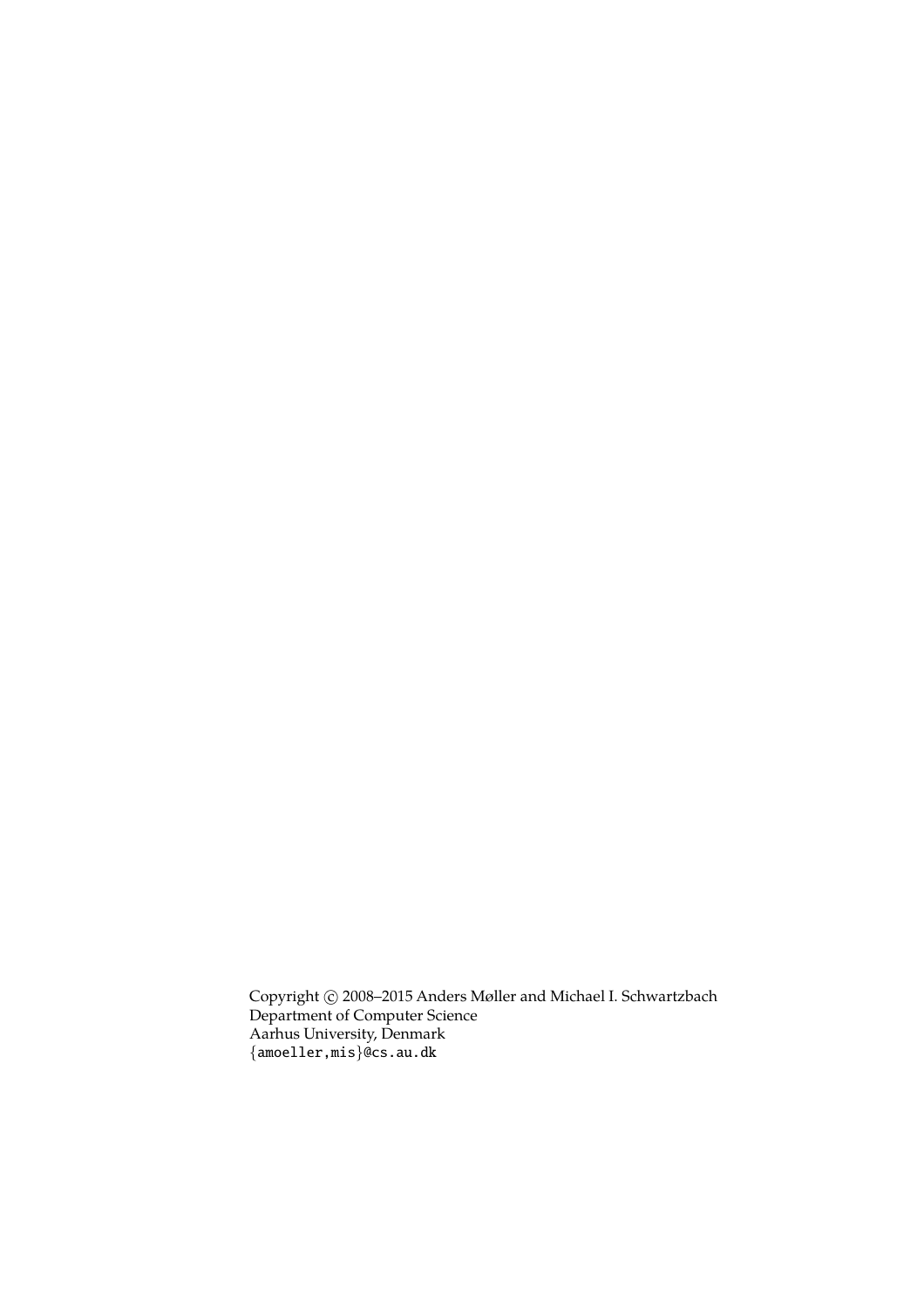Copyright © 2008–2015 Anders Møller and Michael I. Schwartzbach
Department of Computer Science
Aarhus University, Denmark
{amoeller,mis}@cs.au.dk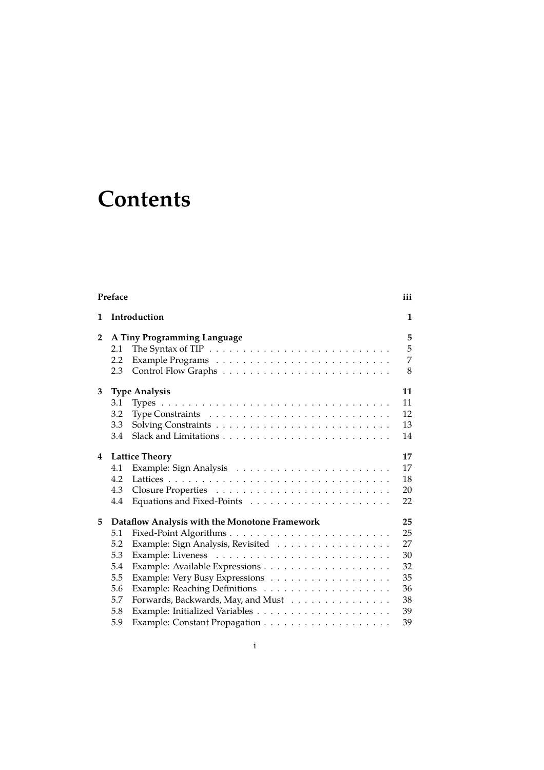# Contents

**Preface** iii

**1 Introduction** 1

**2 A Tiny Programming Language** 5

- 2.1 The Syntax of TIP 5
- 2.2 Example Programs 7
- 2.3 Control Flow Graphs 8

**3 Type Analysis** 11

- 3.1 Types 11
- 3.2 Type Constraints 12
- 3.3 Solving Constraints 13
- 3.4 Slack and Limitations 14

**4 Lattice Theory** 17

- 4.1 Example: Sign Analysis 17
- 4.2 Lattices 18
- 4.3 Closure Properties 20
- 4.4 Equations and Fixed-Points 22

**5 Dataflow Analysis with the Monotone Framework** 25

- 5.1 Fixed-Point Algorithms 25
- 5.2 Example: Sign Analysis, Revisited 27
- 5.3 Example: Liveness 30
- 5.4 Example: Available Expressions 32
- 5.5 Example: Very Busy Expressions 35
- 5.6 Example: Reaching Definitions 36
- 5.7 Forwards, Backwards, May, and Must 38
- 5.8 Example: Initialized Variables 39
- 5.9 Example: Constant Propagation 39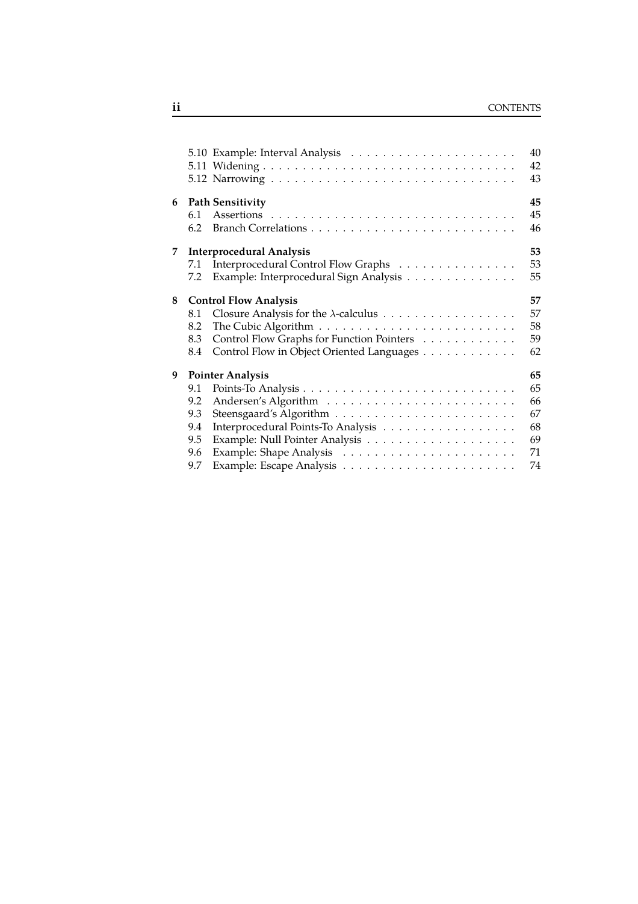5.10 Example: Interval Analysis . . . . . . . . . . . . . . . . . . . . . 40
5.11 Widening . . . . . . . . . . . . . . . . . . . . . . . . . . . . . . . 42
5.12 Narrowing . . . . . . . . . . . . . . . . . . . . . . . . . . . . . . 43

**6 Path Sensitivity** **45**
6.1 Assertions . . . . . . . . . . . . . . . . . . . . . . . . . . . . . . 45
6.2 Branch Correlations . . . . . . . . . . . . . . . . . . . . . . . . . 46

**7 Interprocedural Analysis** **53**
7.1 Interprocedural Control Flow Graphs . . . . . . . . . . . . . . . 53
7.2 Example: Interprocedural Sign Analysis . . . . . . . . . . . . . . 55

**8 Control Flow Analysis** **57**
8.1 Closure Analysis for the $\lambda$-calculus . . . . . . . . . . . . . . . . . 57
8.2 The Cubic Algorithm . . . . . . . . . . . . . . . . . . . . . . . . 58
8.3 Control Flow Graphs for Function Pointers . . . . . . . . . . . . 59
8.4 Control Flow in Object Oriented Languages . . . . . . . . . . . . 62

**9 Pointer Analysis** **65**
9.1 Points-To Analysis . . . . . . . . . . . . . . . . . . . . . . . . . . 65
9.2 Andersen's Algorithm . . . . . . . . . . . . . . . . . . . . . . . . 66
9.3 Steensgaard's Algorithm . . . . . . . . . . . . . . . . . . . . . . . 67
9.4 Interprocedural Points-To Analysis . . . . . . . . . . . . . . . . . 68
9.5 Example: Null Pointer Analysis . . . . . . . . . . . . . . . . . . . 69
9.6 Example: Shape Analysis . . . . . . . . . . . . . . . . . . . . . . 71
9.7 Example: Escape Analysis . . . . . . . . . . . . . . . . . . . . . . 74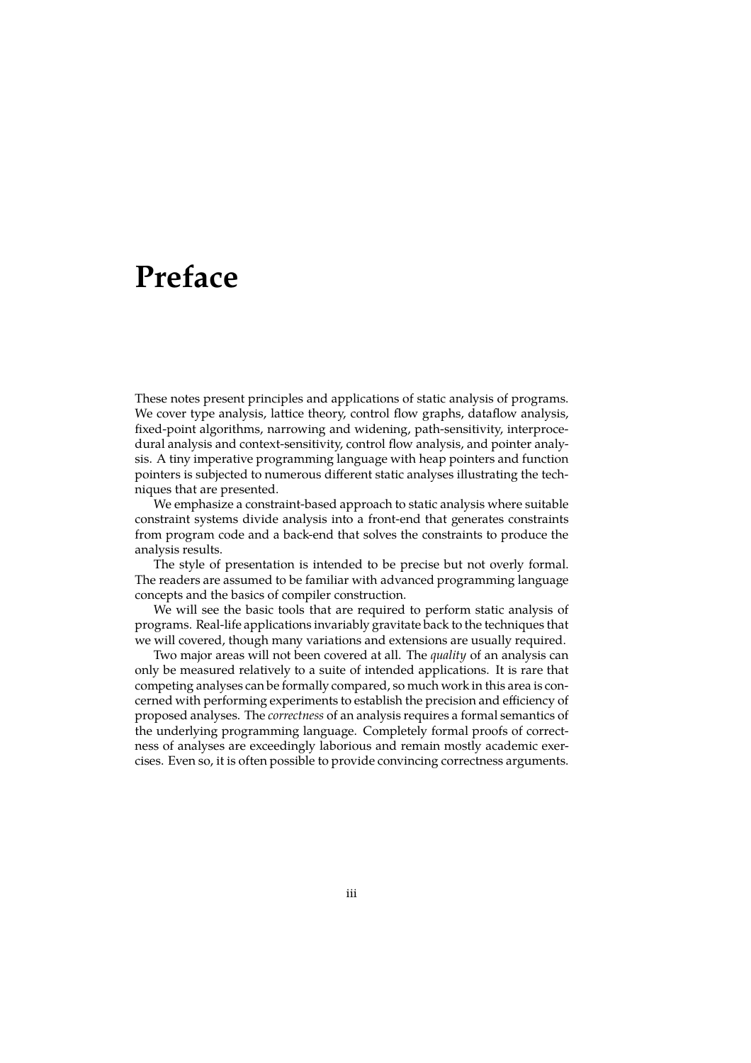# Preface

These notes present principles and applications of static analysis of programs. We cover type analysis, lattice theory, control flow graphs, dataflow analysis, fixed-point algorithms, narrowing and widening, path-sensitivity, interprocedural analysis and context-sensitivity, control flow analysis, and pointer analysis. A tiny imperative programming language with heap pointers and function pointers is subjected to numerous different static analyses illustrating the techniques that are presented.

We emphasize a constraint-based approach to static analysis where suitable constraint systems divide analysis into a front-end that generates constraints from program code and a back-end that solves the constraints to produce the analysis results.

The style of presentation is intended to be precise but not overly formal. The readers are assumed to be familiar with advanced programming language concepts and the basics of compiler construction.

We will see the basic tools that are required to perform static analysis of programs. Real-life applications invariably gravitate back to the techniques that we will covered, though many variations and extensions are usually required.

Two major areas will not been covered at all. The *quality* of an analysis can only be measured relatively to a suite of intended applications. It is rare that competing analyses can be formally compared, so much work in this area is concerned with performing experiments to establish the precision and efficiency of proposed analyses. The *correctness* of an analysis requires a formal semantics of the underlying programming language. Completely formal proofs of correctness of analyses are exceedingly laborious and remain mostly academic exercises. Even so, it is often possible to provide convincing correctness arguments.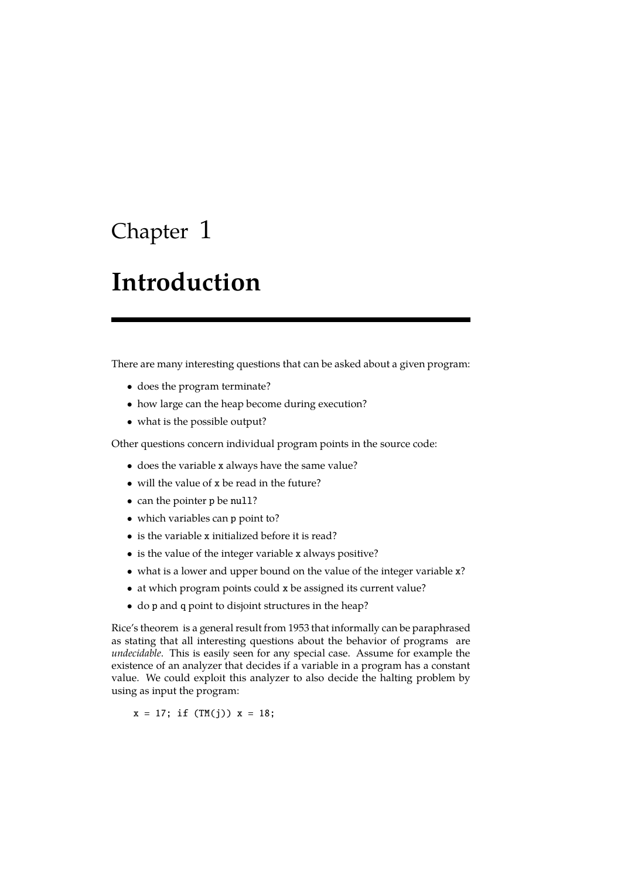# Chapter 1

# Introduction

There are many interesting questions that can be asked about a given program:

- does the program terminate?
- how large can the heap become during execution?
- what is the possible output?

Other questions concern individual program points in the source code:

- does the variable `x` always have the same value?
- will the value of `x` be read in the future?
- can the pointer `p` be `null`?
- which variables can `p` point to?
- is the variable `x` initialized before it is read?
- is the value of the integer variable `x` always positive?
- what is a lower and upper bound on the value of the integer variable `x`?
- at which program points could `x` be assigned its current value?
- do `p` and `q` point to disjoint structures in the heap?

Rice's theorem is a general result from 1953 that informally can be paraphrased as stating that all interesting questions about the behavior of programs are *undecidable*. This is easily seen for any special case. Assume for example the existence of an analyzer that decides if a variable in a program has a constant value. We could exploit this analyzer to also decide the halting problem by using as input the program:

```
x = 17; if (TM(j)) x = 18;
```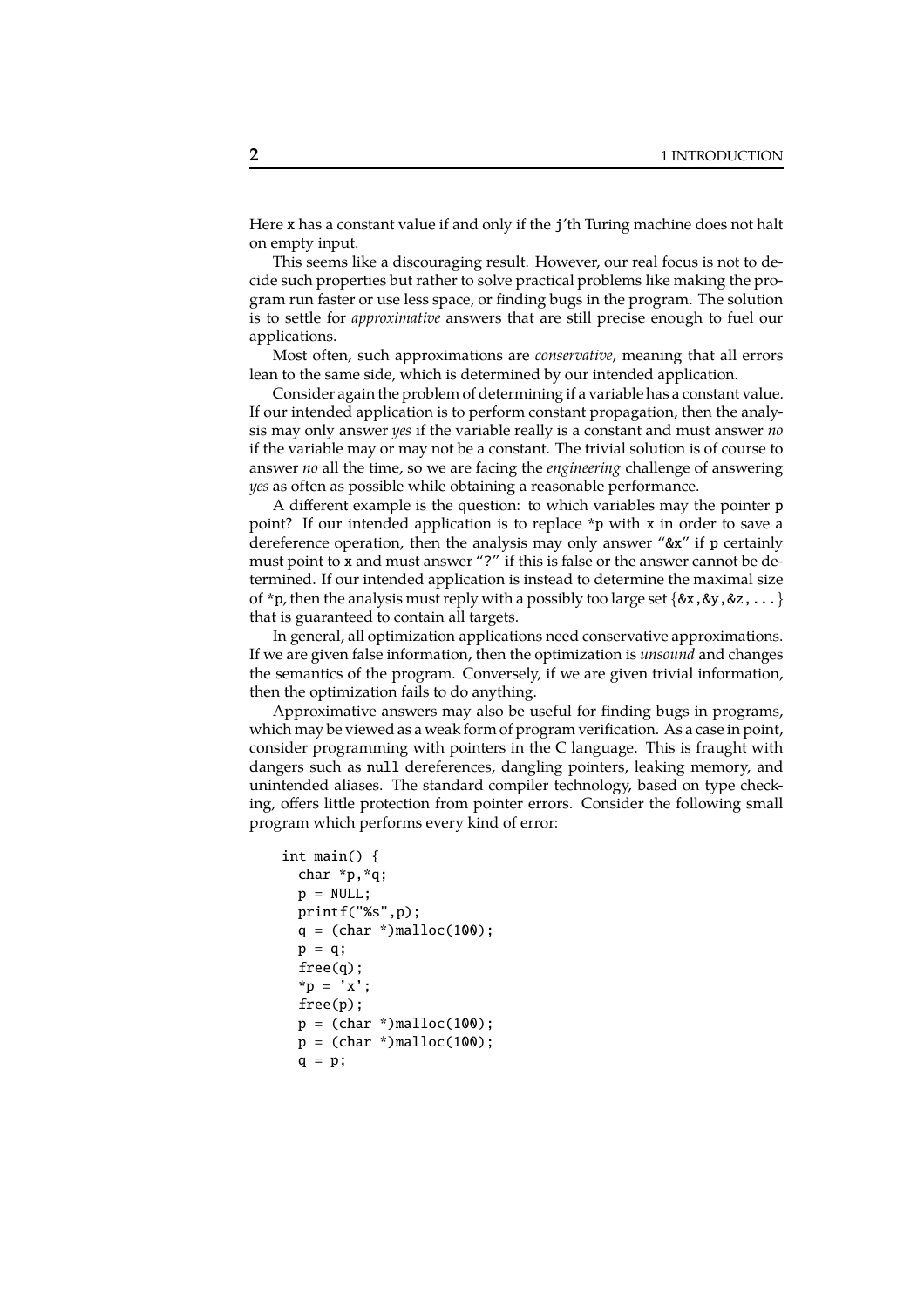Here x has a constant value if and only if the j'th Turing machine does not halt on empty input.

This seems like a discouraging result. However, our real focus is not to decide such properties but rather to solve practical problems like making the program run faster or use less space, or finding bugs in the program. The solution is to settle for *approximative* answers that are still precise enough to fuel our applications.

Most often, such approximations are *conservative*, meaning that all errors lean to the same side, which is determined by our intended application.

Consider again the problem of determining if a variable has a constant value. If our intended application is to perform constant propagation, then the analysis may only answer *yes* if the variable really is a constant and must answer *no* if the variable may or may not be a constant. The trivial solution is of course to answer *no* all the time, so we are facing the *engineering* challenge of answering *yes* as often as possible while obtaining a reasonable performance.

A different example is the question: to which variables may the pointer p point? If our intended application is to replace *p with x in order to save a dereference operation, then the analysis may only answer "&x" if p certainly must point to x and must answer "?" if this is false or the answer cannot be determined. If our intended application is instead to determine the maximal size of *p, then the analysis must reply with a possibly too large set {&x,&y,&z,...} that is guaranteed to contain all targets.

In general, all optimization applications need conservative approximations. If we are given false information, then the optimization is *unsound* and changes the semantics of the program. Conversely, if we are given trivial information, then the optimization fails to do anything.

Approximative answers may also be useful for finding bugs in programs, which may be viewed as a weak form of program verification. As a case in point, consider programming with pointers in the C language. This is fraught with dangers such as null dereferences, dangling pointers, leaking memory, and unintended aliases. The standard compiler technology, based on type checking, offers little protection from pointer errors. Consider the following small program which performs every kind of error:

```
int main() {
  char *p,*q;
  p = NULL;
  printf("%s",p);
  q = (char *)malloc(100);
  p = q;
  free(q);
  *p = 'x';
  free(p);
  p = (char *)malloc(100);
  p = (char *)malloc(100);
  q = p;
```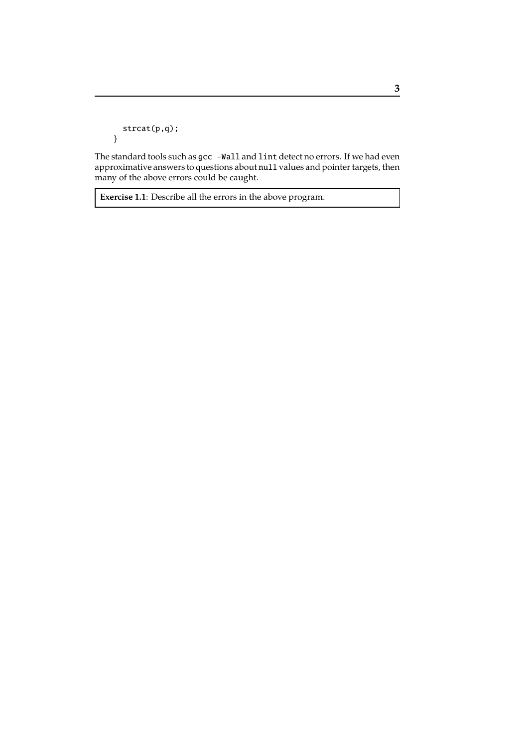```
  strcat(p,q);
}
```

The standard tools such as `gcc -Wall` and `lint` detect no errors. If we had even approximative answers to questions about `null` values and pointer targets, then many of the above errors could be caught.

> **Exercise 1.1**: Describe all the errors in the above program.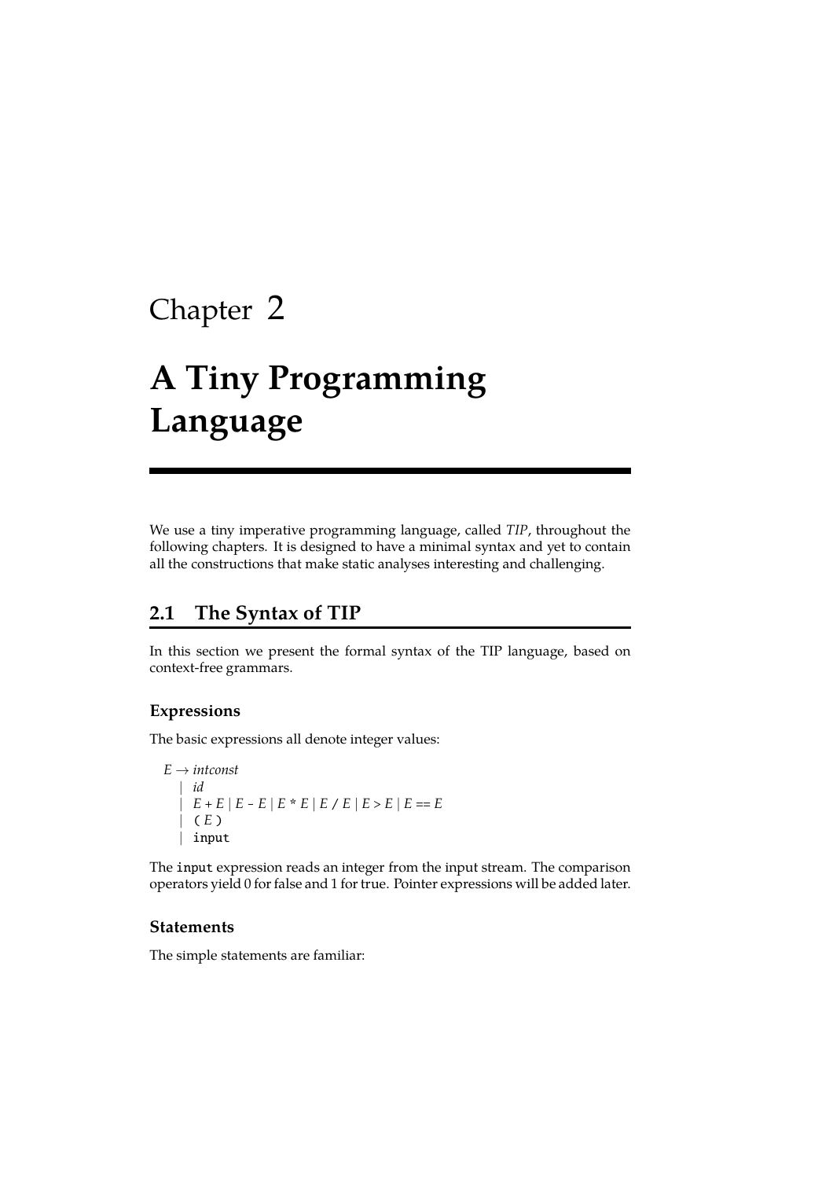# Chapter 2

# A Tiny Programming Language

We use a tiny imperative programming language, called *TIP*, throughout the following chapters. It is designed to have a minimal syntax and yet to contain all the constructions that make static analyses interesting and challenging.

## 2.1 The Syntax of TIP

In this section we present the formal syntax of the TIP language, based on context-free grammars.

### Expressions

The basic expressions all denote integer values:

```
E → intconst
  | id
  | E + E | E - E | E * E | E / E | E > E | E == E
  | ( E )
  | input
```

The `input` expression reads an integer from the input stream. The comparison operators yield 0 for false and 1 for true. Pointer expressions will be added later.

### Statements

The simple statements are familiar: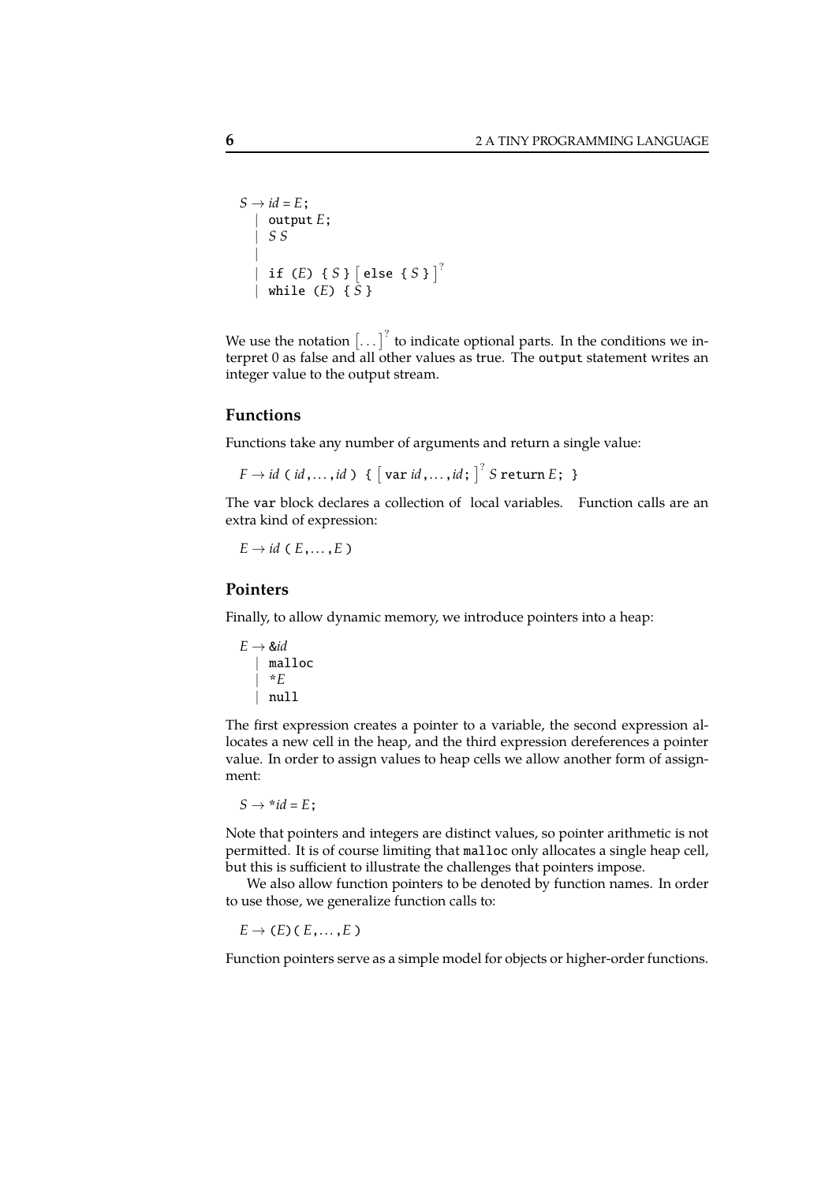$$
\begin{aligned}
S \rightarrow\ & id = E\texttt{;} \\
|\ & \texttt{output}\ E\texttt{;} \\
|\ & S\ S \\
|\ & \\
|\ & \texttt{if (}E\texttt{) \{}\ S\ \texttt{\}}\ \big[\ \texttt{else \{}\ S\ \texttt{\}}\ \big]^{?} \\
|\ & \texttt{while (}E\texttt{) \{}\ S\ \texttt{\}}
\end{aligned}
$$

We use the notation $\big[ \ldots \big]^{?}$ to indicate optional parts. In the conditions we interpret 0 as false and all other values as true. The output statement writes an integer value to the output stream.

### Functions

Functions take any number of arguments and return a single value:

$$F \rightarrow id\ \texttt{(}\ id\texttt{,}\ldots\texttt{,}id\ \texttt{)}\ \texttt{\{}\ \big[\ \texttt{var}\ id\texttt{,}\ldots\texttt{,}id\texttt{;}\ \big]^{?}\ S\ \texttt{return}\ E\texttt{;}\ \texttt{\}}$$

The var block declares a collection of local variables. Function calls are an extra kind of expression:

$$E \rightarrow id\ \texttt{(}\ E\texttt{,}\ldots\texttt{,}E\ \texttt{)}$$

### Pointers

Finally, to allow dynamic memory, we introduce pointers into a heap:

$$
\begin{aligned}
E \rightarrow\ & \texttt{\&}id \\
|\ & \texttt{malloc} \\
|\ & \texttt{*}E \\
|\ & \texttt{null}
\end{aligned}
$$

The first expression creates a pointer to a variable, the second expression allocates a new cell in the heap, and the third expression dereferences a pointer value. In order to assign values to heap cells we allow another form of assignment:

$$S \rightarrow \texttt{*}id = E\texttt{;}$$

Note that pointers and integers are distinct values, so pointer arithmetic is not permitted. It is of course limiting that malloc only allocates a single heap cell, but this is sufficient to illustrate the challenges that pointers impose.

We also allow function pointers to be denoted by function names. In order to use those, we generalize function calls to:

$$E \rightarrow \texttt{(}E\texttt{)}\texttt{(}\ E\texttt{,}\ldots\texttt{,}E\ \texttt{)}$$

Function pointers serve as a simple model for objects or higher-order functions.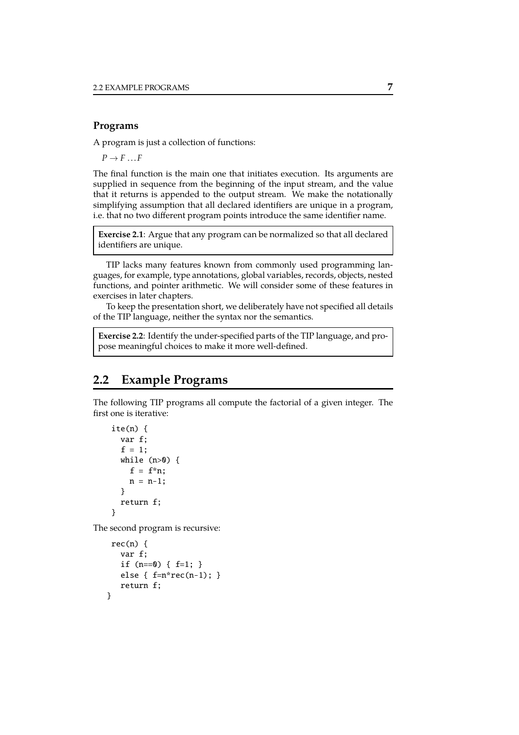### Programs

A program is just a collection of functions:

$P \rightarrow F \ldots F$

The final function is the main one that initiates execution. Its arguments are supplied in sequence from the beginning of the input stream, and the value that it returns is appended to the output stream. We make the notationally simplifying assumption that all declared identifiers are unique in a program, i.e. that no two different program points introduce the same identifier name.

> **Exercise 2.1**: Argue that any program can be normalized so that all declared identifiers are unique.

TIP lacks many features known from commonly used programming languages, for example, type annotations, global variables, records, objects, nested functions, and pointer arithmetic. We will consider some of these features in exercises in later chapters.

To keep the presentation short, we deliberately have not specified all details of the TIP language, neither the syntax nor the semantics.

> **Exercise 2.2**: Identify the under-specified parts of the TIP language, and propose meaningful choices to make it more well-defined.

## 2.2 Example Programs

The following TIP programs all compute the factorial of a given integer. The first one is iterative:

```
ite(n) {
  var f;
  f = 1;
  while (n>0) {
    f = f*n;
    n = n-1;
  }
  return f;
}
```

The second program is recursive:

```
rec(n) {
  var f;
  if (n==0) { f=1; }
  else { f=n*rec(n-1); }
  return f;
}
```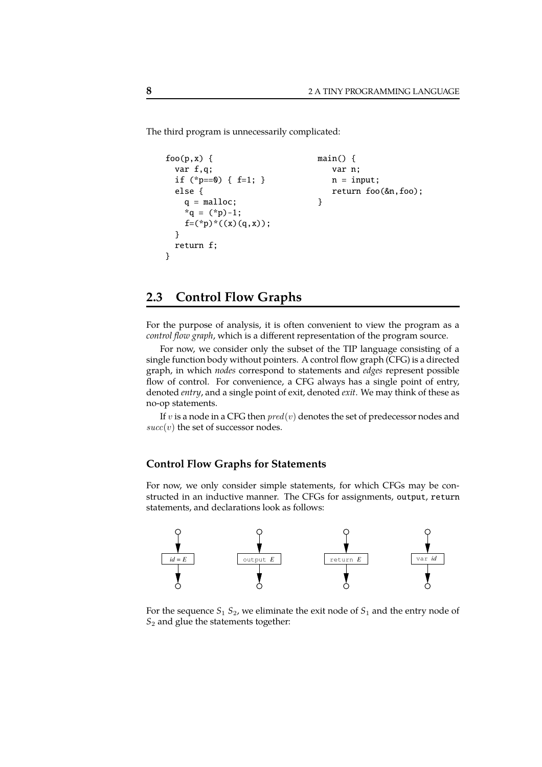The third program is unnecessarily complicated:

```
foo(p,x) {                          main() {
  var f,q;                            var n;
  if (*p==0) { f=1; }                 n = input;
  else {                              return foo(&n,foo);
    q = malloc;                     }
    *q = (*p)-1;
    f=(*p)*((x)(q,x));
  }
  return f;
}
```

## 2.3 Control Flow Graphs

For the purpose of analysis, it is often convenient to view the program as a *control flow graph*, which is a different representation of the program source.

For now, we consider only the subset of the TIP language consisting of a single function body without pointers. A control flow graph (CFG) is a directed graph, in which *nodes* correspond to statements and *edges* represent possible flow of control. For convenience, a CFG always has a single point of entry, denoted *entry*, and a single point of exit, denoted *exit*. We may think of these as no-op statements.

If $v$ is a node in a CFG then $pred(v)$ denotes the set of predecessor nodes and $succ(v)$ the set of successor nodes.

### Control Flow Graphs for Statements

For now, we only consider simple statements, for which CFGs may be constructed in an inductive manner. The CFGs for assignments, `output`, `return` statements, and declarations look as follows:

*id* = *E*    `output` *E*    `return` *E*    `var` *id*

For the sequence $S_1$ $S_2$, we eliminate the exit node of $S_1$ and the entry node of $S_2$ and glue the statements together: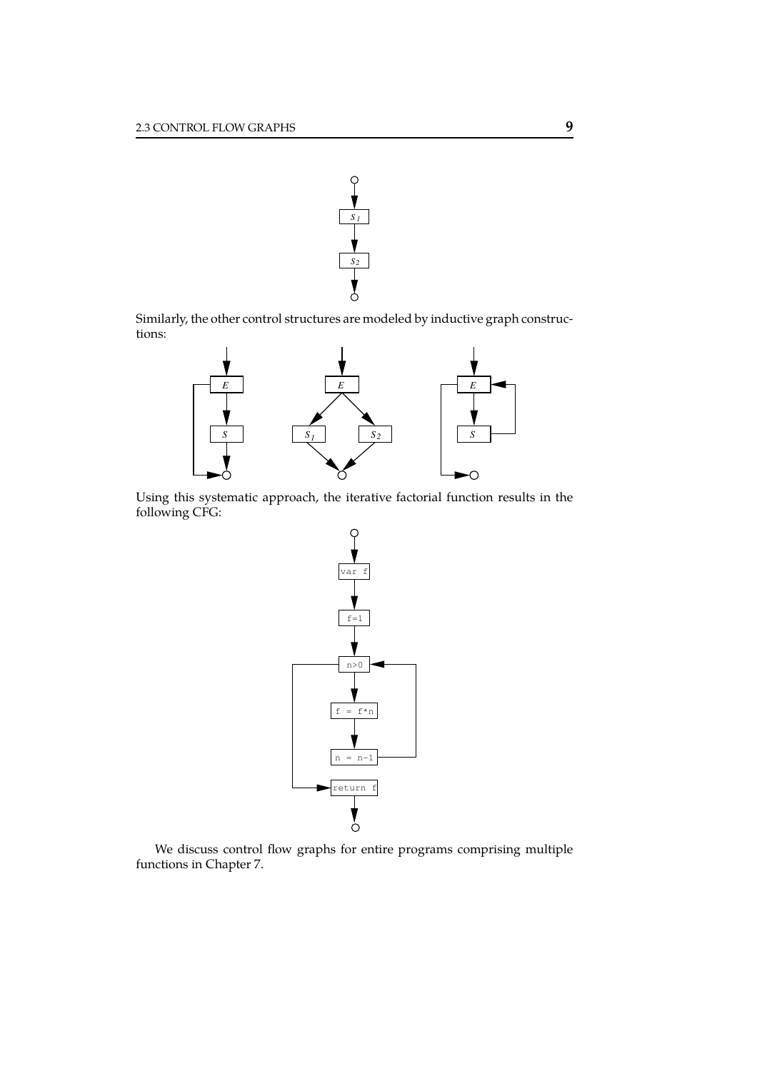Similarly, the other control structures are modeled by inductive graph constructions:

Using this systematic approach, the iterative factorial function results in the following CFG:

We discuss control flow graphs for entire programs comprising multiple functions in Chapter 7.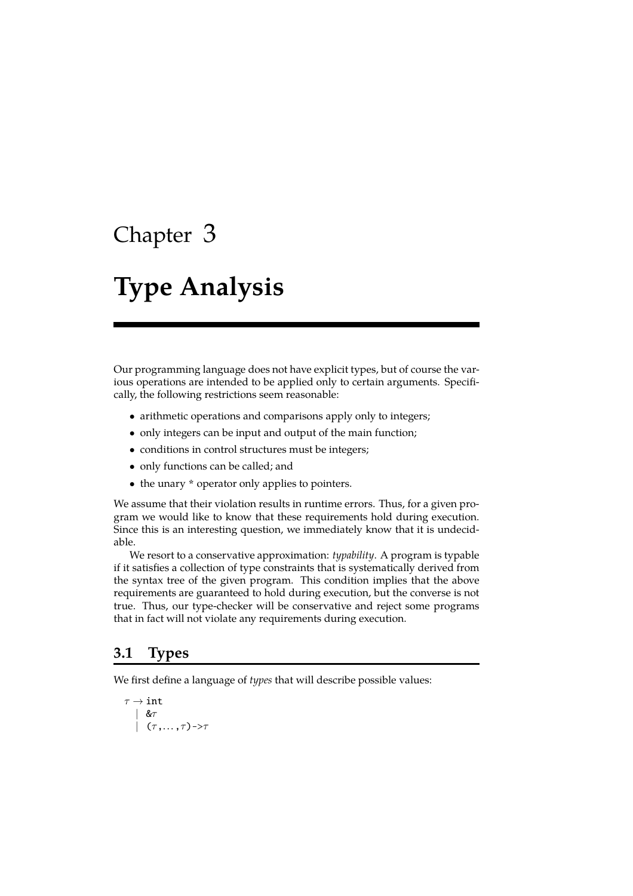# Chapter 3

# Type Analysis

Our programming language does not have explicit types, but of course the various operations are intended to be applied only to certain arguments. Specifically, the following restrictions seem reasonable:

- arithmetic operations and comparisons apply only to integers;
- only integers can be input and output of the main function;
- conditions in control structures must be integers;
- only functions can be called; and
- the unary * operator only applies to pointers.

We assume that their violation results in runtime errors. Thus, for a given program we would like to know that these requirements hold during execution. Since this is an interesting question, we immediately know that it is undecidable.

We resort to a conservative approximation: *typability*. A program is typable if it satisfies a collection of type constraints that is systematically derived from the syntax tree of the given program. This condition implies that the above requirements are guaranteed to hold during execution, but the converse is not true. Thus, our type-checker will be conservative and reject some programs that in fact will not violate any requirements during execution.

## 3.1 Types

We first define a language of *types* that will describe possible values:

$\tau \rightarrow$ `int`
  | `&`$\tau$
  | `(`$\tau$`,`$\ldots$`,`$\tau$`)->`$\tau$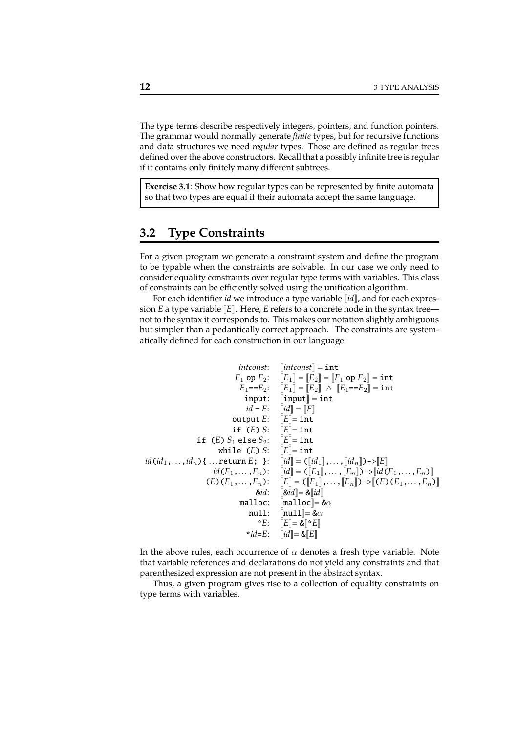The type terms describe respectively integers, pointers, and function pointers. The grammar would normally generate *finite* types, but for recursive functions and data structures we need *regular* types. Those are defined as regular trees defined over the above constructors. Recall that a possibly infinite tree is regular if it contains only finitely many different subtrees.

> **Exercise 3.1**: Show how regular types can be represented by finite automata so that two types are equal if their automata accept the same language.

## 3.2 Type Constraints

For a given program we generate a constraint system and define the program to be typable when the constraints are solvable. In our case we only need to consider equality constraints over regular type terms with variables. This class of constraints can be efficiently solved using the unification algorithm.

For each identifier *id* we introduce a type variable $[\![id]\!]$, and for each expression $E$ a type variable $[\![E]\!]$. Here, $E$ refers to a concrete node in the syntax tree—not to the syntax it corresponds to. This makes our notation slightly ambiguous but simpler than a pedantically correct approach. The constraints are systematically defined for each construction in our language:

| | |
|---|---|
| *intconst*: | $[\![intconst]\!] =$ `int` |
| $E_1$ `op` $E_2$: | $[\![E_1]\!] = [\![E_2]\!] = [\![E_1 \texttt{ op } E_2]\!] =$ `int` |
| $E_1$`==`$E_2$: | $[\![E_1]\!] = [\![E_2]\!] \;\wedge\; [\![E_1\texttt{==}E_2]\!] =$ `int` |
| `input`: | $[\![\texttt{input}]\!] =$ `int` |
| $id = E$: | $[\![id]\!] = [\![E]\!]$ |
| `output` $E$: | $[\![E]\!]=$ `int` |
| `if (`$E$`)` $S$: | $[\![E]\!]=$ `int` |
| `if (`$E$`)` $S_1$ `else` $S_2$: | $[\![E]\!]=$ `int` |
| `while (`$E$`)` $S$: | $[\![E]\!]=$ `int` |
| $id$`(`$id_1$`,`$\ldots$`,`$id_n$`){` $\ldots$`return` $E$`; }`: | $[\![id]\!] =$ `(`$[\![id_1]\!]$`,`$\ldots$`,`$[\![id_n]\!]$`)->`$[\![E]\!]$ |
| $id$`(`$E_1$`,`$\ldots$`,`$E_n$`)`: | $[\![id]\!] =$ `(`$[\![E_1]\!]$`,`$\ldots$`,`$[\![E_n]\!]$`)->`$[\![id(E_1,\ldots,E_n)]\!]$ |
| `(`$E$`)(`$E_1$`,`$\ldots$`,`$E_n$`)`: | $[\![E]\!] =$ `(`$[\![E_1]\!]$`,`$\ldots$`,`$[\![E_n]\!]$`)->`$[\![(E)(E_1,\ldots,E_n)]\!]$ |
| `&`$id$: | $[\![\&id]\!]=$ `&`$[\![id]\!]$ |
| `malloc`: | $[\![\texttt{malloc}]\!]=$ `&`$\alpha$ |
| `null`: | $[\![\texttt{null}]\!]=$ `&`$\alpha$ |
| `*`$E$: | $[\![E]\!]=$ `&`$[\![*E]\!]$ |
| `*`$id$`=`$E$: | $[\![id]\!]=$ `&`$[\![E]\!]$ |

In the above rules, each occurrence of $\alpha$ denotes a fresh type variable. Note that variable references and declarations do not yield any constraints and that parenthesized expression are not present in the abstract syntax.

Thus, a given program gives rise to a collection of equality constraints on type terms with variables.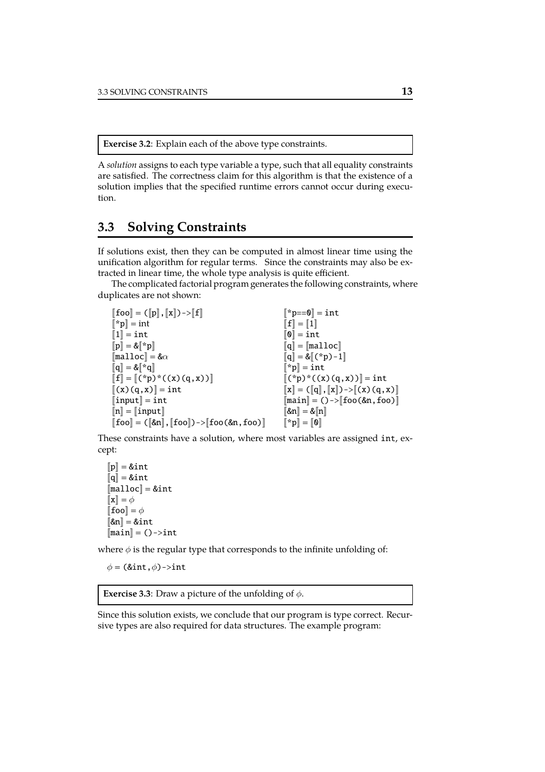**Exercise 3.2**: Explain each of the above type constraints.

A *solution* assigns to each type variable a type, such that all equality constraints are satisfied. The correctness claim for this algorithm is that the existence of a solution implies that the specified runtime errors cannot occur during execution.

## 3.3 Solving Constraints

If solutions exist, then they can be computed in almost linear time using the unification algorithm for regular terms. Since the constraints may also be extracted in linear time, the whole type analysis is quite efficient.

The complicated factorial program generates the following constraints, where duplicates are not shown:

```
[[foo]] = ([[p]],[[x]])->[[f]]                [[*p==0]] = int
[[*p]] = int                                  [[f]] = [[1]]
[[1]] = int                                   [[0]] = int
[[p]] = &[[*p]]                               [[q]] = [[malloc]]
[[malloc]] = &α                               [[q]] = &[[(*p)-1]]
[[q]] = &[[*q]]                               [[*p]] = int
[[f]] = [[(*p)*((x)(q,x))]]                   [[(*p)*((x)(q,x))]] = int
[[(x)(q,x)]] = int                            [[x]] = ([[q]],[[x]])->[[(x)(q,x)]]
[[input]] = int                               [[main]] = ()->[[foo(&n,foo)]]
[[n]] = [[input]]                             [[&n]] = &[[n]]
[[foo]] = ([[&n]],[[foo]])->[[foo(&n,foo)]]   [[*p]] = [[0]]
```

These constraints have a solution, where most variables are assigned `int`, except:

```
[[p]] = &int
[[q]] = &int
[[malloc]] = &int
[[x]] = φ
[[foo]] = φ
[[&n]] = &int
[[main]] = ()->int
```

where $\phi$ is the regular type that corresponds to the infinite unfolding of:

```
φ = (&int,φ)->int
```

**Exercise 3.3**: Draw a picture of the unfolding of $\phi$.

Since this solution exists, we conclude that our program is type correct. Recursive types are also required for data structures. The example program: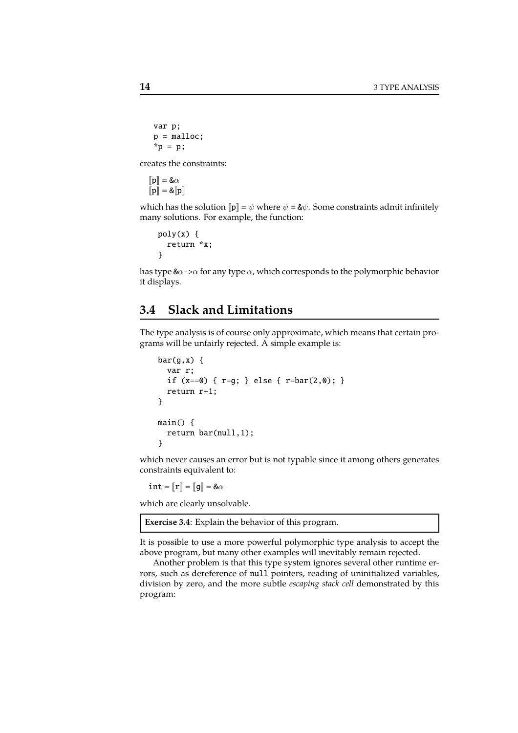```
var p;
p = malloc;
*p = p;
```

creates the constraints:

$[\![\texttt{p}]\!] = \&\alpha$
$[\![\texttt{p}]\!] = \&[\![\texttt{p}]\!]$

which has the solution $[\![\texttt{p}]\!] = \psi$ where $\psi = \&\psi$. Some constraints admit infinitely many solutions. For example, the function:

```
poly(x) {
  return *x;
}
```

has type $\&\alpha$->$\alpha$ for any type $\alpha$, which corresponds to the polymorphic behavior it displays.

## 3.4 Slack and Limitations

The type analysis is of course only approximate, which means that certain programs will be unfairly rejected. A simple example is:

```
bar(g,x) {
  var r;
  if (x==0) { r=g; } else { r=bar(2,0); }
  return r+1;
}

main() {
  return bar(null,1);
}
```

which never causes an error but is not typable since it among others generates constraints equivalent to:

$\texttt{int} = [\![\texttt{r}]\!] = [\![\texttt{g}]\!] = \&\alpha$

which are clearly unsolvable.

**Exercise 3.4**: Explain the behavior of this program.

It is possible to use a more powerful polymorphic type analysis to accept the above program, but many other examples will inevitably remain rejected.

Another problem is that this type system ignores several other runtime errors, such as dereference of `null` pointers, reading of uninitialized variables, division by zero, and the more subtle *escaping stack cell* demonstrated by this program: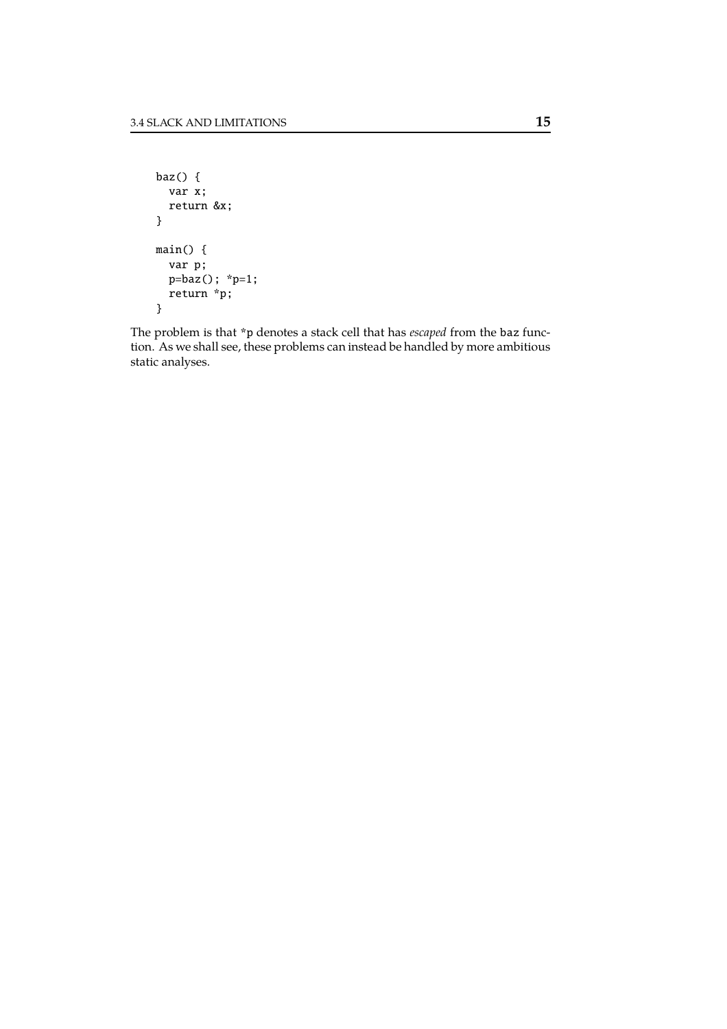```
baz() {
  var x;
  return &x;
}

main() {
  var p;
  p=baz(); *p=1;
  return *p;
}
```

The problem is that `*p` denotes a stack cell that has *escaped* from the `baz` function. As we shall see, these problems can instead be handled by more ambitious static analyses.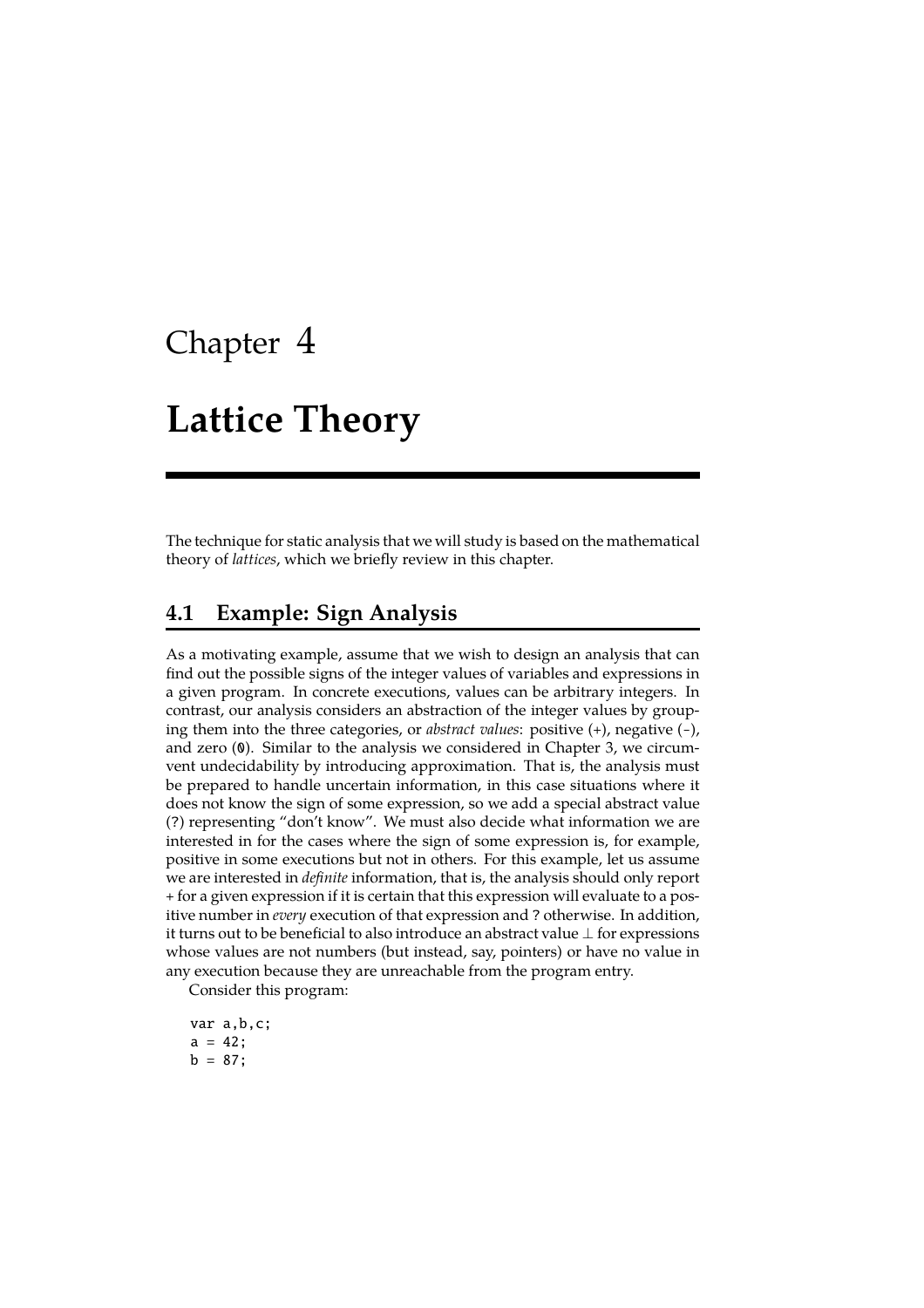# Chapter 4

# Lattice Theory

The technique for static analysis that we will study is based on the mathematical theory of *lattices*, which we briefly review in this chapter.

## 4.1 Example: Sign Analysis

As a motivating example, assume that we wish to design an analysis that can find out the possible signs of the integer values of variables and expressions in a given program. In concrete executions, values can be arbitrary integers. In contrast, our analysis considers an abstraction of the integer values by grouping them into the three categories, or *abstract values*: positive (+), negative (-), and zero (0). Similar to the analysis we considered in Chapter 3, we circumvent undecidability by introducing approximation. That is, the analysis must be prepared to handle uncertain information, in this case situations where it does not know the sign of some expression, so we add a special abstract value (?) representing "don't know". We must also decide what information we are interested in for the cases where the sign of some expression is, for example, positive in some executions but not in others. For this example, let us assume we are interested in *definite* information, that is, the analysis should only report + for a given expression if it is certain that this expression will evaluate to a positive number in *every* execution of that expression and ? otherwise. In addition, it turns out to be beneficial to also introduce an abstract value $\bot$ for expressions whose values are not numbers (but instead, say, pointers) or have no value in any execution because they are unreachable from the program entry.

Consider this program:

```
var a,b,c;
a = 42;
b = 87;
```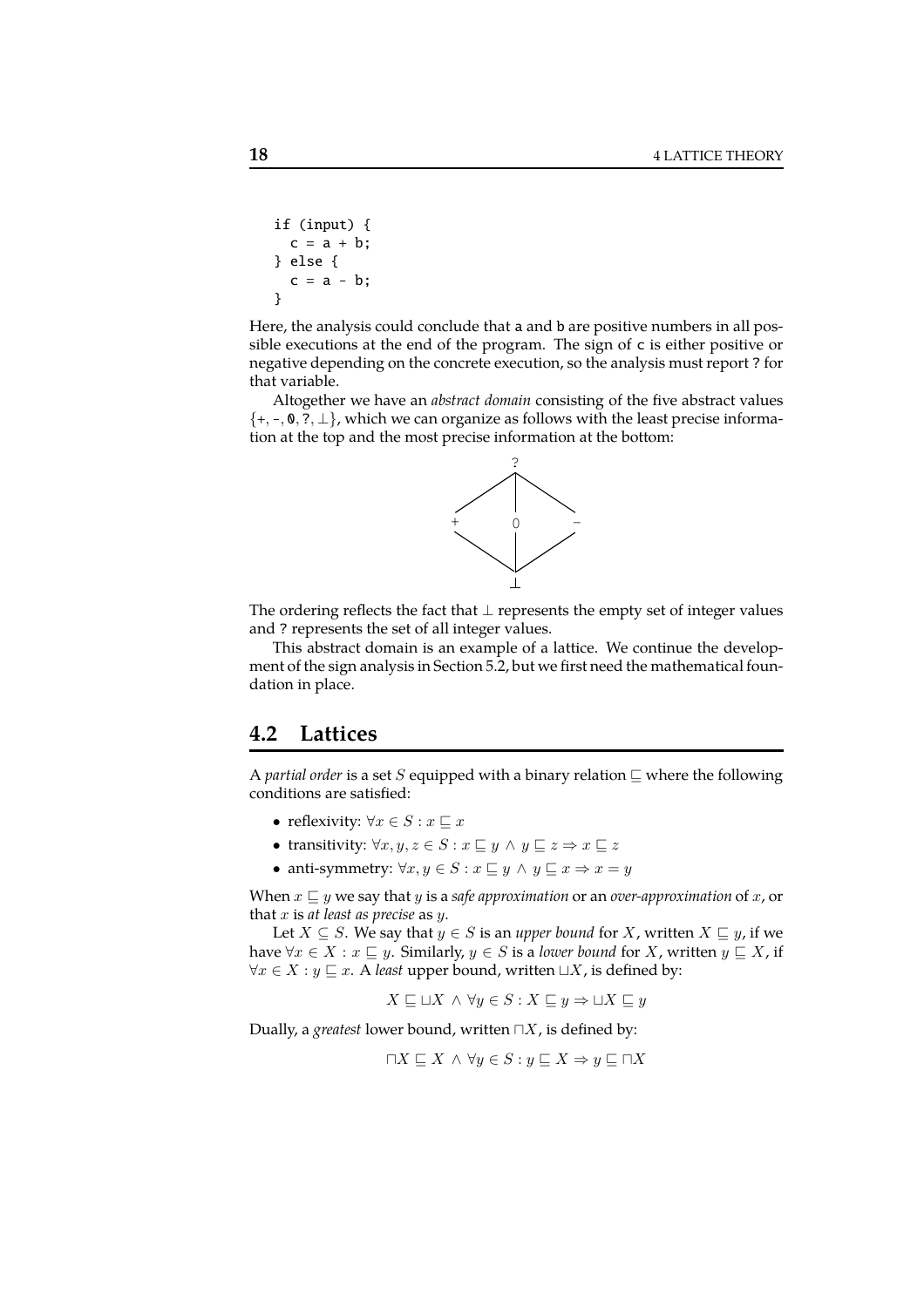```
if (input) {
  c = a + b;
} else {
  c = a - b;
}
```

Here, the analysis could conclude that a and b are positive numbers in all possible executions at the end of the program. The sign of c is either positive or negative depending on the concrete execution, so the analysis must report ? for that variable.

Altogether we have an *abstract domain* consisting of the five abstract values {+, -, 0, ?, $\perp$}, which we can organize as follows with the least precise information at the top and the most precise information at the bottom:

```
          ?
        / | \
       +  0  -
        \ | /
          ⊥
```

The ordering reflects the fact that $\perp$ represents the empty set of integer values and ? represents the set of all integer values.

This abstract domain is an example of a lattice. We continue the development of the sign analysis in Section 5.2, but we first need the mathematical foundation in place.

## 4.2 Lattices

A *partial order* is a set $S$ equipped with a binary relation $\sqsubseteq$ where the following conditions are satisfied:

- reflexivity: $\forall x \in S : x \sqsubseteq x$
- transitivity: $\forall x, y, z \in S : x \sqsubseteq y \wedge y \sqsubseteq z \Rightarrow x \sqsubseteq z$
- anti-symmetry: $\forall x, y \in S : x \sqsubseteq y \wedge y \sqsubseteq x \Rightarrow x = y$

When $x \sqsubseteq y$ we say that $y$ is a *safe approximation* or an *over-approximation* of $x$, or that $x$ is *at least as precise* as $y$.

Let $X \subseteq S$. We say that $y \in S$ is an *upper bound* for $X$, written $X \sqsubseteq y$, if we have $\forall x \in X : x \sqsubseteq y$. Similarly, $y \in S$ is a *lower bound* for $X$, written $y \sqsubseteq X$, if $\forall x \in X : y \sqsubseteq x$. A *least* upper bound, written $\sqcup X$, is defined by:

$$X \sqsubseteq \sqcup X \ \wedge \ \forall y \in S : X \sqsubseteq y \Rightarrow \sqcup X \sqsubseteq y$$

Dually, a *greatest* lower bound, written $\sqcap X$, is defined by:

$$\sqcap X \sqsubseteq X \ \wedge \ \forall y \in S : y \sqsubseteq X \Rightarrow y \sqsubseteq \sqcap X$$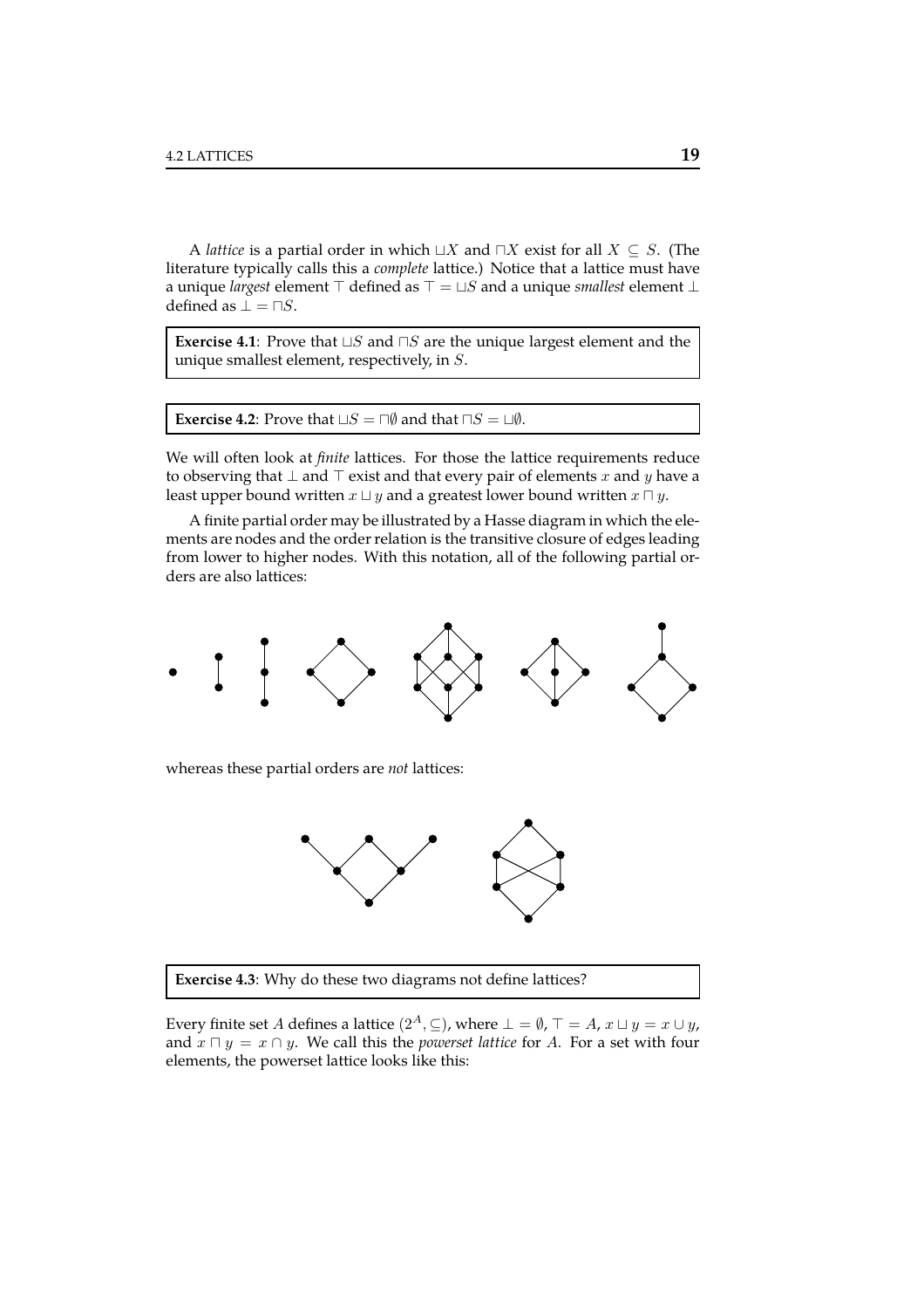A *lattice* is a partial order in which $\sqcup X$ and $\sqcap X$ exist for all $X \subseteq S$. (The literature typically calls this a *complete* lattice.) Notice that a lattice must have a unique *largest* element $\top$ defined as $\top = \sqcup S$ and a unique *smallest* element $\perp$ defined as $\perp = \sqcap S$.

**Exercise 4.1**: Prove that $\sqcup S$ and $\sqcap S$ are the unique largest element and the unique smallest element, respectively, in $S$.

**Exercise 4.2**: Prove that $\sqcup S = \sqcap \emptyset$ and that $\sqcap S = \sqcup \emptyset$.

We will often look at *finite* lattices. For those the lattice requirements reduce to observing that $\perp$ and $\top$ exist and that every pair of elements $x$ and $y$ have a least upper bound written $x \sqcup y$ and a greatest lower bound written $x \sqcap y$.

A finite partial order may be illustrated by a Hasse diagram in which the elements are nodes and the order relation is the transitive closure of edges leading from lower to higher nodes. With this notation, all of the following partial orders are also lattices:

whereas these partial orders are *not* lattices:

**Exercise 4.3**: Why do these two diagrams not define lattices?

Every finite set $A$ defines a lattice $(2^A, \subseteq)$, where $\perp = \emptyset$, $\top = A$, $x \sqcup y = x \cup y$, and $x \sqcap y = x \cap y$. We call this the *powerset lattice* for $A$. For a set with four elements, the powerset lattice looks like this: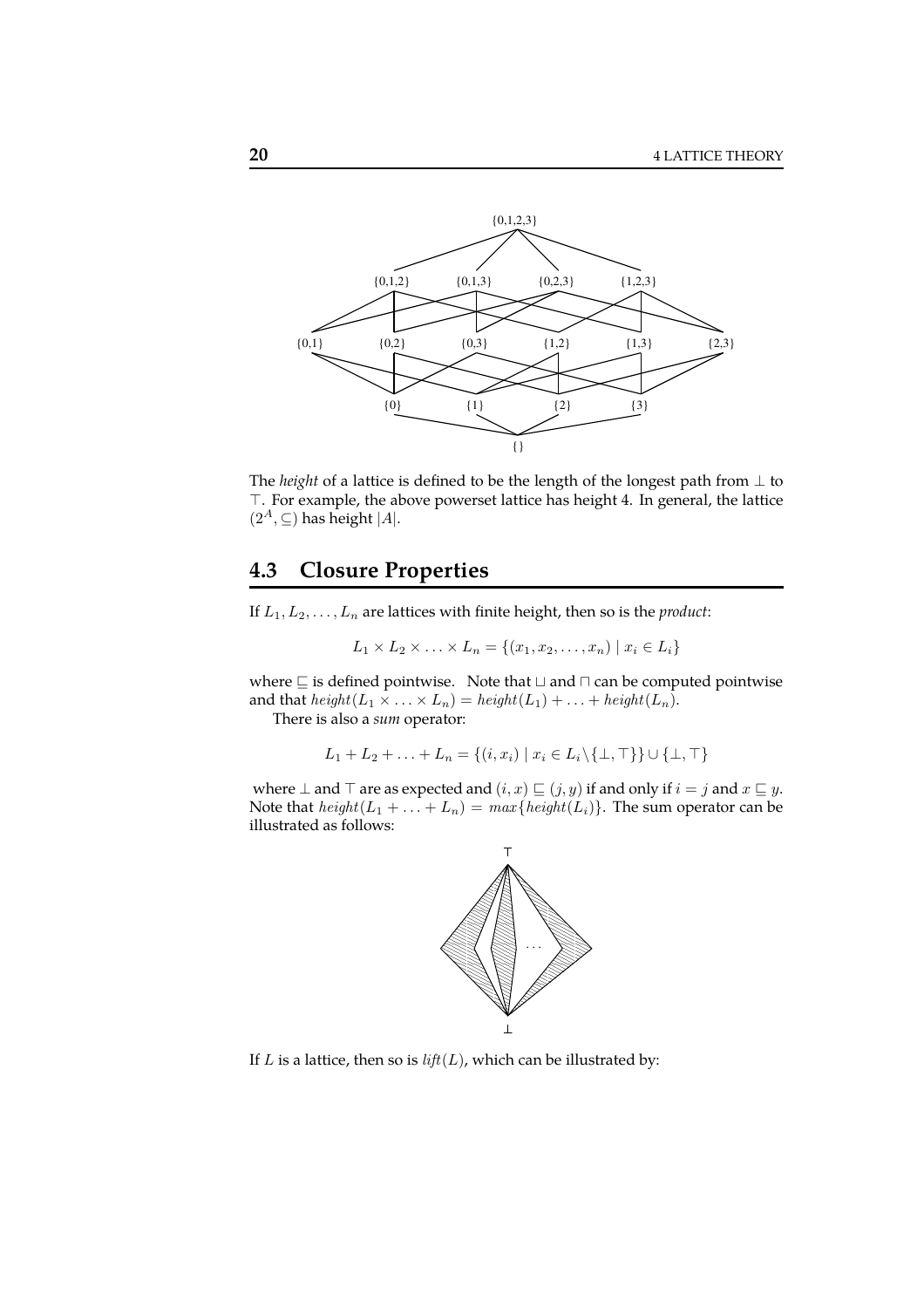The *height* of a lattice is defined to be the length of the longest path from $\bot$ to $\top$. For example, the above powerset lattice has height 4. In general, the lattice $(2^A, \subseteq)$ has height $|A|$.

## 4.3 Closure Properties

If $L_1, L_2, \ldots, L_n$ are lattices with finite height, then so is the *product*:

$$L_1 \times L_2 \times \ldots \times L_n = \{(x_1, x_2, \ldots, x_n) \mid x_i \in L_i\}$$

where $\sqsubseteq$ is defined pointwise. Note that $\sqcup$ and $\sqcap$ can be computed pointwise and that $height(L_1 \times \ldots \times L_n) = height(L_1) + \ldots + height(L_n)$.

There is also a *sum* operator:

$$L_1 + L_2 + \ldots + L_n = \{(i, x_i) \mid x_i \in L_i \backslash \{\bot, \top\}\} \cup \{\bot, \top\}$$

where $\bot$ and $\top$ are as expected and $(i, x) \sqsubseteq (j, y)$ if and only if $i = j$ and $x \sqsubseteq y$. Note that $height(L_1 + \ldots + L_n) = max\{height(L_i)\}$. The sum operator can be illustrated as follows:

If $L$ is a lattice, then so is $lift(L)$, which can be illustrated by: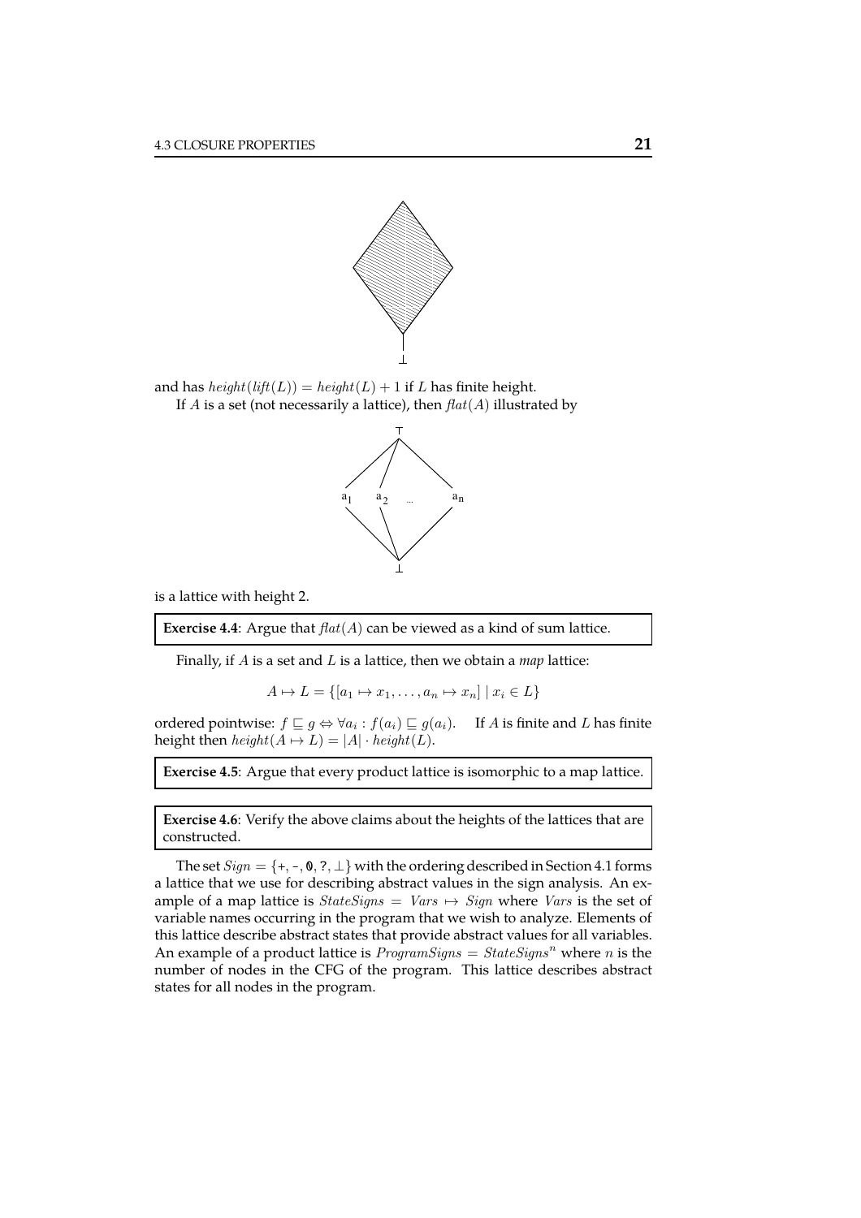and has $height(lift(L)) = height(L) + 1$ if $L$ has finite height.

If $A$ is a set (not necessarily a lattice), then $flat(A)$ illustrated by

is a lattice with height 2.

**Exercise 4.4**: Argue that $flat(A)$ can be viewed as a kind of sum lattice.

Finally, if $A$ is a set and $L$ is a lattice, then we obtain a *map* lattice:

$$A \mapsto L = \{[a_1 \mapsto x_1, \ldots, a_n \mapsto x_n] \mid x_i \in L\}$$

ordered pointwise: $f \sqsubseteq g \Leftrightarrow \forall a_i : f(a_i) \sqsubseteq g(a_i)$. If $A$ is finite and $L$ has finite height then $height(A \mapsto L) = |A| \cdot height(L)$.

**Exercise 4.5**: Argue that every product lattice is isomorphic to a map lattice.

**Exercise 4.6**: Verify the above claims about the heights of the lattices that are constructed.

The set $Sign = \{$+, -, 0, ?, $\perp\}$ with the ordering described in Section 4.1 forms a lattice that we use for describing abstract values in the sign analysis. An example of a map lattice is $StateSigns = Vars \mapsto Sign$ where $Vars$ is the set of variable names occurring in the program that we wish to analyze. Elements of this lattice describe abstract states that provide abstract values for all variables. An example of a product lattice is $ProgramSigns = StateSigns^n$ where $n$ is the number of nodes in the CFG of the program. This lattice describes abstract states for all nodes in the program.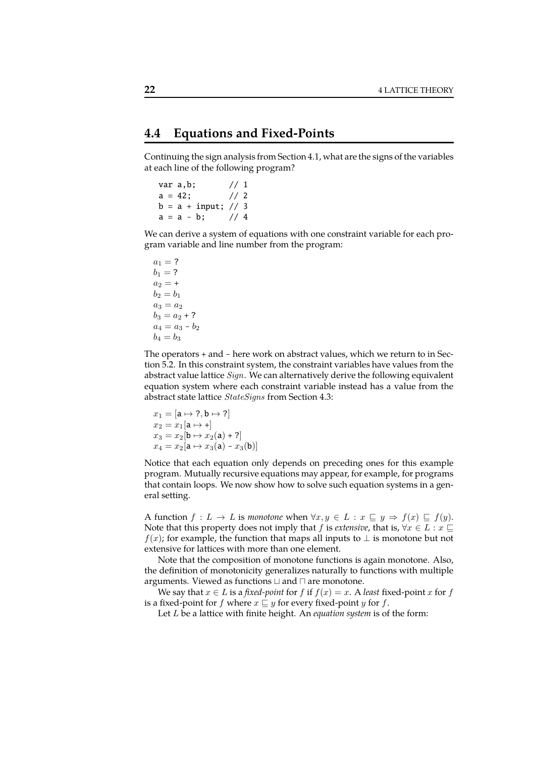## 4.4 Equations and Fixed-Points

Continuing the sign analysis from Section 4.1, what are the signs of the variables at each line of the following program?

```
var a,b;         // 1
a = 42;          // 2
b = a + input;   // 3
a = a - b;       // 4
```

We can derive a system of equations with one constraint variable for each program variable and line number from the program:

$$
\begin{aligned}
&a_1 = \texttt{?}\\
&b_1 = \texttt{?}\\
&a_2 = \texttt{+}\\
&b_2 = b_1\\
&a_3 = a_2\\
&b_3 = a_2 \;\texttt{+}\; \texttt{?}\\
&a_4 = a_3 \;\texttt{-}\; b_2\\
&b_4 = b_3
\end{aligned}
$$

The operators + and - here work on abstract values, which we return to in Section 5.2. In this constraint system, the constraint variables have values from the abstract value lattice $Sign$. We can alternatively derive the following equivalent equation system where each constraint variable instead has a value from the abstract state lattice $StateSigns$ from Section 4.3:

$$
\begin{aligned}
&x_1 = [\texttt{a} \mapsto \texttt{?}, \texttt{b} \mapsto \texttt{?}]\\
&x_2 = x_1[\texttt{a} \mapsto \texttt{+}]\\
&x_3 = x_2[\texttt{b} \mapsto x_2(\texttt{a}) \;\texttt{+}\; \texttt{?}]\\
&x_4 = x_2[\texttt{a} \mapsto x_3(\texttt{a}) \;\texttt{-}\; x_3(\texttt{b})]
\end{aligned}
$$

Notice that each equation only depends on preceding ones for this example program. Mutually recursive equations may appear, for example, for programs that contain loops. We now show how to solve such equation systems in a general setting.

A function $f : L \to L$ is *monotone* when $\forall x, y \in L : x \sqsubseteq y \Rightarrow f(x) \sqsubseteq f(y)$. Note that this property does not imply that $f$ is *extensive*, that is, $\forall x \in L : x \sqsubseteq f(x)$; for example, the function that maps all inputs to $\bot$ is monotone but not extensive for lattices with more than one element.

Note that the composition of monotone functions is again monotone. Also, the definition of monotonicity generalizes naturally to functions with multiple arguments. Viewed as functions $\sqcup$ and $\sqcap$ are monotone.

We say that $x \in L$ is a *fixed-point* for $f$ if $f(x) = x$. A *least* fixed-point $x$ for $f$ is a fixed-point for $f$ where $x \sqsubseteq y$ for every fixed-point $y$ for $f$.

Let $L$ be a lattice with finite height. An *equation system* is of the form: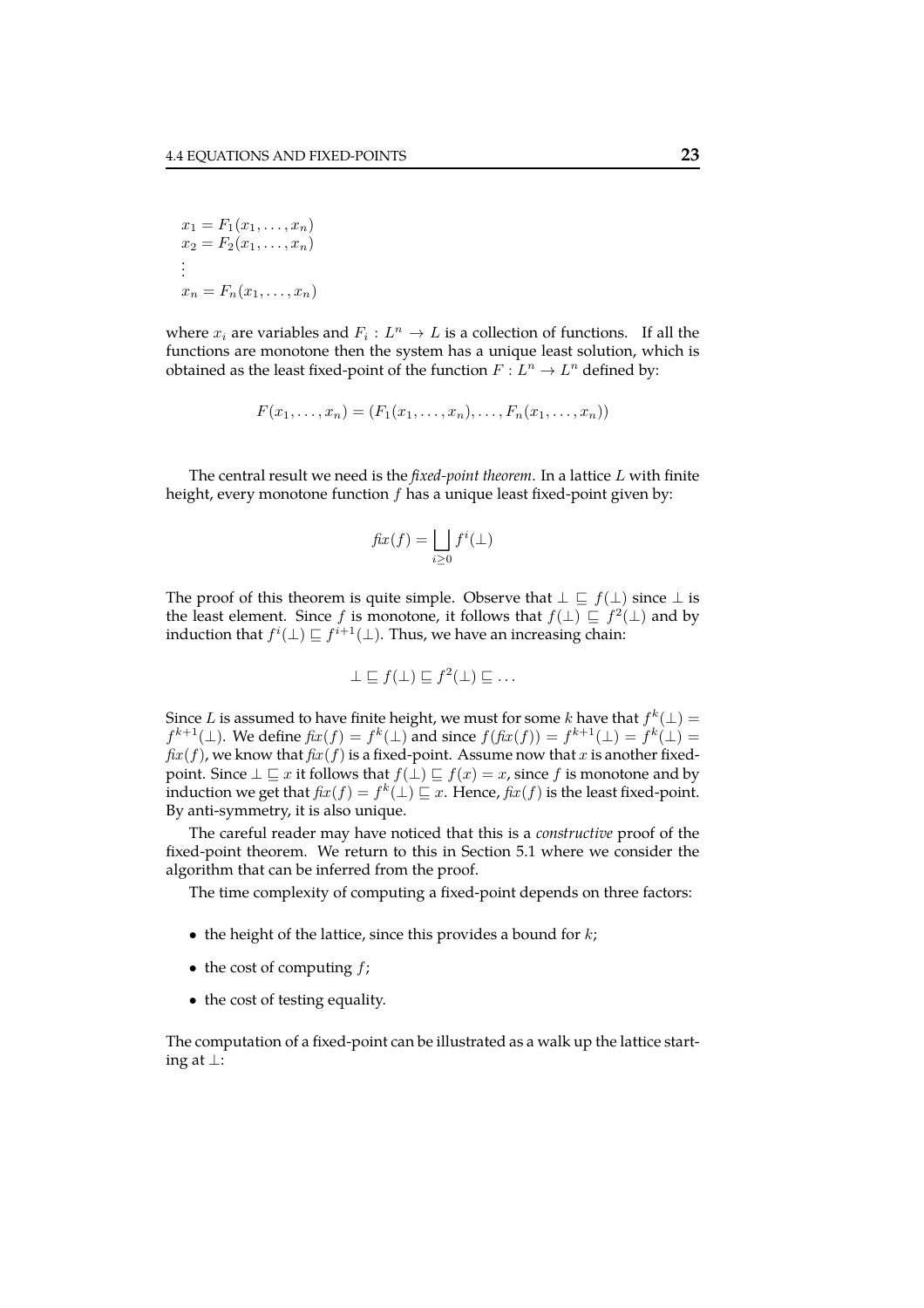$$
\begin{aligned}
x_1 &= F_1(x_1, \ldots, x_n) \\
x_2 &= F_2(x_1, \ldots, x_n) \\
&\vdots \\
x_n &= F_n(x_1, \ldots, x_n)
\end{aligned}
$$

where $x_i$ are variables and $F_i : L^n \to L$ is a collection of functions. If all the functions are monotone then the system has a unique least solution, which is obtained as the least fixed-point of the function $F : L^n \to L^n$ defined by:

$$F(x_1, \ldots, x_n) = (F_1(x_1, \ldots, x_n), \ldots, F_n(x_1, \ldots, x_n))$$

The central result we need is the *fixed-point theorem*. In a lattice $L$ with finite height, every monotone function $f$ has a unique least fixed-point given by:

$$\mathit{fix}(f) = \bigsqcup_{i \geq 0} f^i(\bot)$$

The proof of this theorem is quite simple. Observe that $\bot \sqsubseteq f(\bot)$ since $\bot$ is the least element. Since $f$ is monotone, it follows that $f(\bot) \sqsubseteq f^2(\bot)$ and by induction that $f^i(\bot) \sqsubseteq f^{i+1}(\bot)$. Thus, we have an increasing chain:

$$\bot \sqsubseteq f(\bot) \sqsubseteq f^2(\bot) \sqsubseteq \ldots$$

Since $L$ is assumed to have finite height, we must for some $k$ have that $f^k(\bot) = f^{k+1}(\bot)$. We define $\mathit{fix}(f) = f^k(\bot)$ and since $f(\mathit{fix}(f)) = f^{k+1}(\bot) = f^k(\bot) = \mathit{fix}(f)$, we know that $\mathit{fix}(f)$ is a fixed-point. Assume now that $x$ is another fixed-point. Since $\bot \sqsubseteq x$ it follows that $f(\bot) \sqsubseteq f(x) = x$, since $f$ is monotone and by induction we get that $\mathit{fix}(f) = f^k(\bot) \sqsubseteq x$. Hence, $\mathit{fix}(f)$ is the least fixed-point. By anti-symmetry, it is also unique.

The careful reader may have noticed that this is a *constructive* proof of the fixed-point theorem. We return to this in Section 5.1 where we consider the algorithm that can be inferred from the proof.

The time complexity of computing a fixed-point depends on three factors:

- the height of the lattice, since this provides a bound for $k$;
- the cost of computing $f$;
- the cost of testing equality.

The computation of a fixed-point can be illustrated as a walk up the lattice starting at $\bot$: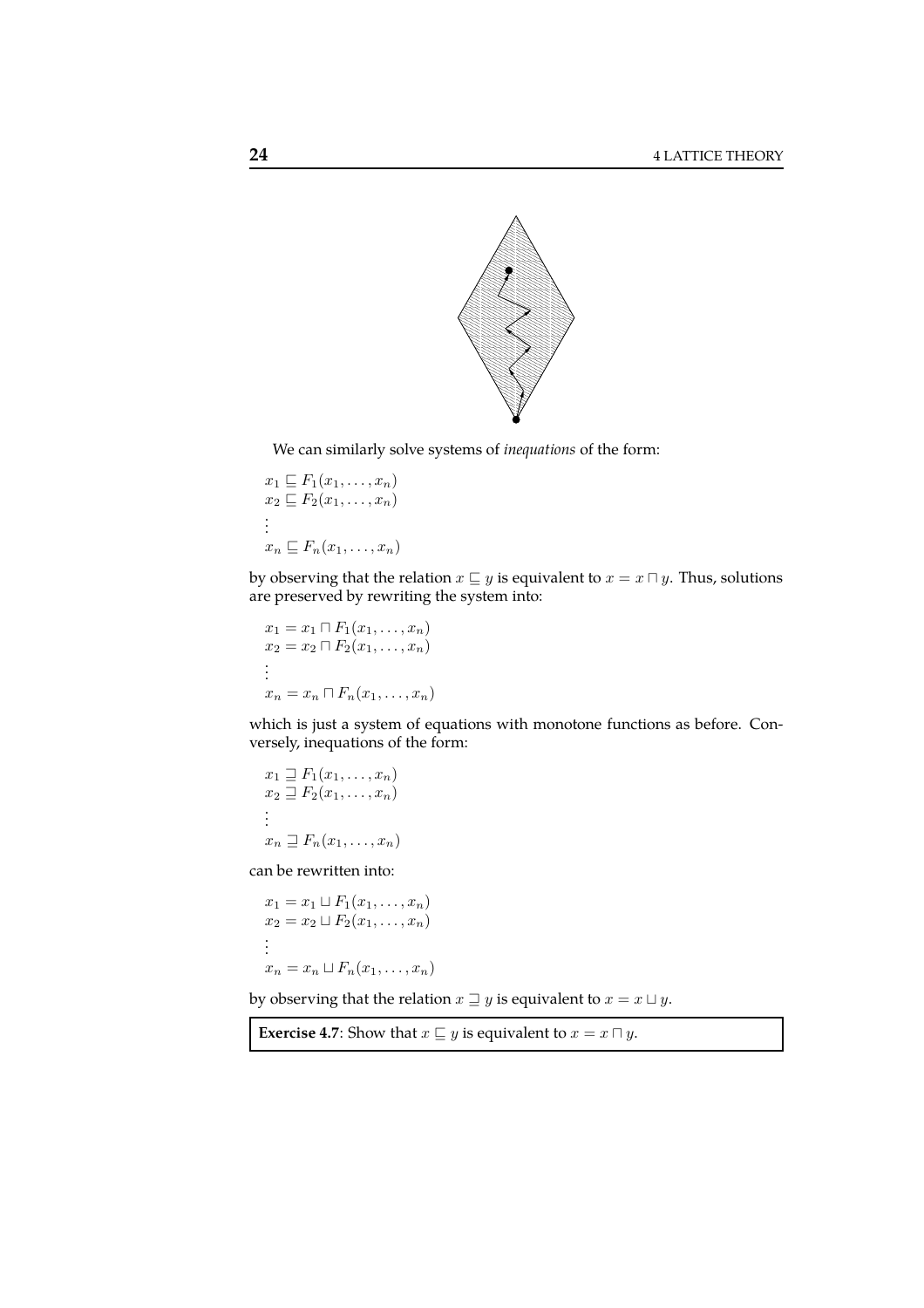We can similarly solve systems of *inequations* of the form:

$$
\begin{aligned}
x_1 &\sqsubseteq F_1(x_1, \ldots, x_n) \\
x_2 &\sqsubseteq F_2(x_1, \ldots, x_n) \\
&\vdots \\
x_n &\sqsubseteq F_n(x_1, \ldots, x_n)
\end{aligned}
$$

by observing that the relation $x \sqsubseteq y$ is equivalent to $x = x \sqcap y$. Thus, solutions are preserved by rewriting the system into:

$$
\begin{aligned}
x_1 &= x_1 \sqcap F_1(x_1, \ldots, x_n) \\
x_2 &= x_2 \sqcap F_2(x_1, \ldots, x_n) \\
&\vdots \\
x_n &= x_n \sqcap F_n(x_1, \ldots, x_n)
\end{aligned}
$$

which is just a system of equations with monotone functions as before. Conversely, inequations of the form:

$$
\begin{aligned}
x_1 &\sqsupseteq F_1(x_1, \ldots, x_n) \\
x_2 &\sqsupseteq F_2(x_1, \ldots, x_n) \\
&\vdots \\
x_n &\sqsupseteq F_n(x_1, \ldots, x_n)
\end{aligned}
$$

can be rewritten into:

$$
\begin{aligned}
x_1 &= x_1 \sqcup F_1(x_1, \ldots, x_n) \\
x_2 &= x_2 \sqcup F_2(x_1, \ldots, x_n) \\
&\vdots \\
x_n &= x_n \sqcup F_n(x_1, \ldots, x_n)
\end{aligned}
$$

by observing that the relation $x \sqsupseteq y$ is equivalent to $x = x \sqcup y$.

**Exercise 4.7**: Show that $x \sqsubseteq y$ is equivalent to $x = x \sqcap y$.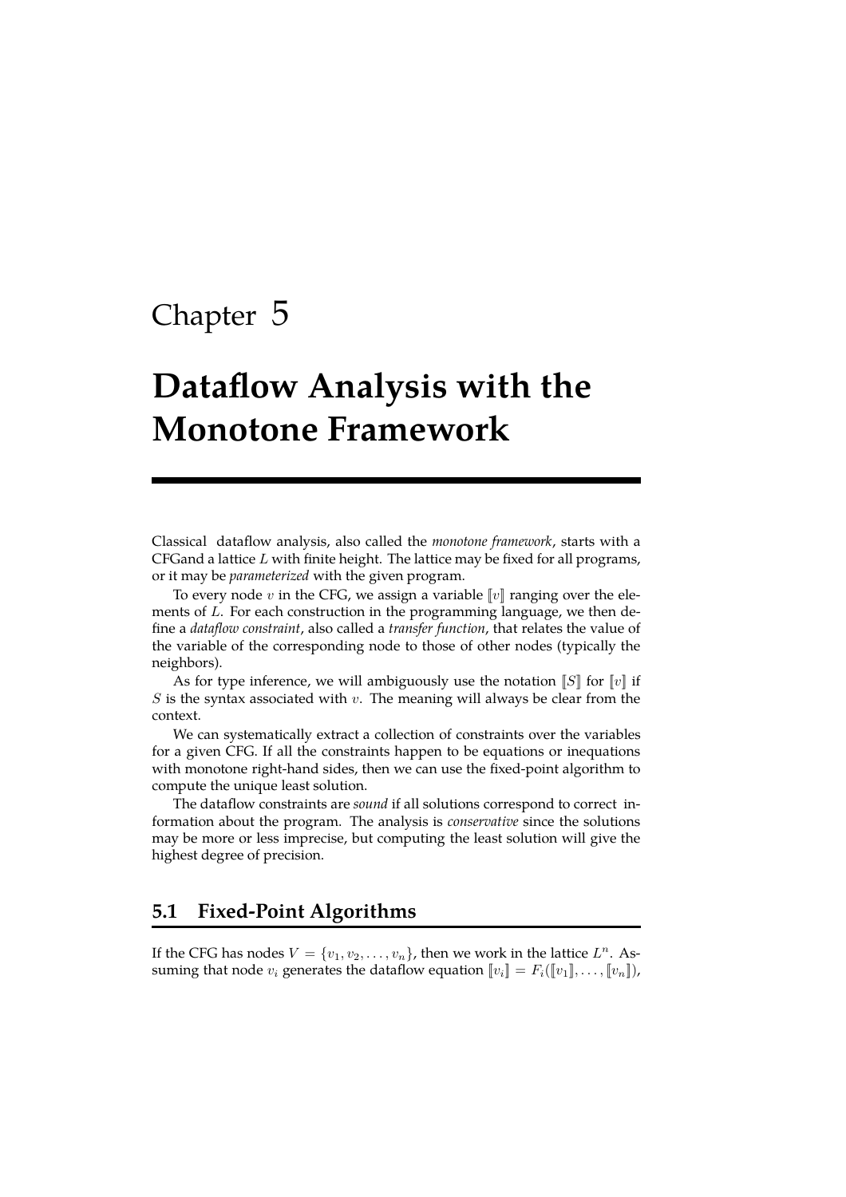# Chapter 5

# Dataflow Analysis with the Monotone Framework

Classical dataflow analysis, also called the *monotone framework*, starts with a CFGand a lattice $L$ with finite height. The lattice may be fixed for all programs, or it may be *parameterized* with the given program.

To every node $v$ in the CFG, we assign a variable $[\![v]\!]$ ranging over the elements of $L$. For each construction in the programming language, we then define a *dataflow constraint*, also called a *transfer function*, that relates the value of the variable of the corresponding node to those of other nodes (typically the neighbors).

As for type inference, we will ambiguously use the notation $[\![S]\!]$ for $[\![v]\!]$ if $S$ is the syntax associated with $v$. The meaning will always be clear from the context.

We can systematically extract a collection of constraints over the variables for a given CFG. If all the constraints happen to be equations or inequations with monotone right-hand sides, then we can use the fixed-point algorithm to compute the unique least solution.

The dataflow constraints are *sound* if all solutions correspond to correct information about the program. The analysis is *conservative* since the solutions may be more or less imprecise, but computing the least solution will give the highest degree of precision.

## 5.1 Fixed-Point Algorithms

If the CFG has nodes $V = \{v_1, v_2, \ldots, v_n\}$, then we work in the lattice $L^n$. Assuming that node $v_i$ generates the dataflow equation $[\![v_i]\!] = F_i([\![v_1]\!], \ldots, [\![v_n]\!])$,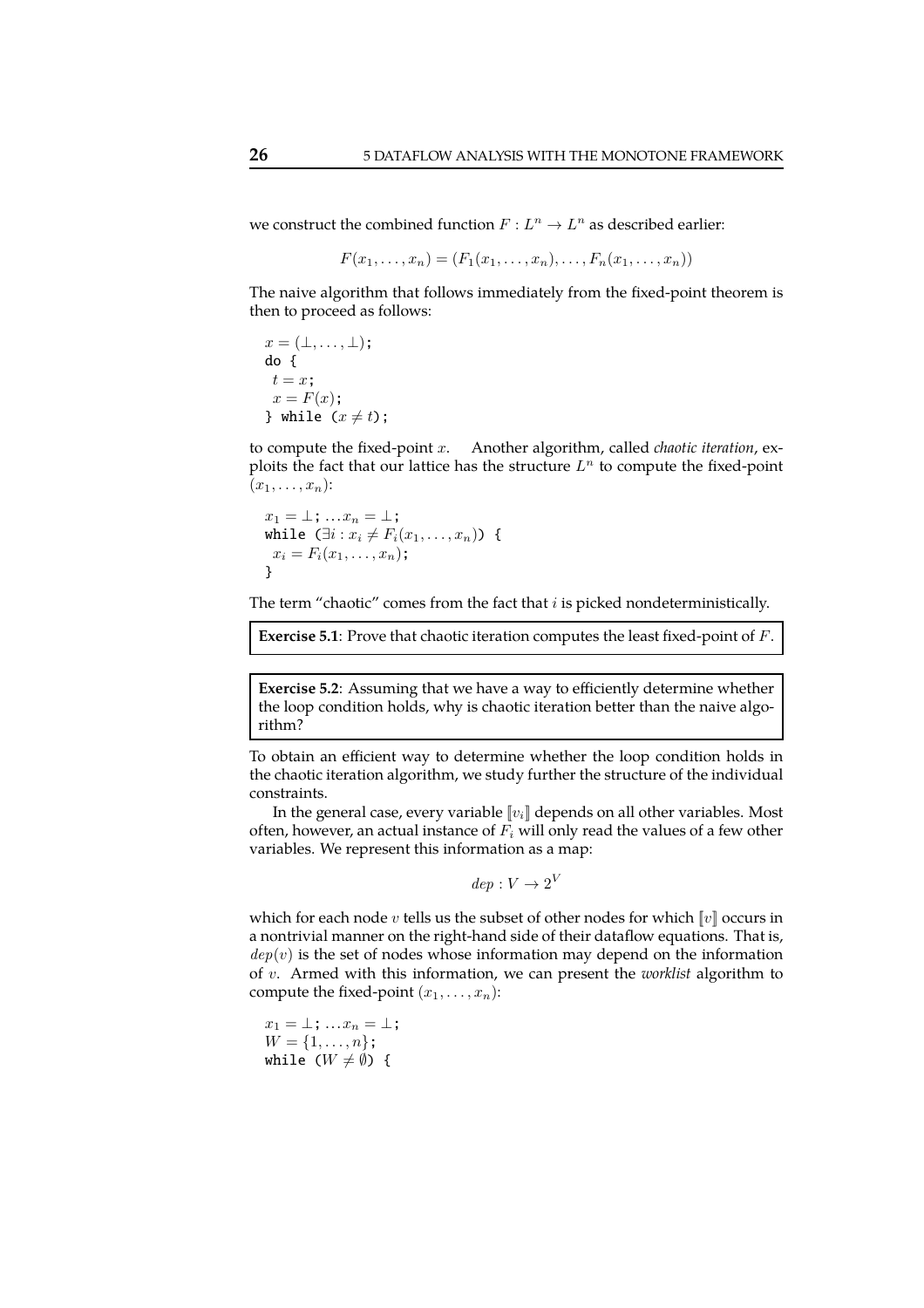we construct the combined function $F : L^n \to L^n$ as described earlier:

$$F(x_1, \ldots, x_n) = (F_1(x_1, \ldots, x_n), \ldots, F_n(x_1, \ldots, x_n))$$

The naive algorithm that follows immediately from the fixed-point theorem is then to proceed as follows:

```
x = (⊥, ..., ⊥);
do {
  t = x;
  x = F(x);
} while (x ≠ t);
```

to compute the fixed-point $x$. Another algorithm, called *chaotic iteration*, exploits the fact that our lattice has the structure $L^n$ to compute the fixed-point $(x_1, \ldots, x_n)$:

```
x₁ = ⊥; ...xₙ = ⊥;
while (∃i : xᵢ ≠ Fᵢ(x₁, ..., xₙ)) {
  xᵢ = Fᵢ(x₁, ..., xₙ);
}
```

The term "chaotic" comes from the fact that $i$ is picked nondeterministically.

**Exercise 5.1**: Prove that chaotic iteration computes the least fixed-point of $F$.

**Exercise 5.2**: Assuming that we have a way to efficiently determine whether the loop condition holds, why is chaotic iteration better than the naive algorithm?

To obtain an efficient way to determine whether the loop condition holds in the chaotic iteration algorithm, we study further the structure of the individual constraints.

In the general case, every variable $[\![v_i]\!]$ depends on all other variables. Most often, however, an actual instance of $F_i$ will only read the values of a few other variables. We represent this information as a map:

$$dep : V \to 2^V$$

which for each node $v$ tells us the subset of other nodes for which $[\![v]\!]$ occurs in a nontrivial manner on the right-hand side of their dataflow equations. That is, $dep(v)$ is the set of nodes whose information may depend on the information of $v$. Armed with this information, we can present the *worklist* algorithm to compute the fixed-point $(x_1, \ldots, x_n)$:

```
x₁ = ⊥; ...xₙ = ⊥;
W = {1, ..., n};
while (W ≠ ∅) {
```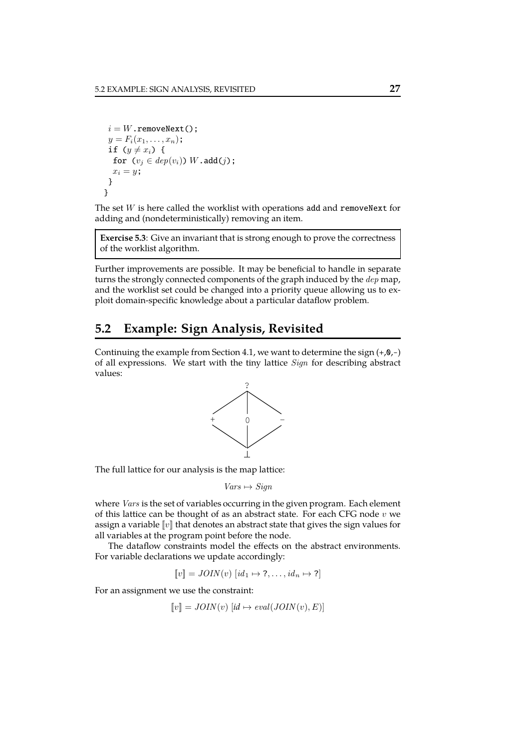```
  i = W.removeNext();
  y = F_i(x_1,...,x_n);
  if (y ≠ x_i) {
    for (v_j ∈ dep(v_i)) W.add(j);
    x_i = y;
  }
}
```

The set $W$ is here called the worklist with operations add and removeNext for adding and (nondeterministically) removing an item.

> **Exercise 5.3**: Give an invariant that is strong enough to prove the correctness of the worklist algorithm.

Further improvements are possible. It may be beneficial to handle in separate turns the strongly connected components of the graph induced by the $dep$ map, and the worklist set could be changed into a priority queue allowing us to exploit domain-specific knowledge about a particular dataflow problem.

## 5.2 Example: Sign Analysis, Revisited

Continuing the example from Section 4.1, we want to determine the sign (+,0,-) of all expressions. We start with the tiny lattice $Sign$ for describing abstract values:

```
        ?
      / | \
     +  0  -
      \ | /
        ⊥
```

The full lattice for our analysis is the map lattice:

$$Vars \mapsto Sign$$

where $Vars$ is the set of variables occurring in the given program. Each element of this lattice can be thought of as an abstract state. For each CFG node $v$ we assign a variable $[\![v]\!]$ that denotes an abstract state that gives the sign values for all variables at the program point before the node.

The dataflow constraints model the effects on the abstract environments. For variable declarations we update accordingly:

$$[\![v]\!] = JOIN(v)\ [id_1 \mapsto ?, \ldots, id_n \mapsto ?]$$

For an assignment we use the constraint:

$$[\![v]\!] = JOIN(v)\ [id \mapsto eval(JOIN(v), E)]$$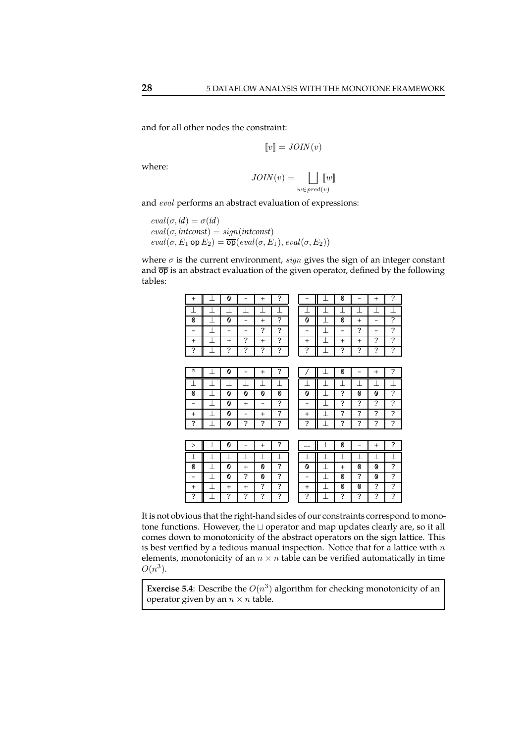and for all other nodes the constraint:

$$[\![v]\!] = JOIN(v)$$

where:

$$JOIN(v) = \bigsqcup_{w \in pred(v)} [\![w]\!]$$

and $eval$ performs an abstract evaluation of expressions:

$eval(\sigma, \mathit{id}) = \sigma(\mathit{id})$
$eval(\sigma, \mathit{intconst}) = sign(\mathit{intconst})$
$eval(\sigma, E_1 \; \mathsf{op} \; E_2) = \overline{\mathsf{op}}(eval(\sigma, E_1), eval(\sigma, E_2))$

where $\sigma$ is the current environment, $sign$ gives the sign of an integer constant and $\overline{\mathsf{op}}$ is an abstract evaluation of the given operator, defined by the following tables:

| + | ⊥ | 0 | - | + | ? |
|---|---|---|---|---|---|
| ⊥ | ⊥ | ⊥ | ⊥ | ⊥ | ⊥ |
| 0 | ⊥ | 0 | - | + | ? |
| - | ⊥ | - | - | ? | ? |
| + | ⊥ | + | ? | + | ? |
| ? | ⊥ | ? | ? | ? | ? |

| - | ⊥ | 0 | - | + | ? |
|---|---|---|---|---|---|
| ⊥ | ⊥ | ⊥ | ⊥ | ⊥ | ⊥ |
| 0 | ⊥ | 0 | + | - | ? |
| - | ⊥ | - | ? | - | ? |
| + | ⊥ | + | + | ? | ? |
| ? | ⊥ | ? | ? | ? | ? |

| * | ⊥ | 0 | - | + | ? |
|---|---|---|---|---|---|
| ⊥ | ⊥ | ⊥ | ⊥ | ⊥ | ⊥ |
| 0 | ⊥ | 0 | 0 | 0 | 0 |
| - | ⊥ | 0 | + | - | ? |
| + | ⊥ | 0 | - | + | ? |
| ? | ⊥ | 0 | ? | ? | ? |

| / | ⊥ | 0 | - | + | ? |
|---|---|---|---|---|---|
| ⊥ | ⊥ | ⊥ | ⊥ | ⊥ | ⊥ |
| 0 | ⊥ | ? | 0 | 0 | ? |
| - | ⊥ | ? | ? | ? | ? |
| + | ⊥ | ? | ? | ? | ? |
| ? | ⊥ | ? | ? | ? | ? |

| > | ⊥ | 0 | - | + | ? |
|---|---|---|---|---|---|
| ⊥ | ⊥ | ⊥ | ⊥ | ⊥ | ⊥ |
| 0 | ⊥ | 0 | + | 0 | ? |
| - | ⊥ | 0 | ? | 0 | ? |
| + | ⊥ | + | + | ? | ? |
| ? | ⊥ | ? | ? | ? | ? |

| == | ⊥ | 0 | - | + | ? |
|---|---|---|---|---|---|
| ⊥ | ⊥ | ⊥ | ⊥ | ⊥ | ⊥ |
| 0 | ⊥ | + | 0 | 0 | ? |
| - | ⊥ | 0 | ? | 0 | ? |
| + | ⊥ | 0 | 0 | ? | ? |
| ? | ⊥ | ? | ? | ? | ? |

It is not obvious that the right-hand sides of our constraints correspond to monotone functions. However, the $\sqcup$ operator and map updates clearly are, so it all comes down to monotonicity of the abstract operators on the sign lattice. This is best verified by a tedious manual inspection. Notice that for a lattice with $n$ elements, monotonicity of an $n \times n$ table can be verified automatically in time $O(n^3)$.

**Exercise 5.4**: Describe the $O(n^3)$ algorithm for checking monotonicity of an operator given by an $n \times n$ table.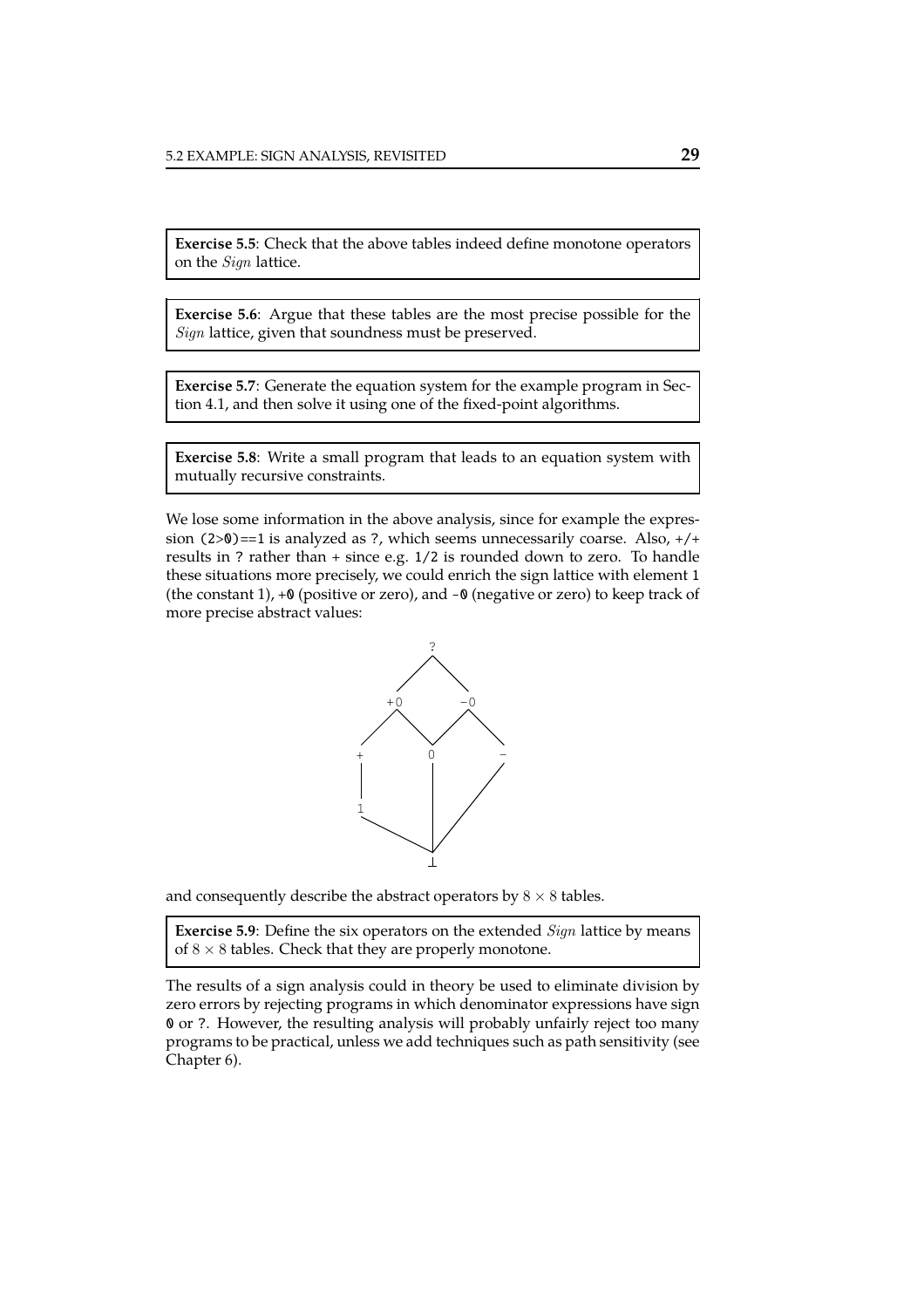**Exercise 5.5**: Check that the above tables indeed define monotone operators on the *Sign* lattice.

**Exercise 5.6**: Argue that these tables are the most precise possible for the *Sign* lattice, given that soundness must be preserved.

**Exercise 5.7**: Generate the equation system for the example program in Section 4.1, and then solve it using one of the fixed-point algorithms.

**Exercise 5.8**: Write a small program that leads to an equation system with mutually recursive constraints.

We lose some information in the above analysis, since for example the expression `(2>0)==1` is analyzed as `?`, which seems unnecessarily coarse. Also, `+/+` results in `?` rather than `+` since e.g. `1/2` is rounded down to zero. To handle these situations more precisely, we could enrich the sign lattice with element `1` (the constant 1), `+0` (positive or zero), and `-0` (negative or zero) to keep track of more precise abstract values:

```
            ?
           / \
         +0   -0
        /  \ /  \
       +    0    -
       |    |   /
       1    |  /
        \   | /
         \  |/
            ⊥
```

and consequently describe the abstract operators by $8 \times 8$ tables.

**Exercise 5.9**: Define the six operators on the extended *Sign* lattice by means of $8 \times 8$ tables. Check that they are properly monotone.

The results of a sign analysis could in theory be used to eliminate division by zero errors by rejecting programs in which denominator expressions have sign `0` or `?`. However, the resulting analysis will probably unfairly reject too many programs to be practical, unless we add techniques such as path sensitivity (see Chapter 6).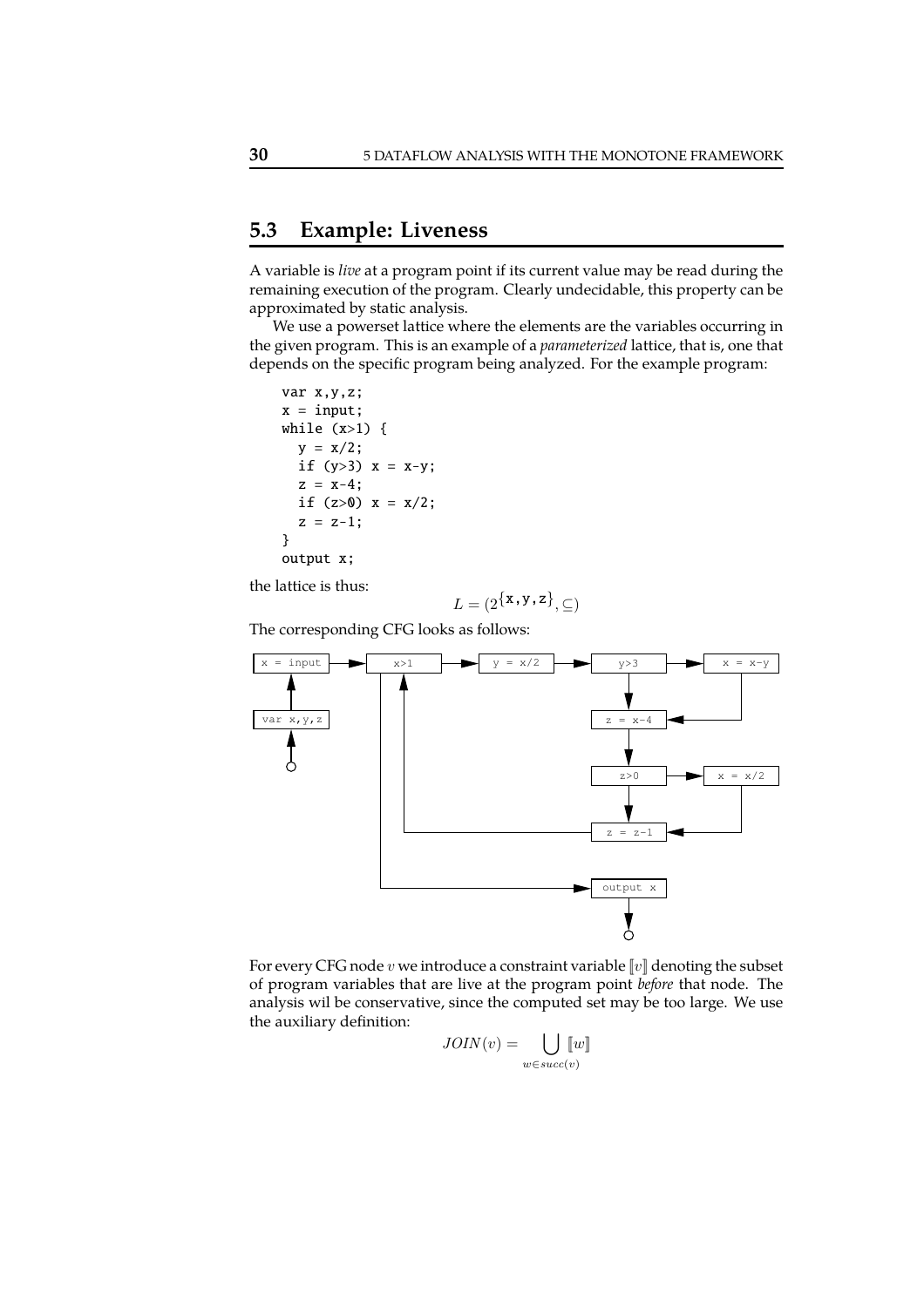## 5.3 Example: Liveness

A variable is *live* at a program point if its current value may be read during the remaining execution of the program. Clearly undecidable, this property can be approximated by static analysis.

We use a powerset lattice where the elements are the variables occurring in the given program. This is an example of a *parameterized* lattice, that is, one that depends on the specific program being analyzed. For the example program:

```
var x,y,z;
x = input;
while (x>1) {
  y = x/2;
  if (y>3) x = x-y;
  z = x-4;
  if (z>0) x = x/2;
  z = z-1;
}
output x;
```

the lattice is thus:

$$L = (2^{\{\texttt{x},\texttt{y},\texttt{z}\}}, \subseteq)$$

The corresponding CFG looks as follows:

For every CFG node $v$ we introduce a constraint variable $[\![v]\!]$ denoting the subset of program variables that are live at the program point *before* that node. The analysis wil be conservative, since the computed set may be too large. We use the auxiliary definition:

$$JOIN(v) = \bigcup_{w \in succ(v)} [\![w]\!]$$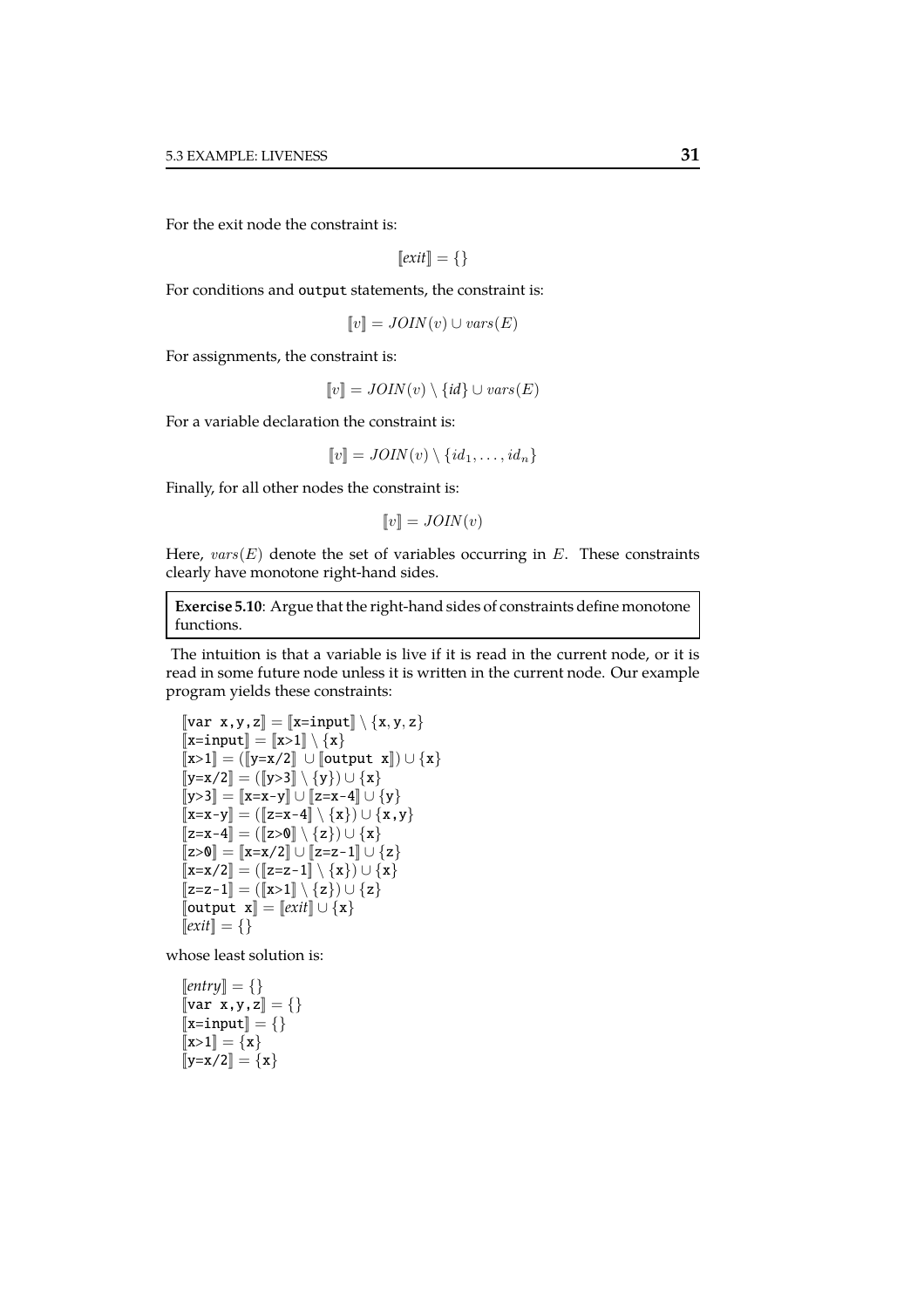For the exit node the constraint is:

$$[\![exit]\!] = \{\}$$

For conditions and output statements, the constraint is:

$$[\![v]\!] = JOIN(v) \cup vars(E)$$

For assignments, the constraint is:

$$[\![v]\!] = JOIN(v) \setminus \{id\} \cup vars(E)$$

For a variable declaration the constraint is:

$$[\![v]\!] = JOIN(v) \setminus \{id_1, \ldots, id_n\}$$

Finally, for all other nodes the constraint is:

$$[\![v]\!] = JOIN(v)$$

Here, $vars(E)$ denote the set of variables occurring in $E$. These constraints clearly have monotone right-hand sides.

> **Exercise 5.10**: Argue that the right-hand sides of constraints define monotone functions.

The intuition is that a variable is live if it is read in the current node, or it is read in some future node unless it is written in the current node. Our example program yields these constraints:

$[\![\texttt{var x,y,z}]\!] = [\![\texttt{x=input}]\!] \setminus \{\texttt{x},\texttt{y},\texttt{z}\}$
$[\![\texttt{x=input}]\!] = [\![\texttt{x>1}]\!] \setminus \{\texttt{x}\}$
$[\![\texttt{x>1}]\!] = ([\![\texttt{y=x/2}]\!] \cup [\![\texttt{output x}]\!]) \cup \{\texttt{x}\}$
$[\![\texttt{y=x/2}]\!] = ([\![\texttt{y>3}]\!] \setminus \{\texttt{y}\}) \cup \{\texttt{x}\}$
$[\![\texttt{y>3}]\!] = [\![\texttt{x=x-y}]\!] \cup [\![\texttt{z=x-4}]\!] \cup \{\texttt{y}\}$
$[\![\texttt{x=x-y}]\!] = ([\![\texttt{z=x-4}]\!] \setminus \{\texttt{x}\}) \cup \{\texttt{x},\texttt{y}\}$
$[\![\texttt{z=x-4}]\!] = ([\![\texttt{z>0}]\!] \setminus \{\texttt{z}\}) \cup \{\texttt{x}\}$
$[\![\texttt{z>0}]\!] = [\![\texttt{x=x/2}]\!] \cup [\![\texttt{z=z-1}]\!] \cup \{\texttt{z}\}$
$[\![\texttt{x=x/2}]\!] = ([\![\texttt{z=z-1}]\!] \setminus \{\texttt{x}\}) \cup \{\texttt{x}\}$
$[\![\texttt{z=z-1}]\!] = ([\![\texttt{x>1}]\!] \setminus \{\texttt{z}\}) \cup \{\texttt{z}\}$
$[\![\texttt{output x}]\!] = [\![exit]\!] \cup \{\texttt{x}\}$
$[\![exit]\!] = \{\}$

whose least solution is:

$[\![entry]\!] = \{\}$
$[\![\texttt{var x,y,z}]\!] = \{\}$
$[\![\texttt{x=input}]\!] = \{\}$
$[\![\texttt{x>1}]\!] = \{\texttt{x}\}$
$[\![\texttt{y=x/2}]\!] = \{\texttt{x}\}$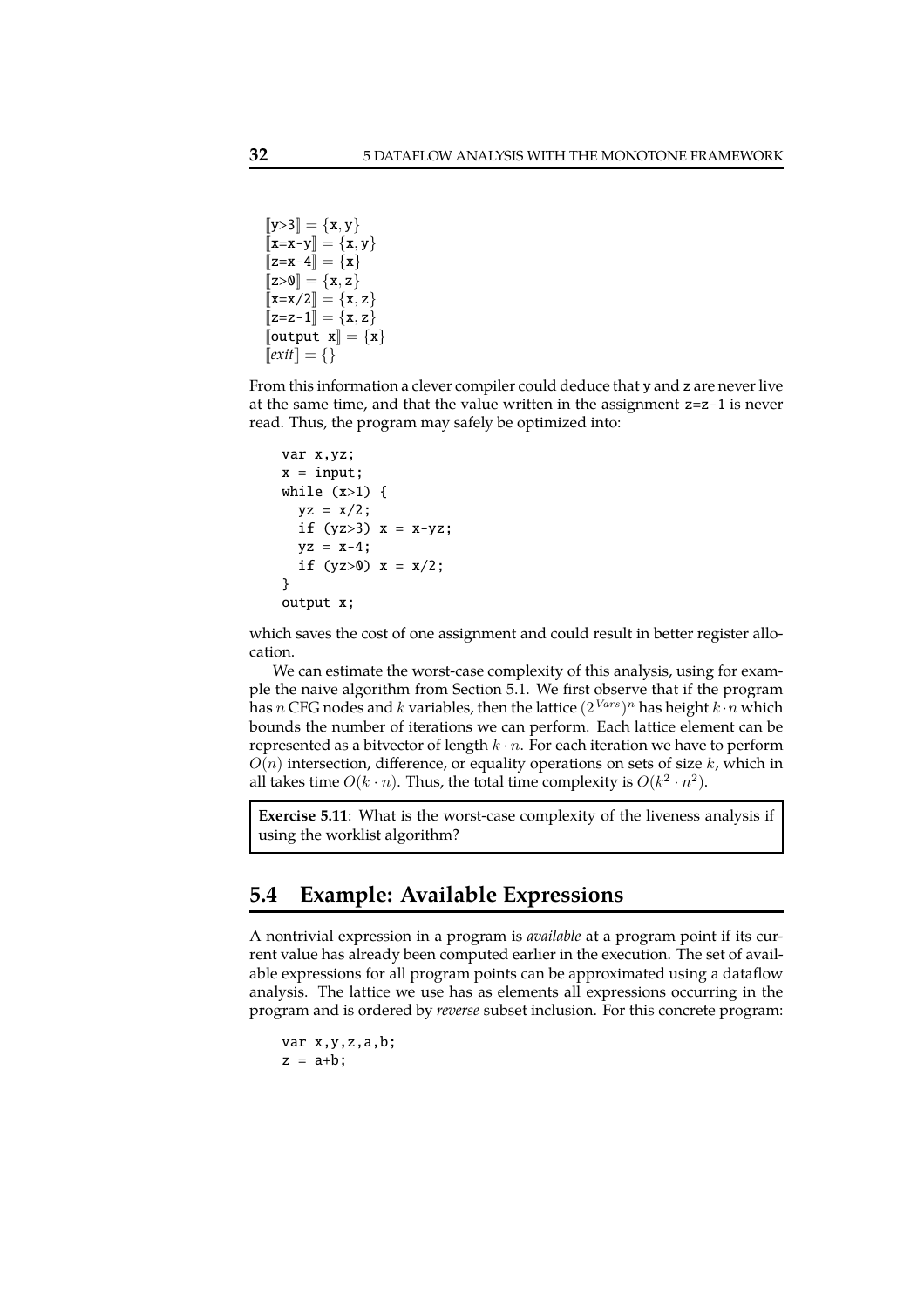$[\![\texttt{y>3}]\!] = \{\texttt{x}, \texttt{y}\}$
$[\![\texttt{x=x-y}]\!] = \{\texttt{x}, \texttt{y}\}$
$[\![\texttt{z=x-4}]\!] = \{\texttt{x}\}$
$[\![\texttt{z>0}]\!] = \{\texttt{x}, \texttt{z}\}$
$[\![\texttt{x=x/2}]\!] = \{\texttt{x}, \texttt{z}\}$
$[\![\texttt{z=z-1}]\!] = \{\texttt{x}, \texttt{z}\}$
$[\![\texttt{output x}]\!] = \{\texttt{x}\}$
$[\![exit]\!] = \{\}$

From this information a clever compiler could deduce that y and z are never live at the same time, and that the value written in the assignment z=z-1 is never read. Thus, the program may safely be optimized into:

```
var x,yz;
x = input;
while (x>1) {
  yz = x/2;
  if (yz>3) x = x-yz;
  yz = x-4;
  if (yz>0) x = x/2;
}
output x;
```

which saves the cost of one assignment and could result in better register allocation.

We can estimate the worst-case complexity of this analysis, using for example the naive algorithm from Section 5.1. We first observe that if the program has $n$ CFG nodes and $k$ variables, then the lattice $(2^{Vars})^n$ has height $k \cdot n$ which bounds the number of iterations we can perform. Each lattice element can be represented as a bitvector of length $k \cdot n$. For each iteration we have to perform $O(n)$ intersection, difference, or equality operations on sets of size $k$, which in all takes time $O(k \cdot n)$. Thus, the total time complexity is $O(k^2 \cdot n^2)$.

**Exercise 5.11**: What is the worst-case complexity of the liveness analysis if using the worklist algorithm?

## 5.4 Example: Available Expressions

A nontrivial expression in a program is *available* at a program point if its current value has already been computed earlier in the execution. The set of available expressions for all program points can be approximated using a dataflow analysis. The lattice we use has as elements all expressions occurring in the program and is ordered by *reverse* subset inclusion. For this concrete program:

```
var x,y,z,a,b;
z = a+b;
```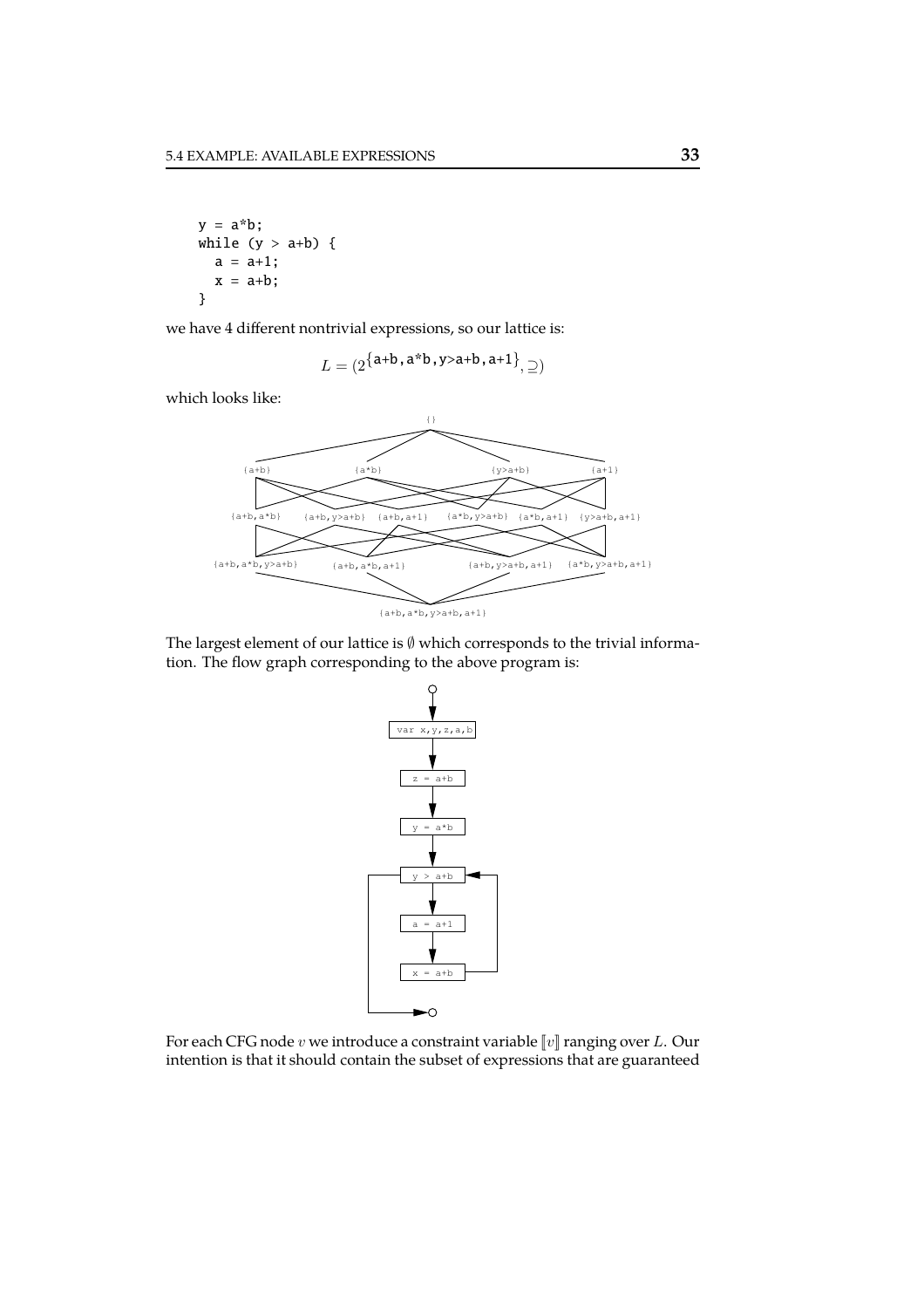```
y = a*b;
while (y > a+b) {
  a = a+1;
  x = a+b;
}
```

we have 4 different nontrivial expressions, so our lattice is:

$$L = (2^{\{\texttt{a+b},\texttt{a*b},\texttt{y>a+b},\texttt{a+1}\}}, \supseteq)$$

which looks like:

The largest element of our lattice is $\emptyset$ which corresponds to the trivial information. The flow graph corresponding to the above program is:

For each CFG node $v$ we introduce a constraint variable $[\![v]\!]$ ranging over $L$. Our intention is that it should contain the subset of expressions that are guaranteed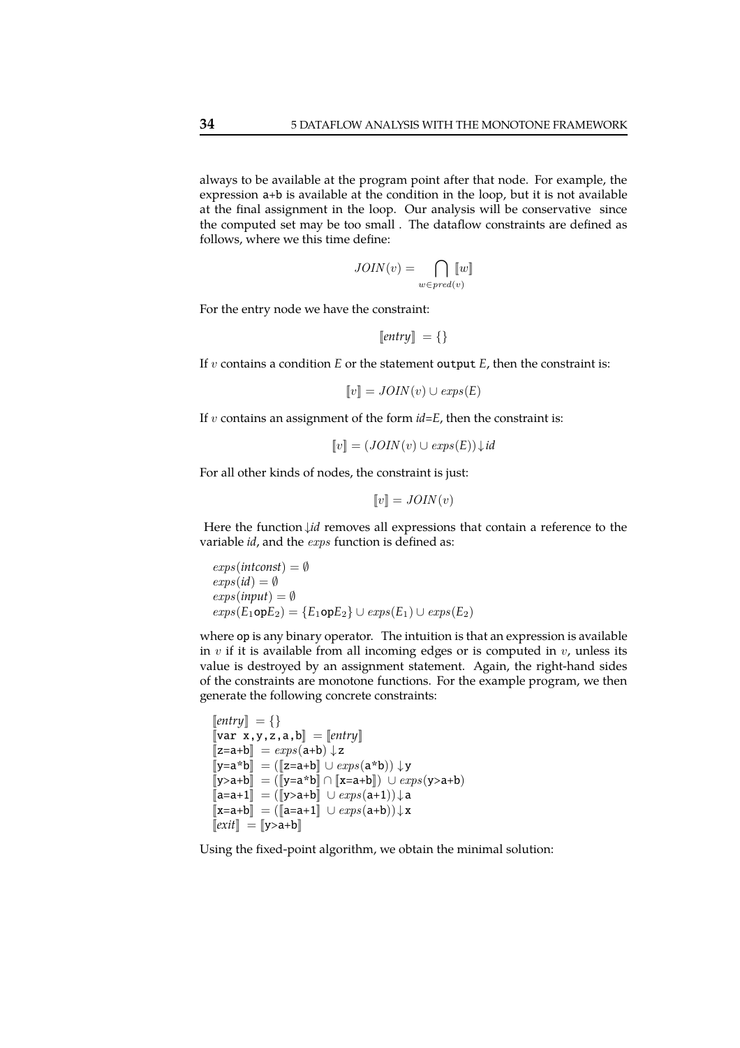always to be available at the program point after that node. For example, the expression a+b is available at the condition in the loop, but it is not available at the final assignment in the loop. Our analysis will be conservative since the computed set may be too small . The dataflow constraints are defined as follows, where we this time define:

$$JOIN(v) = \bigcap_{w \in pred(v)} [\![w]\!]$$

For the entry node we have the constraint:

$$[\![entry]\!] = \{\}$$

If $v$ contains a condition $E$ or the statement output $E$, then the constraint is:

$$[\![v]\!] = JOIN(v) \cup exps(E)$$

If $v$ contains an assignment of the form *id=E*, then the constraint is:

$$[\![v]\!] = (JOIN(v) \cup exps(E)) \downarrow id$$

For all other kinds of nodes, the constraint is just:

$$[\![v]\!] = JOIN(v)$$

Here the function $\downarrow id$ removes all expressions that contain a reference to the variable *id*, and the $exps$ function is defined as:

$exps(intconst) = \emptyset$
$exps(id) = \emptyset$
$exps(input) = \emptyset$
$exps(E_1 \texttt{op} E_2) = \{E_1 \texttt{op} E_2\} \cup exps(E_1) \cup exps(E_2)$

where op is any binary operator. The intuition is that an expression is available in $v$ if it is available from all incoming edges or is computed in $v$, unless its value is destroyed by an assignment statement. Again, the right-hand sides of the constraints are monotone functions. For the example program, we then generate the following concrete constraints:

$[\![entry]\!] = \{\}$
$[\![\texttt{var x,y,z,a,b}]\!] = [\![entry]\!]$
$[\![\texttt{z=a+b}]\!] = exps(\texttt{a+b}) \downarrow \texttt{z}$
$[\![\texttt{y=a*b}]\!] = ([\![\texttt{z=a+b}]\!] \cup exps(\texttt{a*b})) \downarrow \texttt{y}$
$[\![\texttt{y>a+b}]\!] = ([\![\texttt{y=a*b}]\!] \cap [\![\texttt{x=a+b}]\!]) \cup exps(\texttt{y>a+b})$
$[\![\texttt{a=a+1}]\!] = ([\![\texttt{y>a+b}]\!] \cup exps(\texttt{a+1})) \downarrow \texttt{a}$
$[\![\texttt{x=a+b}]\!] = ([\![\texttt{a=a+1}]\!] \cup exps(\texttt{a+b})) \downarrow \texttt{x}$
$[\![exit]\!] = [\![\texttt{y>a+b}]\!]$

Using the fixed-point algorithm, we obtain the minimal solution: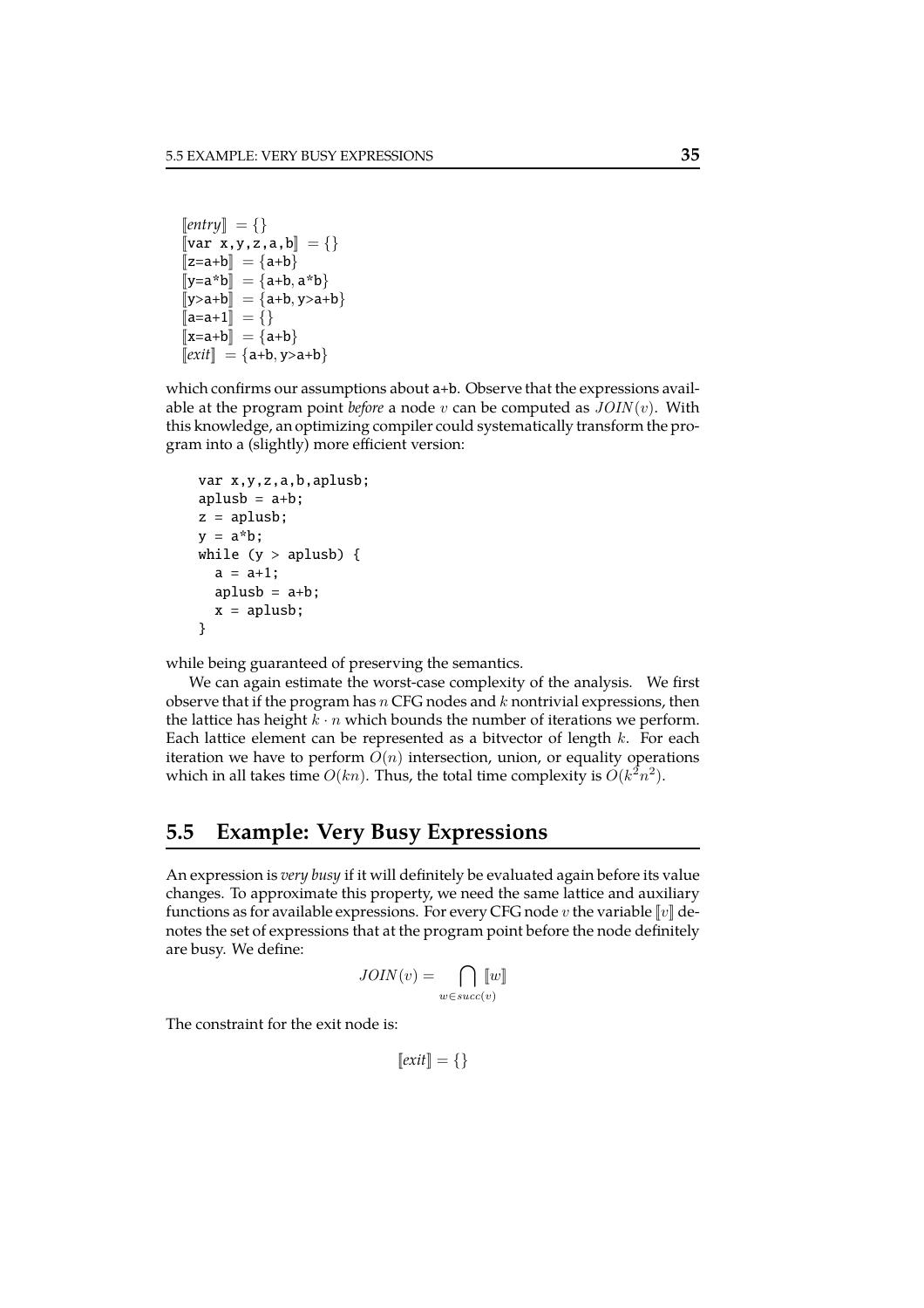$[\![entry]\!] = \{\}$
$[\![$`var x,y,z,a,b`$]\!] = \{\}$
$[\![$`z=a+b`$]\!] = \{$`a+b`$\}$
$[\![$`y=a*b`$]\!] = \{$`a+b`, `a*b`$\}$
$[\![$`y>a+b`$]\!] = \{$`a+b`, `y>a+b`$\}$
$[\![$`a=a+1`$]\!] = \{\}$
$[\![$`x=a+b`$]\!] = \{$`a+b`$\}$
$[\![exit]\!] = \{$`a+b`, `y>a+b`$\}$

which confirms our assumptions about `a+b`. Observe that the expressions available at the program point *before* a node $v$ can be computed as $JOIN(v)$. With this knowledge, an optimizing compiler could systematically transform the program into a (slightly) more efficient version:

```
var x,y,z,a,b,aplusb;
aplusb = a+b;
z = aplusb;
y = a*b;
while (y > aplusb) {
  a = a+1;
  aplusb = a+b;
  x = aplusb;
}
```

while being guaranteed of preserving the semantics.

We can again estimate the worst-case complexity of the analysis. We first observe that if the program has $n$ CFG nodes and $k$ nontrivial expressions, then the lattice has height $k \cdot n$ which bounds the number of iterations we perform. Each lattice element can be represented as a bitvector of length $k$. For each iteration we have to perform $O(n)$ intersection, union, or equality operations which in all takes time $O(kn)$. Thus, the total time complexity is $O(k^2n^2)$.

## 5.5 Example: Very Busy Expressions

An expression is *very busy* if it will definitely be evaluated again before its value changes. To approximate this property, we need the same lattice and auxiliary functions as for available expressions. For every CFG node $v$ the variable $[\![v]\!]$ denotes the set of expressions that at the program point before the node definitely are busy. We define:

$$JOIN(v) = \bigcap_{w \in succ(v)} [\![w]\!]$$

The constraint for the exit node is:

$$[\![exit]\!] = \{\}$$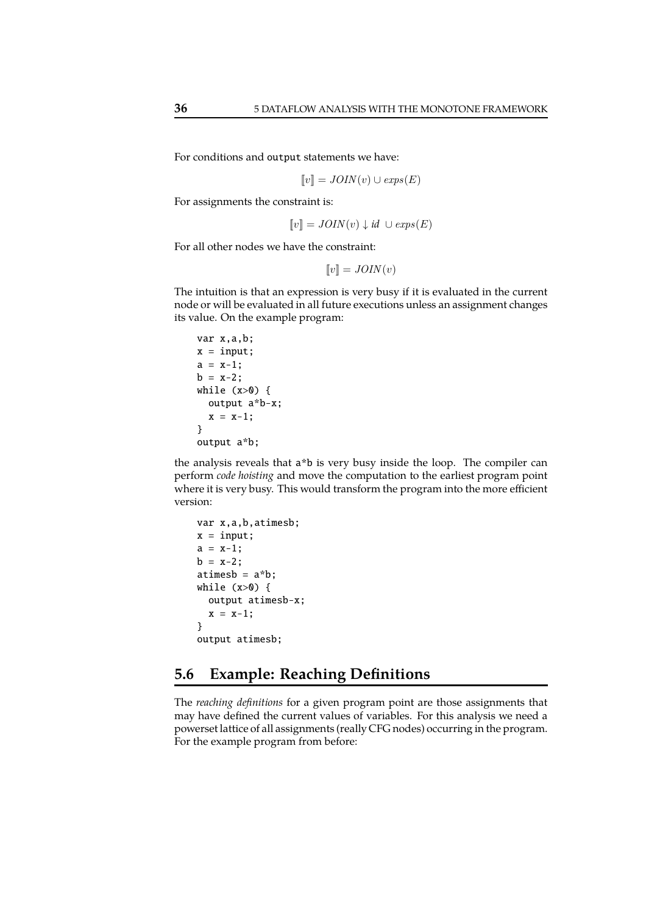For conditions and output statements we have:

$$[\![v]\!] = JOIN(v) \cup exps(E)$$

For assignments the constraint is:

$$[\![v]\!] = JOIN(v) \downarrow id \; \cup exps(E)$$

For all other nodes we have the constraint:

$$[\![v]\!] = JOIN(v)$$

The intuition is that an expression is very busy if it is evaluated in the current node or will be evaluated in all future executions unless an assignment changes its value. On the example program:

```
var x,a,b;
x = input;
a = x-1;
b = x-2;
while (x>0) {
  output a*b-x;
  x = x-1;
}
output a*b;
```

the analysis reveals that a*b is very busy inside the loop. The compiler can perform *code hoisting* and move the computation to the earliest program point where it is very busy. This would transform the program into the more efficient version:

```
var x,a,b,atimesb;
x = input;
a = x-1;
b = x-2;
atimesb = a*b;
while (x>0) {
  output atimesb-x;
  x = x-1;
}
output atimesb;
```

## 5.6 Example: Reaching Definitions

The *reaching definitions* for a given program point are those assignments that may have defined the current values of variables. For this analysis we need a powerset lattice of all assignments (really CFG nodes) occurring in the program. For the example program from before: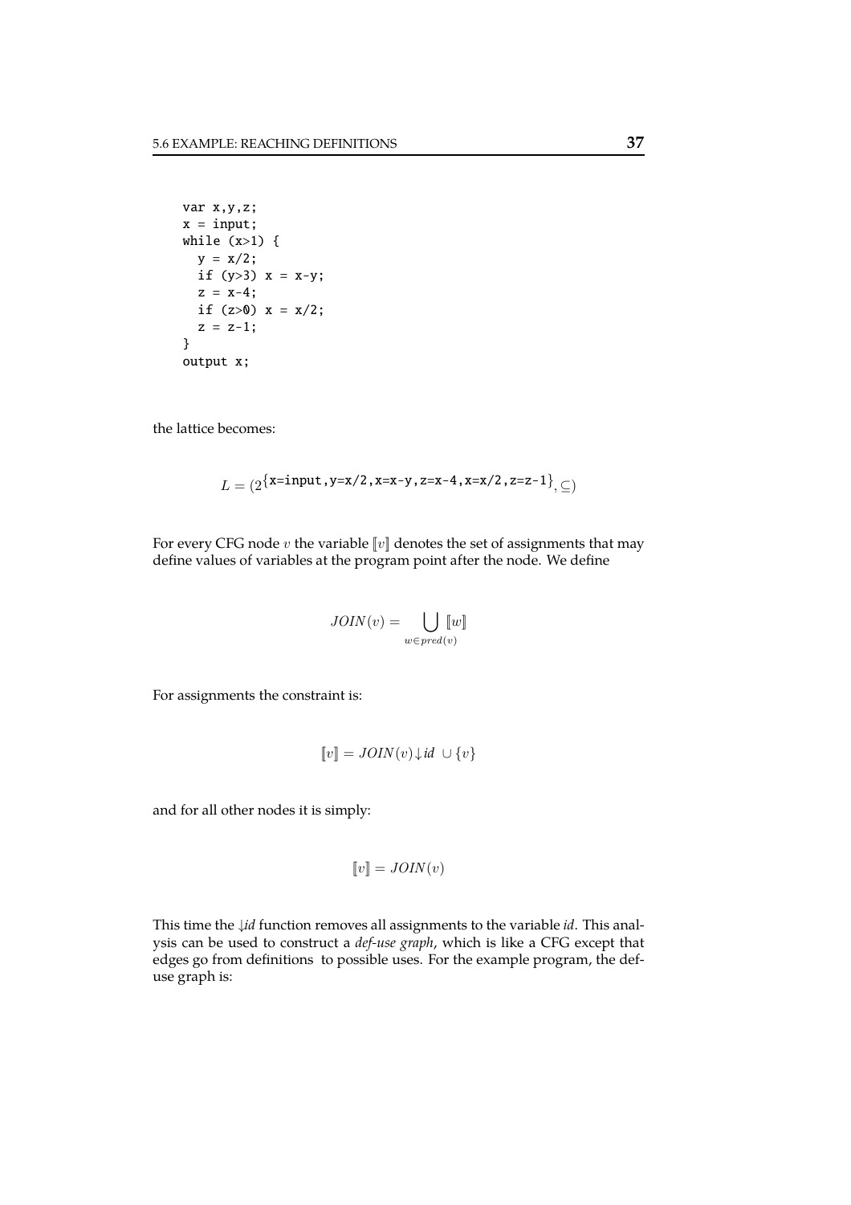```
var x,y,z;
x = input;
while (x>1) {
  y = x/2;
  if (y>3) x = x-y;
  z = x-4;
  if (z>0) x = x/2;
  z = z-1;
}
output x;
```

the lattice becomes:

$$L = (2^{\{\texttt{x=input},\texttt{y=x/2},\texttt{x=x-y},\texttt{z=x-4},\texttt{x=x/2},\texttt{z=z-1}\}}, \subseteq)$$

For every CFG node $v$ the variable $[\![v]\!]$ denotes the set of assignments that may define values of variables at the program point after the node. We define

$$JOIN(v) = \bigcup_{w \in pred(v)} [\![w]\!]$$

For assignments the constraint is:

$$[\![v]\!] = JOIN(v) \downarrow id \ \cup \{v\}$$

and for all other nodes it is simply:

$$[\![v]\!] = JOIN(v)$$

This time the $\downarrow$*id* function removes all assignments to the variable *id*. This analysis can be used to construct a *def-use graph*, which is like a CFG except that edges go from definitions to possible uses. For the example program, the def-use graph is: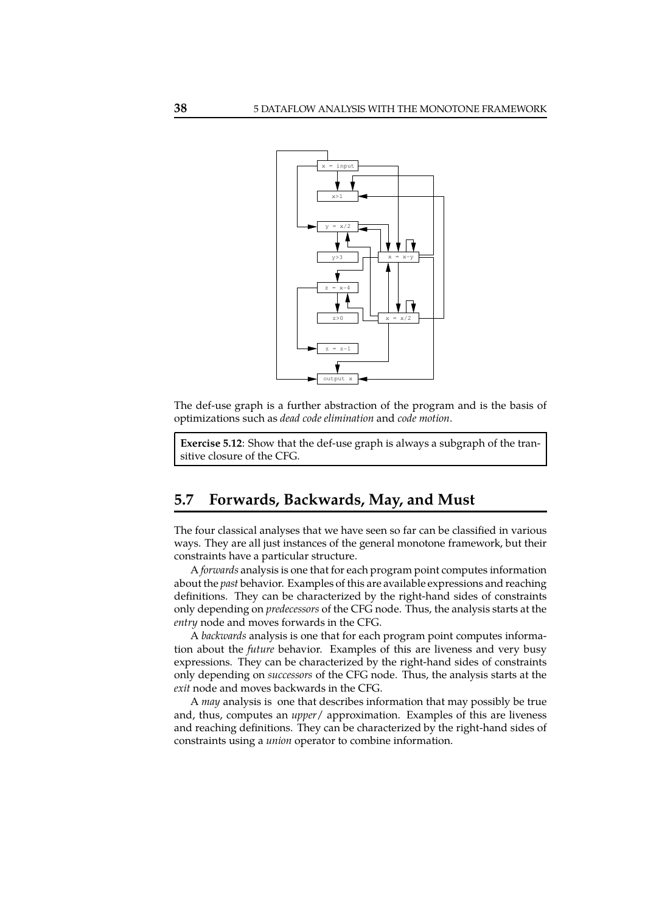The def-use graph is a further abstraction of the program and is the basis of optimizations such as *dead code elimination* and *code motion*.

> **Exercise 5.12**: Show that the def-use graph is always a subgraph of the transitive closure of the CFG.

## 5.7 Forwards, Backwards, May, and Must

The four classical analyses that we have seen so far can be classified in various ways. They are all just instances of the general monotone framework, but their constraints have a particular structure.

A *forwards* analysis is one that for each program point computes information about the *past* behavior. Examples of this are available expressions and reaching definitions. They can be characterized by the right-hand sides of constraints only depending on *predecessors* of the CFG node. Thus, the analysis starts at the *entry* node and moves forwards in the CFG.

A *backwards* analysis is one that for each program point computes information about the *future* behavior. Examples of this are liveness and very busy expressions. They can be characterized by the right-hand sides of constraints only depending on *successors* of the CFG node. Thus, the analysis starts at the *exit* node and moves backwards in the CFG.

A *may* analysis is one that describes information that may possibly be true and, thus, computes an *upper*/ approximation. Examples of this are liveness and reaching definitions. They can be characterized by the right-hand sides of constraints using a *union* operator to combine information.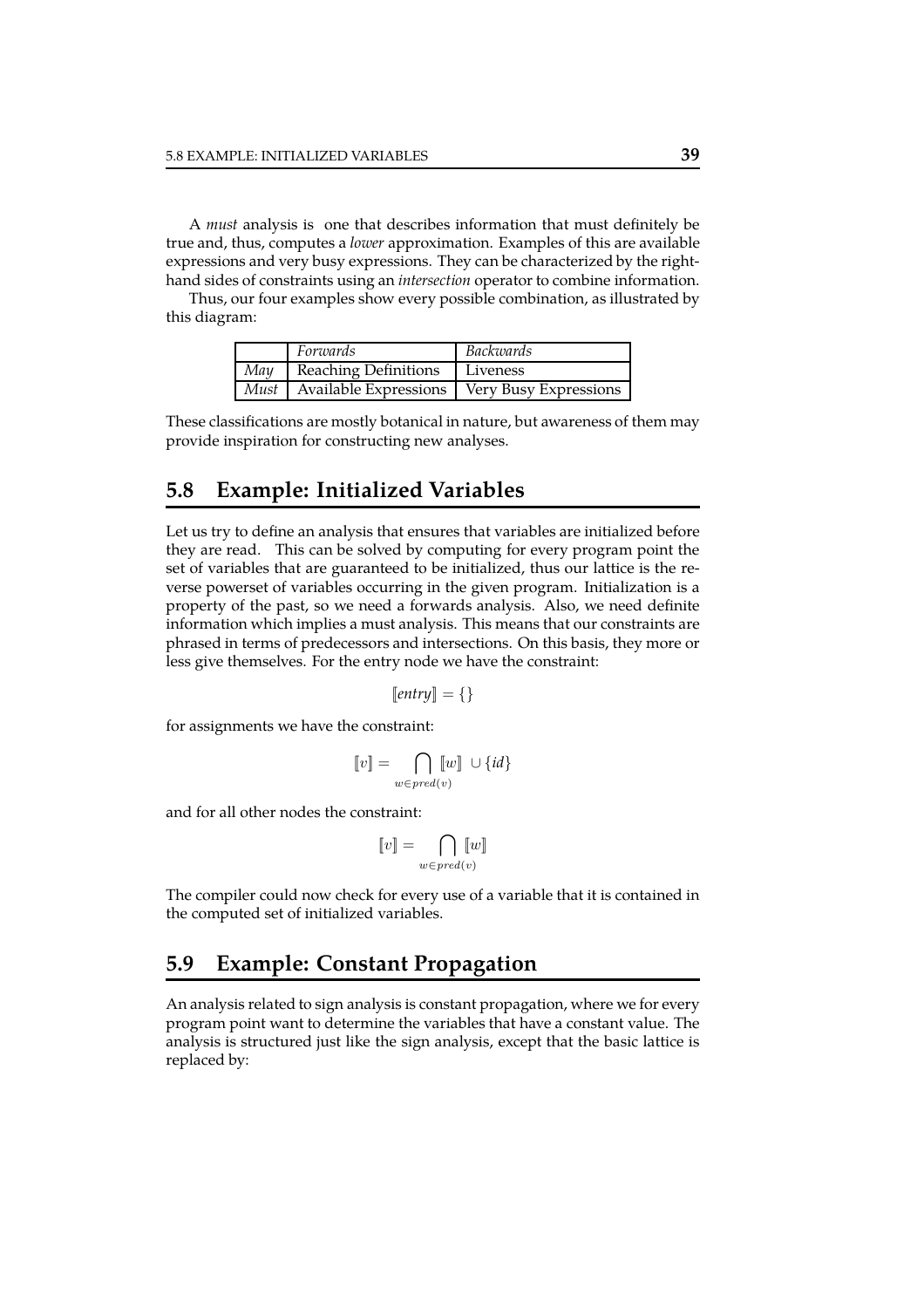A *must* analysis is one that describes information that must definitely be true and, thus, computes a *lower* approximation. Examples of this are available expressions and very busy expressions. They can be characterized by the right-hand sides of constraints using an *intersection* operator to combine information.

Thus, our four examples show every possible combination, as illustrated by this diagram:

| | *Forwards* | *Backwards* |
|---|---|---|
| *May* | Reaching Definitions | Liveness |
| *Must* | Available Expressions | Very Busy Expressions |

These classifications are mostly botanical in nature, but awareness of them may provide inspiration for constructing new analyses.

## 5.8 Example: Initialized Variables

Let us try to define an analysis that ensures that variables are initialized before they are read. This can be solved by computing for every program point the set of variables that are guaranteed to be initialized, thus our lattice is the reverse powerset of variables occurring in the given program. Initialization is a property of the past, so we need a forwards analysis. Also, we need definite information which implies a must analysis. This means that our constraints are phrased in terms of predecessors and intersections. On this basis, they more or less give themselves. For the entry node we have the constraint:

$$[\![entry]\!] = \{\}$$

for assignments we have the constraint:

$$[\![v]\!] = \bigcap_{w \in pred(v)} [\![w]\!] \cup \{id\}$$

and for all other nodes the constraint:

$$[\![v]\!] = \bigcap_{w \in pred(v)} [\![w]\!]$$

The compiler could now check for every use of a variable that it is contained in the computed set of initialized variables.

## 5.9 Example: Constant Propagation

An analysis related to sign analysis is constant propagation, where we for every program point want to determine the variables that have a constant value. The analysis is structured just like the sign analysis, except that the basic lattice is replaced by: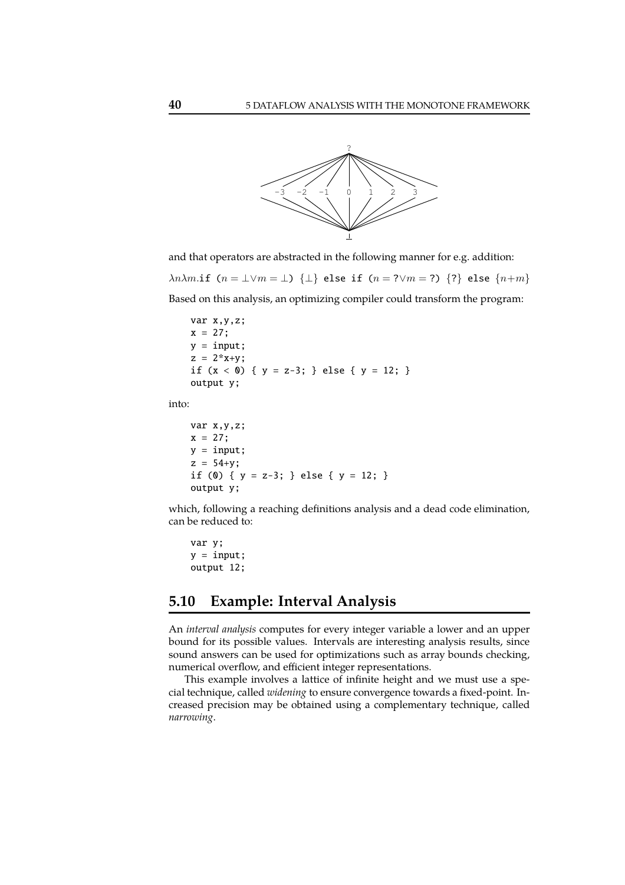and that operators are abstracted in the following manner for e.g. addition:

$\lambda n \lambda m.$if $(n = \bot \vee m = \bot)$ $\{\bot\}$ else if $(n = ? \vee m = ?)$ $\{?\}$ else $\{n + m\}$

Based on this analysis, an optimizing compiler could transform the program:

```
var x,y,z;
x = 27;
y = input;
z = 2*x+y;
if (x < 0) { y = z-3; } else { y = 12; }
output y;
```

into:

```
var x,y,z;
x = 27;
y = input;
z = 54+y;
if (0) { y = z-3; } else { y = 12; }
output y;
```

which, following a reaching definitions analysis and a dead code elimination, can be reduced to:

```
var y;
y = input;
output 12;
```

## 5.10 Example: Interval Analysis

An *interval analysis* computes for every integer variable a lower and an upper bound for its possible values. Intervals are interesting analysis results, since sound answers can be used for optimizations such as array bounds checking, numerical overflow, and efficient integer representations.

This example involves a lattice of infinite height and we must use a special technique, called *widening* to ensure convergence towards a fixed-point. Increased precision may be obtained using a complementary technique, called *narrowing*.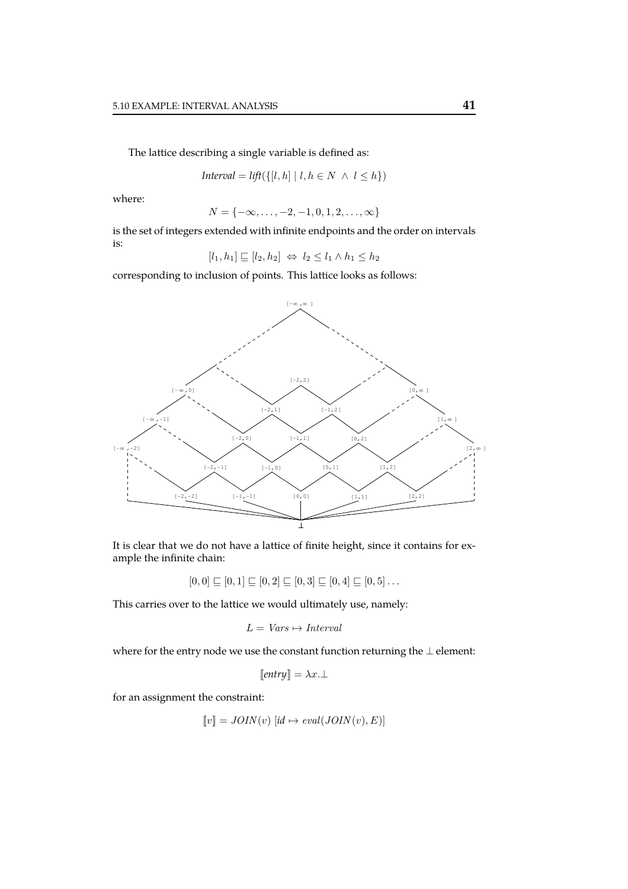The lattice describing a single variable is defined as:

$$Interval = lift(\{[l,h] \mid l,h \in N \ \wedge \ l \leq h\})$$

where:

$$N = \{-\infty, \ldots, -2, -1, 0, 1, 2, \ldots, \infty\}$$

is the set of integers extended with infinite endpoints and the order on intervals is:

$$[l_1, h_1] \sqsubseteq [l_2, h_2] \ \Leftrightarrow \ l_2 \leq l_1 \wedge h_1 \leq h_2$$

corresponding to inclusion of points. This lattice looks as follows:

It is clear that we do not have a lattice of finite height, since it contains for example the infinite chain:

$$[0,0] \sqsubseteq [0,1] \sqsubseteq [0,2] \sqsubseteq [0,3] \sqsubseteq [0,4] \sqsubseteq [0,5] \ldots$$

This carries over to the lattice we would ultimately use, namely:

$$L = Vars \mapsto Interval$$

where for the entry node we use the constant function returning the $\bot$ element:

$$[\![entry]\!] = \lambda x.\bot$$

for an assignment the constraint:

$$[\![v]\!] = JOIN(v) \ [id \mapsto eval(JOIN(v), E)]$$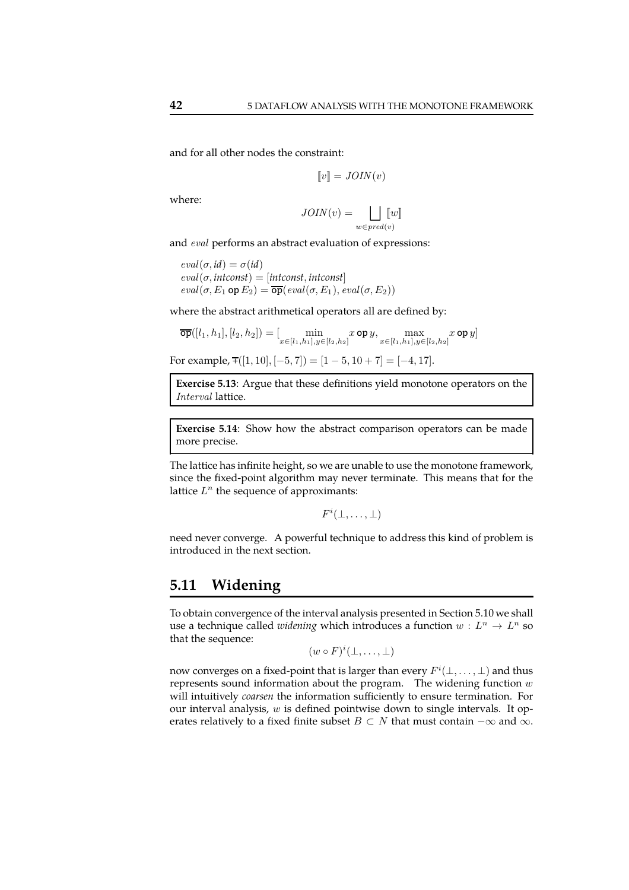and for all other nodes the constraint:

$$[\![v]\!] = JOIN(v)$$

where:

$$JOIN(v) = \bigsqcup_{w \in pred(v)} [\![w]\!]$$

and $eval$ performs an abstract evaluation of expressions:

$eval(\sigma, id) = \sigma(id)$
$eval(\sigma, intconst) = [intconst, intconst]$
$eval(\sigma, E_1 \; \mathsf{op} \; E_2) = \overline{\mathsf{op}}(eval(\sigma, E_1), eval(\sigma, E_2))$

where the abstract arithmetical operators all are defined by:

$$\overline{\mathsf{op}}([l_1, h_1], [l_2, h_2]) = [\min_{x \in [l_1, h_1], y \in [l_2, h_2]} x \; \mathsf{op} \; y, \max_{x \in [l_1, h_1], y \in [l_2, h_2]} x \; \mathsf{op} \; y]$$

For example, $\overline{+}([1, 10], [-5, 7]) = [1 - 5, 10 + 7] = [-4, 17]$.

**Exercise 5.13**: Argue that these definitions yield monotone operators on the $Interval$ lattice.

**Exercise 5.14**: Show how the abstract comparison operators can be made more precise.

The lattice has infinite height, so we are unable to use the monotone framework, since the fixed-point algorithm may never terminate. This means that for the lattice $L^n$ the sequence of approximants:

$$F^i(\perp, \ldots, \perp)$$

need never converge. A powerful technique to address this kind of problem is introduced in the next section.

## 5.11 Widening

To obtain convergence of the interval analysis presented in Section 5.10 we shall use a technique called *widening* which introduces a function $w : L^n \to L^n$ so that the sequence:

$$(w \circ F)^i(\perp, \ldots, \perp)$$

now converges on a fixed-point that is larger than every $F^i(\perp, \ldots, \perp)$ and thus represents sound information about the program. The widening function $w$ will intuitively *coarsen* the information sufficiently to ensure termination. For our interval analysis, $w$ is defined pointwise down to single intervals. It operates relatively to a fixed finite subset $B \subset N$ that must contain $-\infty$ and $\infty$.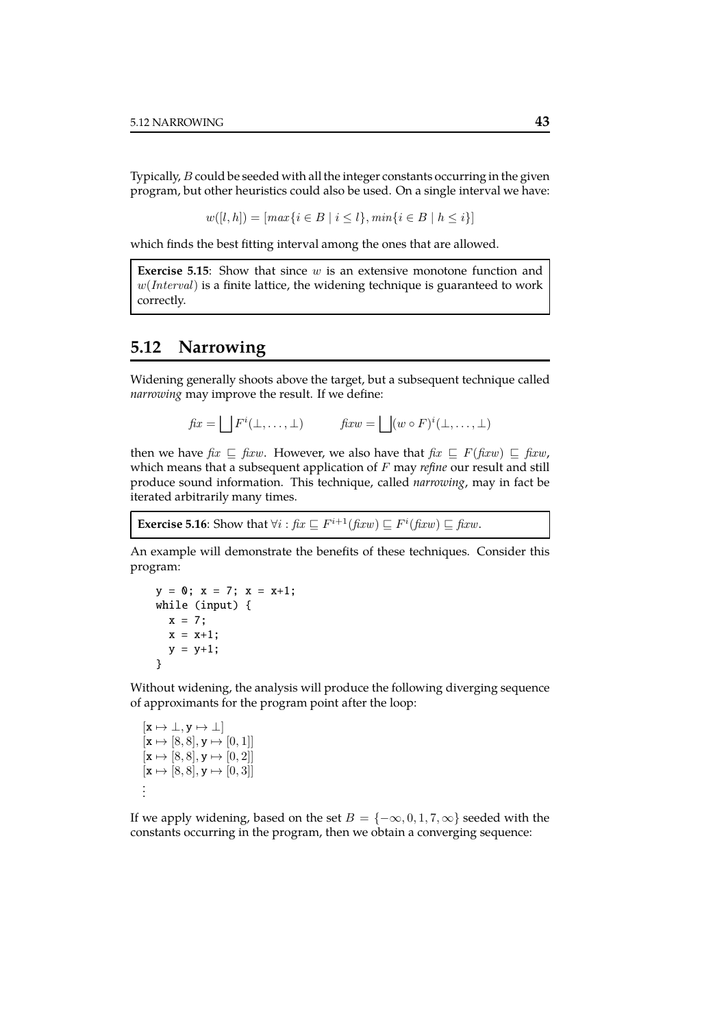Typically, $B$ could be seeded with all the integer constants occurring in the given program, but other heuristics could also be used. On a single interval we have:

$$w([l,h]) = [max\{i \in B \mid i \leq l\}, min\{i \in B \mid h \leq i\}]$$

which finds the best fitting interval among the ones that are allowed.

> **Exercise 5.15**: Show that since $w$ is an extensive monotone function and $w(Interval)$ is a finite lattice, the widening technique is guaranteed to work correctly.

## 5.12 Narrowing

Widening generally shoots above the target, but a subsequent technique called *narrowing* may improve the result. If we define:

$$fix = \bigsqcup F^i(\bot, \ldots, \bot) \qquad fixw = \bigsqcup (w \circ F)^i(\bot, \ldots, \bot)$$

then we have $fix \sqsubseteq fixw$. However, we also have that $fix \sqsubseteq F(fixw) \sqsubseteq fixw$, which means that a subsequent application of $F$ may *refine* our result and still produce sound information. This technique, called *narrowing*, may in fact be iterated arbitrarily many times.

> **Exercise 5.16**: Show that $\forall i : fix \sqsubseteq F^{i+1}(fixw) \sqsubseteq F^i(fixw) \sqsubseteq fixw$.

An example will demonstrate the benefits of these techniques. Consider this program:

```
y = 0; x = 7; x = x+1;
while (input) {
  x = 7;
  x = x+1;
  y = y+1;
}
```

Without widening, the analysis will produce the following diverging sequence of approximants for the program point after the loop:

$[\mathtt{x} \mapsto \bot, \mathtt{y} \mapsto \bot]$
$[\mathtt{x} \mapsto [8,8], \mathtt{y} \mapsto [0,1]]$
$[\mathtt{x} \mapsto [8,8], \mathtt{y} \mapsto [0,2]]$
$[\mathtt{x} \mapsto [8,8], \mathtt{y} \mapsto [0,3]]$
$\vdots$

If we apply widening, based on the set $B = \{-\infty, 0, 1, 7, \infty\}$ seeded with the constants occurring in the program, then we obtain a converging sequence: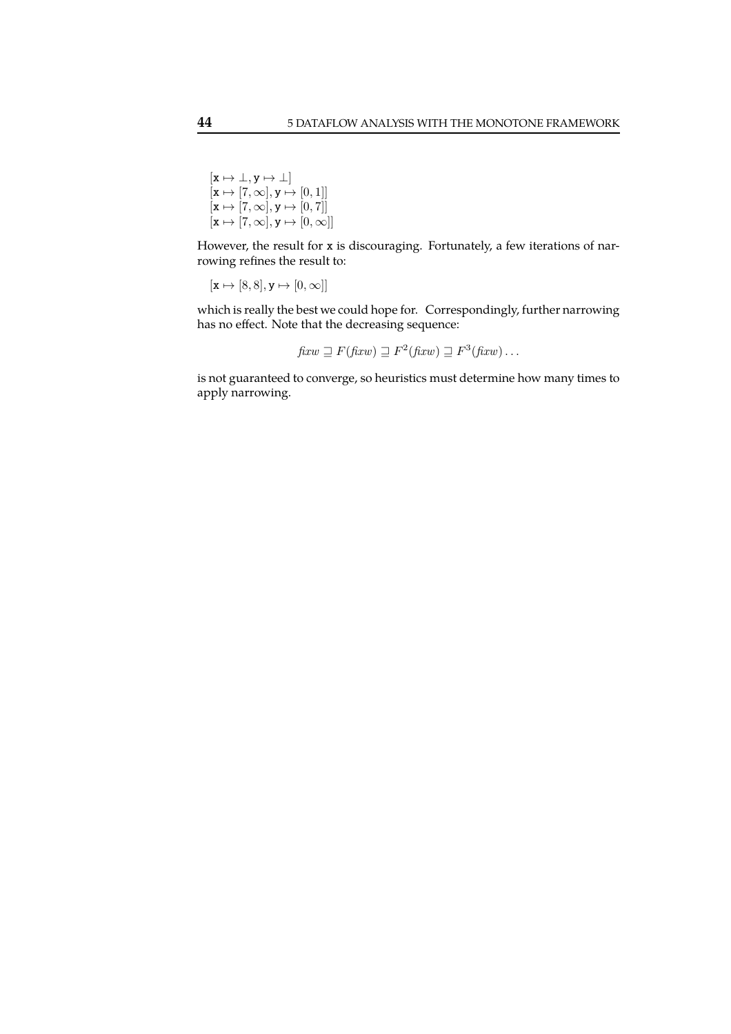$[\mathtt{x} \mapsto \bot, \mathtt{y} \mapsto \bot]$
$[\mathtt{x} \mapsto [7, \infty], \mathtt{y} \mapsto [0, 1]]$
$[\mathtt{x} \mapsto [7, \infty], \mathtt{y} \mapsto [0, 7]]$
$[\mathtt{x} \mapsto [7, \infty], \mathtt{y} \mapsto [0, \infty]]$

However, the result for `x` is discouraging. Fortunately, a few iterations of narrowing refines the result to:

$[\mathtt{x} \mapsto [8, 8], \mathtt{y} \mapsto [0, \infty]]$

which is really the best we could hope for. Correspondingly, further narrowing has no effect. Note that the decreasing sequence:

$$\mathit{fixw} \sqsupseteq F(\mathit{fixw}) \sqsupseteq F^2(\mathit{fixw}) \sqsupseteq F^3(\mathit{fixw}) \ldots$$

is not guaranteed to converge, so heuristics must determine how many times to apply narrowing.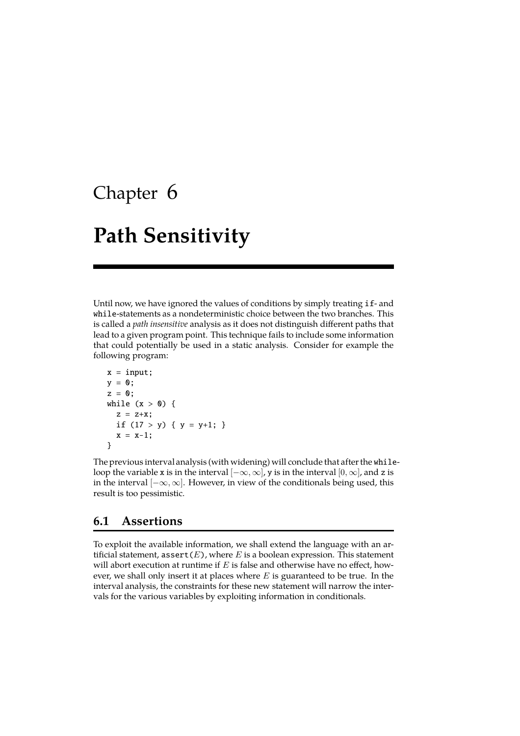# Chapter 6

# Path Sensitivity

Until now, we have ignored the values of conditions by simply treating `if`- and `while`-statements as a nondeterministic choice between the two branches. This is called a *path insensitive* analysis as it does not distinguish different paths that lead to a given program point. This technique fails to include some information that could potentially be used in a static analysis. Consider for example the following program:

```
x = input;
y = 0;
z = 0;
while (x > 0) {
  z = z+x;
  if (17 > y) { y = y+1; }
  x = x-1;
}
```

The previous interval analysis (with widening) will conclude that after the `while`-loop the variable `x` is in the interval $[-\infty, \infty]$, `y` is in the interval $[0, \infty]$, and `z` is in the interval $[-\infty, \infty]$. However, in view of the conditionals being used, this result is too pessimistic.

## 6.1 Assertions

To exploit the available information, we shall extend the language with an artificial statement, `assert(`$E$`)`, where $E$ is a boolean expression. This statement will abort execution at runtime if $E$ is false and otherwise have no effect, however, we shall only insert it at places where $E$ is guaranteed to be true. In the interval analysis, the constraints for these new statement will narrow the intervals for the various variables by exploiting information in conditionals.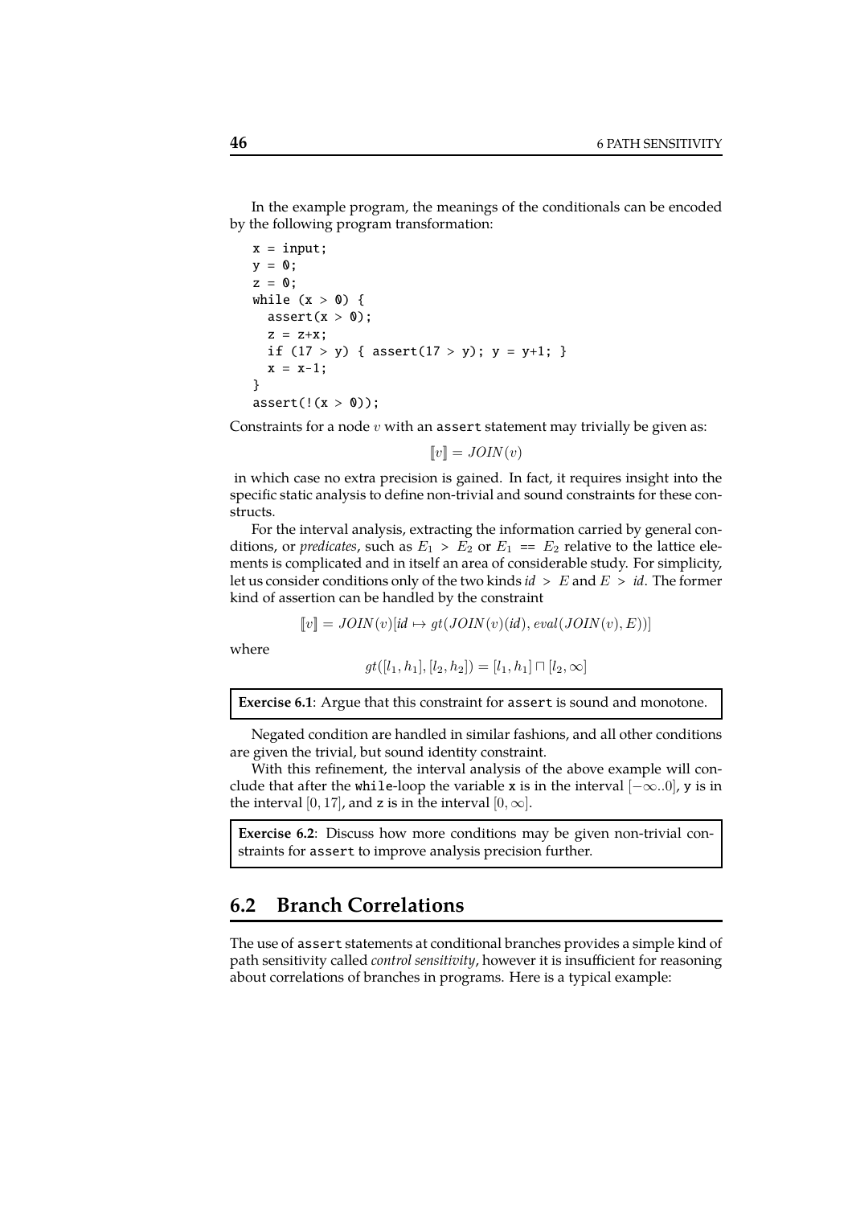In the example program, the meanings of the conditionals can be encoded by the following program transformation:

```
x = input;
y = 0;
z = 0;
while (x > 0) {
  assert(x > 0);
  z = z+x;
  if (17 > y) { assert(17 > y); y = y+1; }
  x = x-1;
}
assert(!(x > 0));
```

Constraints for a node $v$ with an `assert` statement may trivially be given as:

$$[\![v]\!] = JOIN(v)$$

in which case no extra precision is gained. In fact, it requires insight into the specific static analysis to define non-trivial and sound constraints for these constructs.

For the interval analysis, extracting the information carried by general conditions, or *predicates*, such as $E_1 > E_2$ or $E_1 == E_2$ relative to the lattice elements is complicated and in itself an area of considerable study. For simplicity, let us consider conditions only of the two kinds $id > E$ and $E > id$. The former kind of assertion can be handled by the constraint

$$[\![v]\!] = JOIN(v)[id \mapsto gt(JOIN(v)(id), eval(JOIN(v), E))]$$

where

$$gt([l_1, h_1], [l_2, h_2]) = [l_1, h_1] \sqcap [l_2, \infty]$$

> **Exercise 6.1**: Argue that this constraint for `assert` is sound and monotone.

Negated condition are handled in similar fashions, and all other conditions are given the trivial, but sound identity constraint.

With this refinement, the interval analysis of the above example will conclude that after the `while`-loop the variable `x` is in the interval $[-\infty..0]$, `y` is in the interval $[0, 17]$, and `z` is in the interval $[0, \infty]$.

> **Exercise 6.2**: Discuss how more conditions may be given non-trivial constraints for `assert` to improve analysis precision further.

## 6.2 Branch Correlations

The use of `assert` statements at conditional branches provides a simple kind of path sensitivity called *control sensitivity*, however it is insufficient for reasoning about correlations of branches in programs. Here is a typical example: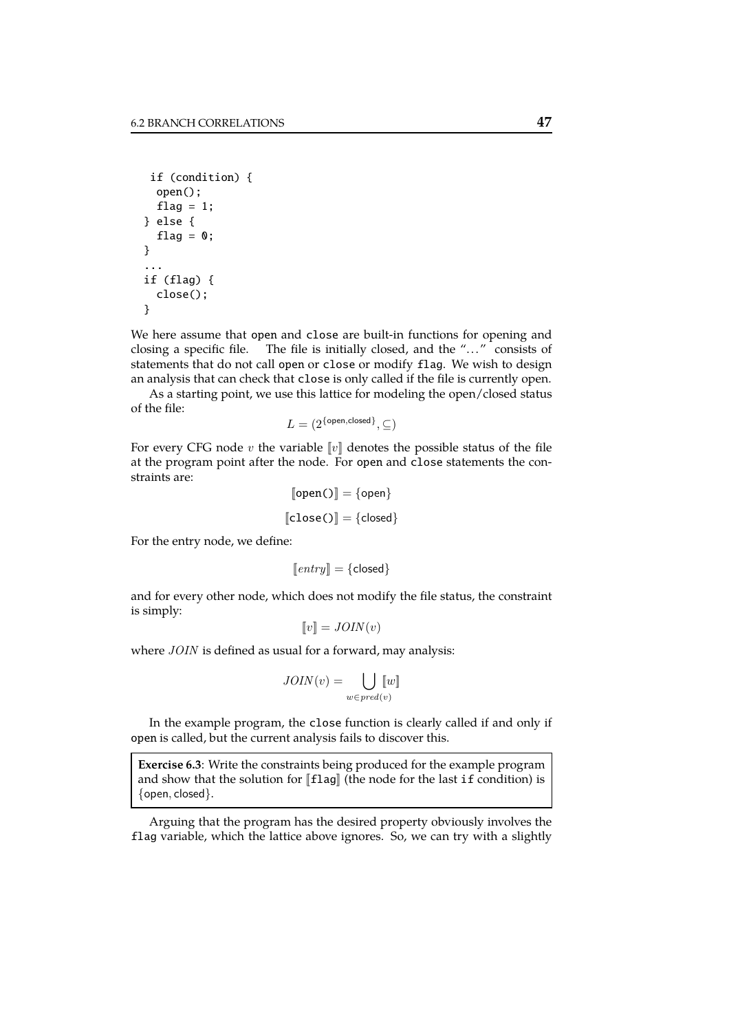```
 if (condition) {
  open();
  flag = 1;
} else {
  flag = 0;
}
...
if (flag) {
  close();
}
```

We here assume that open and close are built-in functions for opening and closing a specific file. The file is initially closed, and the "..." consists of statements that do not call open or close or modify flag. We wish to design an analysis that can check that close is only called if the file is currently open.

As a starting point, we use this lattice for modeling the open/closed status of the file:

$$L = (2^{\{\mathsf{open},\mathsf{closed}\}}, \subseteq)$$

For every CFG node $v$ the variable $[\![v]\!]$ denotes the possible status of the file at the program point after the node. For open and close statements the constraints are:

$$[\![\texttt{open()}]\!] = \{\mathsf{open}\}$$

$$[\![\texttt{close()}]\!] = \{\mathsf{closed}\}$$

For the entry node, we define:

$$[\![entry]\!] = \{\mathsf{closed}\}$$

and for every other node, which does not modify the file status, the constraint is simply:

$$[\![v]\!] = JOIN(v)$$

where $JOIN$ is defined as usual for a forward, may analysis:

$$JOIN(v) = \bigcup_{w \in pred(v)} [\![w]\!]$$

In the example program, the close function is clearly called if and only if open is called, but the current analysis fails to discover this.

> **Exercise 6.3**: Write the constraints being produced for the example program and show that the solution for $[\![\texttt{flag}]\!]$ (the node for the last if condition) is $\{\mathsf{open}, \mathsf{closed}\}$.

Arguing that the program has the desired property obviously involves the flag variable, which the lattice above ignores. So, we can try with a slightly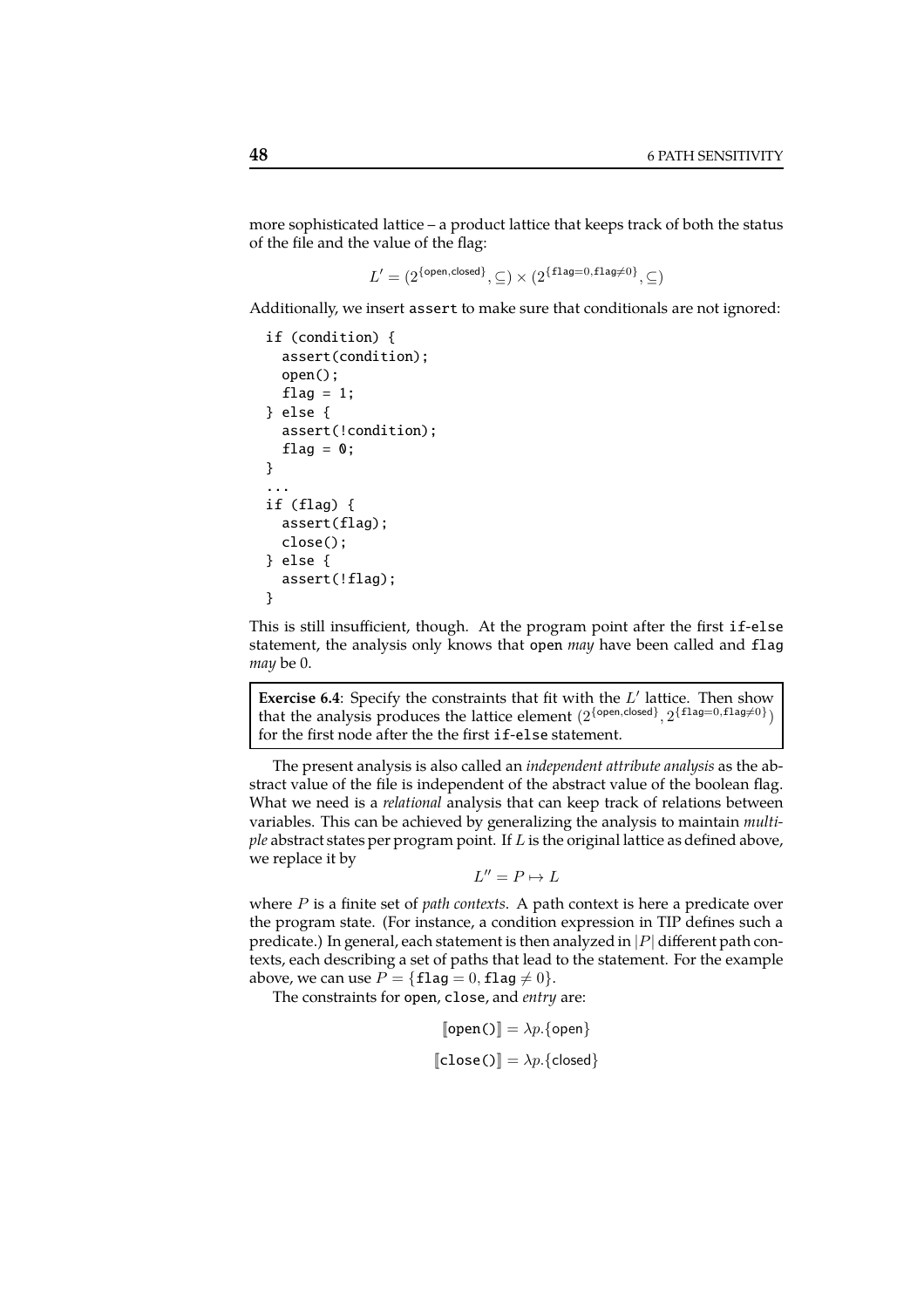more sophisticated lattice – a product lattice that keeps track of both the status of the file and the value of the flag:

$$L' = (2^{\{\mathsf{open},\mathsf{closed}\}}, \subseteq) \times (2^{\{\mathtt{flag}=0,\mathtt{flag}\neq 0\}}, \subseteq)$$

Additionally, we insert `assert` to make sure that conditionals are not ignored:

```
if (condition) {
  assert(condition);
  open();
  flag = 1;
} else {
  assert(!condition);
  flag = 0;
}
...
if (flag) {
  assert(flag);
  close();
} else {
  assert(!flag);
}
```

This is still insufficient, though. At the program point after the first `if-else` statement, the analysis only knows that `open` *may* have been called and `flag` *may* be 0.

**Exercise 6.4**: Specify the constraints that fit with the $L'$ lattice. Then show that the analysis produces the lattice element $(2^{\{\mathsf{open},\mathsf{closed}\}}, 2^{\{\mathtt{flag}=0,\mathtt{flag}\neq 0\}})$ for the first node after the the first `if-else` statement.

The present analysis is also called an *independent attribute analysis* as the abstract value of the file is independent of the abstract value of the boolean flag. What we need is a *relational* analysis that can keep track of relations between variables. This can be achieved by generalizing the analysis to maintain *multiple* abstract states per program point. If $L$ is the original lattice as defined above, we replace it by

$$L'' = P \mapsto L$$

where $P$ is a finite set of *path contexts*. A path context is here a predicate over the program state. (For instance, a condition expression in TIP defines such a predicate.) In general, each statement is then analyzed in $|P|$ different path contexts, each describing a set of paths that lead to the statement. For the example above, we can use $P = \{\mathtt{flag} = 0, \mathtt{flag} \neq 0\}$.

The constraints for `open`, `close`, and *entry* are:

$$[\![\mathtt{open()}]\!] = \lambda p.\{\mathsf{open}\}$$

$$[\![\mathtt{close()}]\!] = \lambda p.\{\mathsf{closed}\}$$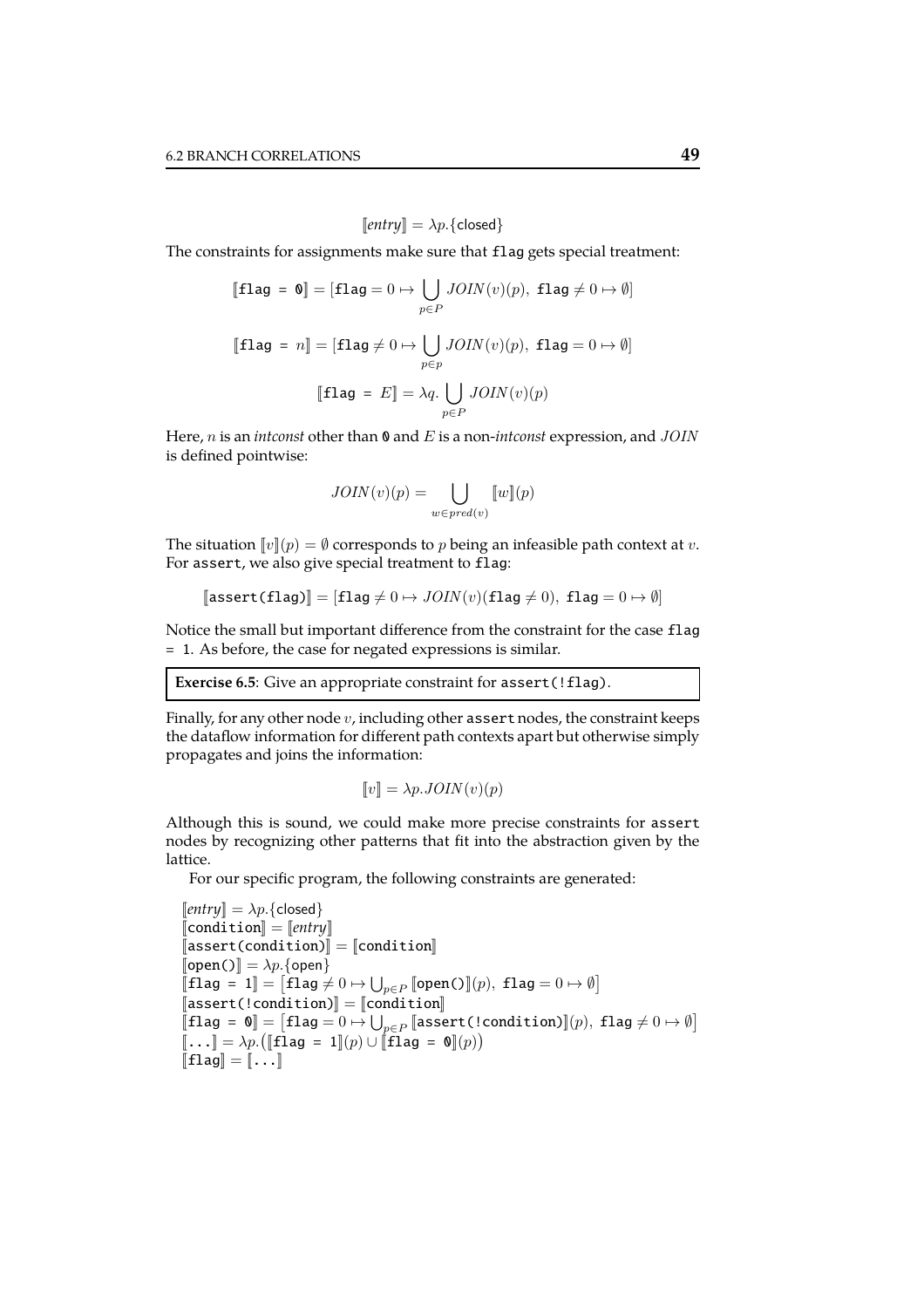$$[\![entry]\!] = \lambda p.\{\text{closed}\}$$

The constraints for assignments make sure that `flag` gets special treatment:

$$[\![\texttt{flag = 0}]\!] = [\texttt{flag} = 0 \mapsto \bigcup_{p \in P} JOIN(v)(p),\ \texttt{flag} \neq 0 \mapsto \emptyset]$$

$$[\![\texttt{flag = } n]\!] = [\texttt{flag} \neq 0 \mapsto \bigcup_{p \in p} JOIN(v)(p),\ \texttt{flag} = 0 \mapsto \emptyset]$$

$$[\![\texttt{flag = } E]\!] = \lambda q. \bigcup_{p \in P} JOIN(v)(p)$$

Here, $n$ is an *intconst* other than `0` and $E$ is a non-*intconst* expression, and $JOIN$ is defined pointwise:

$$JOIN(v)(p) = \bigcup_{w \in pred(v)} [\![w]\!](p)$$

The situation $[\![v]\!](p) = \emptyset$ corresponds to $p$ being an infeasible path context at $v$. For `assert`, we also give special treatment to `flag`:

$$[\![\texttt{assert(flag)}]\!] = [\texttt{flag} \neq 0 \mapsto JOIN(v)(\texttt{flag} \neq 0),\ \texttt{flag} = 0 \mapsto \emptyset]$$

Notice the small but important difference from the constraint for the case `flag = 1`. As before, the case for negated expressions is similar.

**Exercise 6.5**: Give an appropriate constraint for `assert(!flag)`.

Finally, for any other node $v$, including other `assert` nodes, the constraint keeps the dataflow information for different path contexts apart but otherwise simply propagates and joins the information:

$$[\![v]\!] = \lambda p. JOIN(v)(p)$$

Although this is sound, we could make more precise constraints for `assert` nodes by recognizing other patterns that fit into the abstraction given by the lattice.

For our specific program, the following constraints are generated:

$[\![entry]\!] = \lambda p.\{\text{closed}\}$
$[\![\texttt{condition}]\!] = [\![entry]\!]$
$[\![\texttt{assert(condition)}]\!] = [\![\texttt{condition}]\!]$
$[\![\texttt{open()}]\!] = \lambda p.\{\text{open}\}$
$[\![\texttt{flag = 1}]\!] = \big[\texttt{flag} \neq 0 \mapsto \bigcup_{p \in P} [\![\texttt{open()}]\!](p),\ \texttt{flag} = 0 \mapsto \emptyset\big]$
$[\![\texttt{assert(!condition)}]\!] = [\![\texttt{condition}]\!]$
$[\![\texttt{flag = 0}]\!] = \big[\texttt{flag} = 0 \mapsto \bigcup_{p \in P} [\![\texttt{assert(!condition)}]\!](p),\ \texttt{flag} \neq 0 \mapsto \emptyset\big]$
$[\![\texttt{...}]\!] = \lambda p.\big([\![\texttt{flag = 1}]\!](p) \cup [\![\texttt{flag = 0}]\!](p)\big)$
$[\![\texttt{flag}]\!] = [\![\texttt{...}]\!]$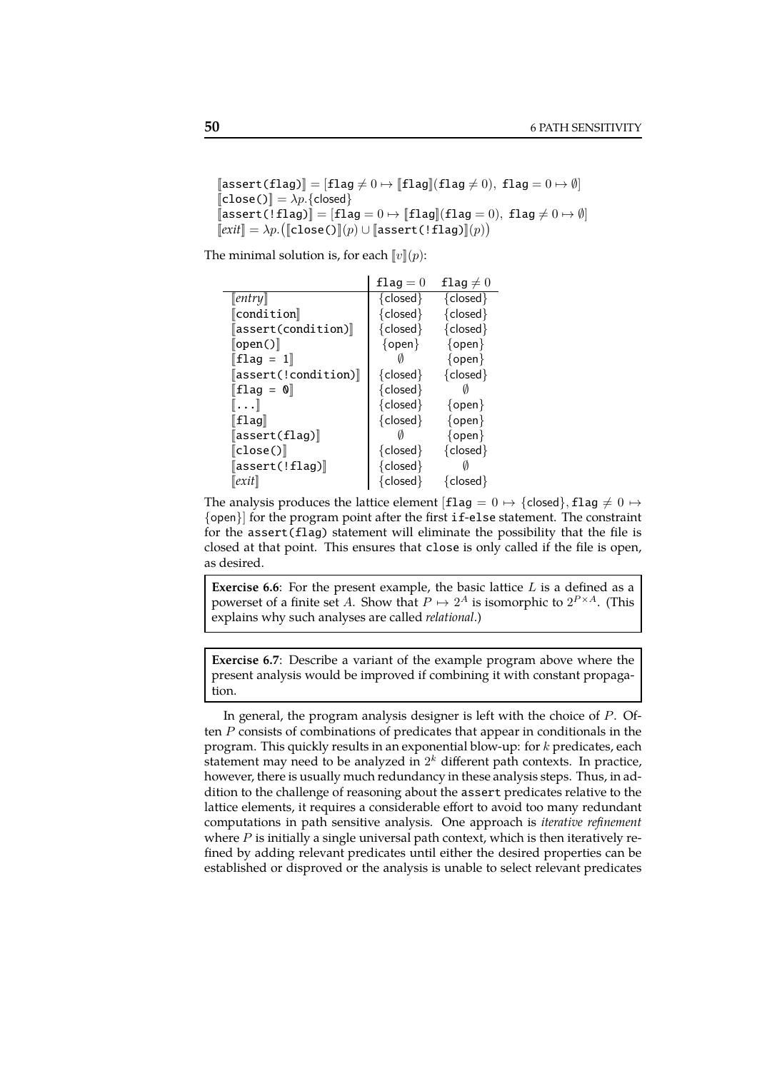$[\![\texttt{assert(flag)}]\!] = [\texttt{flag} \neq 0 \mapsto [\![\texttt{flag}]\!](\texttt{flag} \neq 0),\ \texttt{flag} = 0 \mapsto \emptyset]$
$[\![\texttt{close()}]\!] = \lambda p.\{\textsf{closed}\}$
$[\![\texttt{assert(!flag)}]\!] = [\texttt{flag} = 0 \mapsto [\![\texttt{flag}]\!](\texttt{flag} = 0),\ \texttt{flag} \neq 0 \mapsto \emptyset]$
$[\![\mathit{exit}]\!] = \lambda p.\big([\![\texttt{close()}]\!](p) \cup [\![\texttt{assert(!flag)}]\!](p)\big)$

The minimal solution is, for each $[\![v]\!](p)$:

| | $\texttt{flag} = 0$ | $\texttt{flag} \neq 0$ |
|---|---|---|
| $[\![\mathit{entry}]\!]$ | {closed} | {closed} |
| $[\![\texttt{condition}]\!]$ | {closed} | {closed} |
| $[\![\texttt{assert(condition)}]\!]$ | {closed} | {closed} |
| $[\![\texttt{open()}]\!]$ | {open} | {open} |
| $[\![\texttt{flag = 1}]\!]$ | $\emptyset$ | {open} |
| $[\![\texttt{assert(!condition)}]\!]$ | {closed} | {closed} |
| $[\![\texttt{flag = 0}]\!]$ | {closed} | $\emptyset$ |
| $[\![\texttt{...}]\!]$ | {closed} | {open} |
| $[\![\texttt{flag}]\!]$ | {closed} | {open} |
| $[\![\texttt{assert(flag)}]\!]$ | $\emptyset$ | {open} |
| $[\![\texttt{close()}]\!]$ | {closed} | {closed} |
| $[\![\texttt{assert(!flag)}]\!]$ | {closed} | $\emptyset$ |
| $[\![\mathit{exit}]\!]$ | {closed} | {closed} |

The analysis produces the lattice element $[\texttt{flag} = 0 \mapsto \{\textsf{closed}\}, \texttt{flag} \neq 0 \mapsto \{\textsf{open}\}]$ for the program point after the first `if-else` statement. The constraint for the `assert(flag)` statement will eliminate the possibility that the file is closed at that point. This ensures that `close` is only called if the file is open, as desired.

> **Exercise 6.6**: For the present example, the basic lattice $L$ is a defined as a powerset of a finite set $A$. Show that $P \mapsto 2^A$ is isomorphic to $2^{P \times A}$. (This explains why such analyses are called *relational*.)

> **Exercise 6.7**: Describe a variant of the example program above where the present analysis would be improved if combining it with constant propagation.

In general, the program analysis designer is left with the choice of $P$. Often $P$ consists of combinations of predicates that appear in conditionals in the program. This quickly results in an exponential blow-up: for $k$ predicates, each statement may need to be analyzed in $2^k$ different path contexts. In practice, however, there is usually much redundancy in these analysis steps. Thus, in addition to the challenge of reasoning about the `assert` predicates relative to the lattice elements, it requires a considerable effort to avoid too many redundant computations in path sensitive analysis. One approach is *iterative refinement* where $P$ is initially a single universal path context, which is then iteratively refined by adding relevant predicates until either the desired properties can be established or disproved or the analysis is unable to select relevant predicates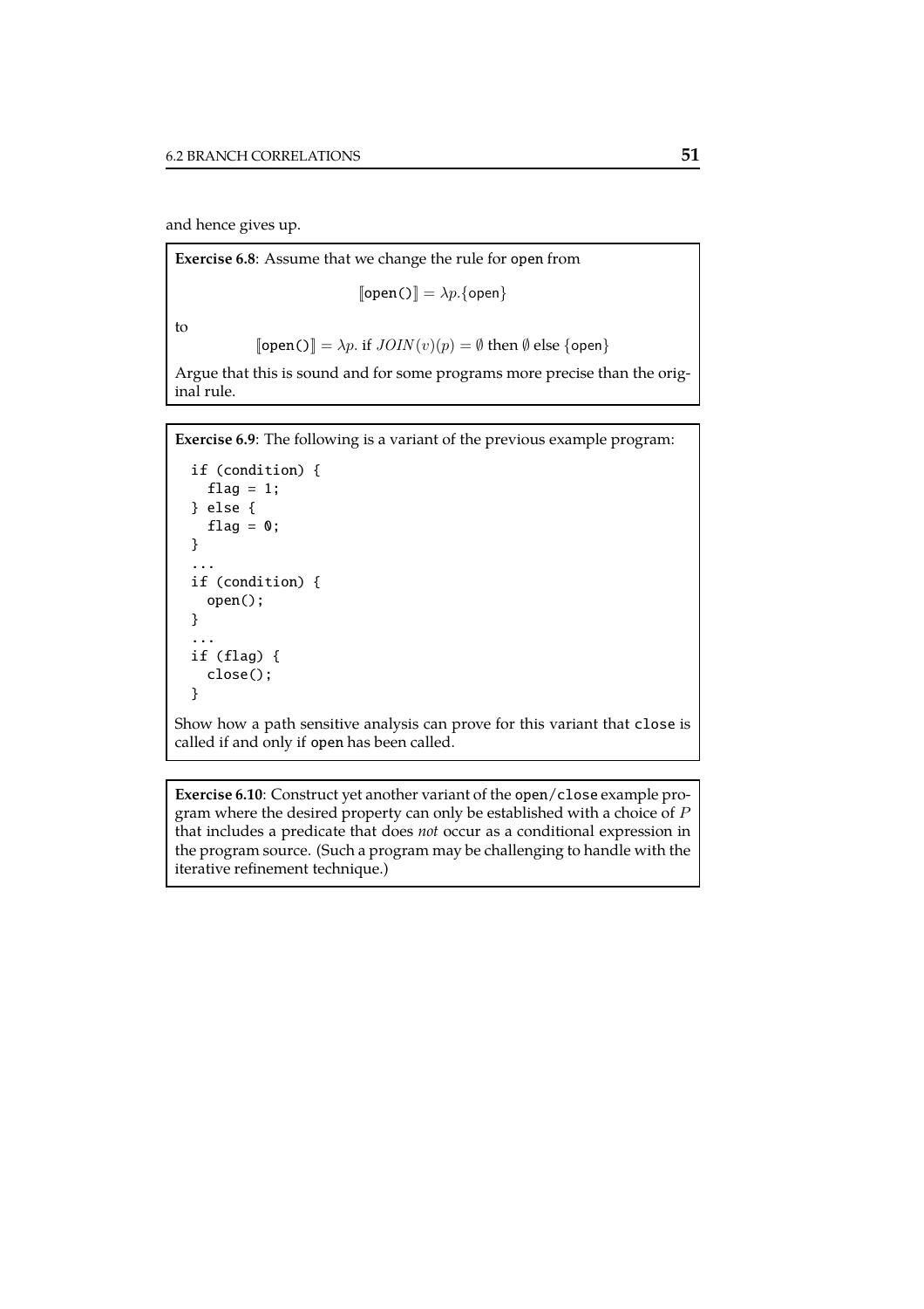and hence gives up.

**Exercise 6.8**: Assume that we change the rule for open from

$$[\![\texttt{open()}]\!] = \lambda p.\{\texttt{open}\}$$

to

$$[\![\texttt{open()}]\!] = \lambda p.\text{ if } JOIN(v)(p) = \emptyset \text{ then } \emptyset \text{ else } \{\texttt{open}\}$$

Argue that this is sound and for some programs more precise than the original rule.

**Exercise 6.9**: The following is a variant of the previous example program:

```
if (condition) {
  flag = 1;
} else {
  flag = 0;
}
...
if (condition) {
  open();
}
...
if (flag) {
  close();
}
```

Show how a path sensitive analysis can prove for this variant that close is called if and only if open has been called.

**Exercise 6.10**: Construct yet another variant of the open/close example program where the desired property can only be established with a choice of $P$ that includes a predicate that does *not* occur as a conditional expression in the program source. (Such a program may be challenging to handle with the iterative refinement technique.)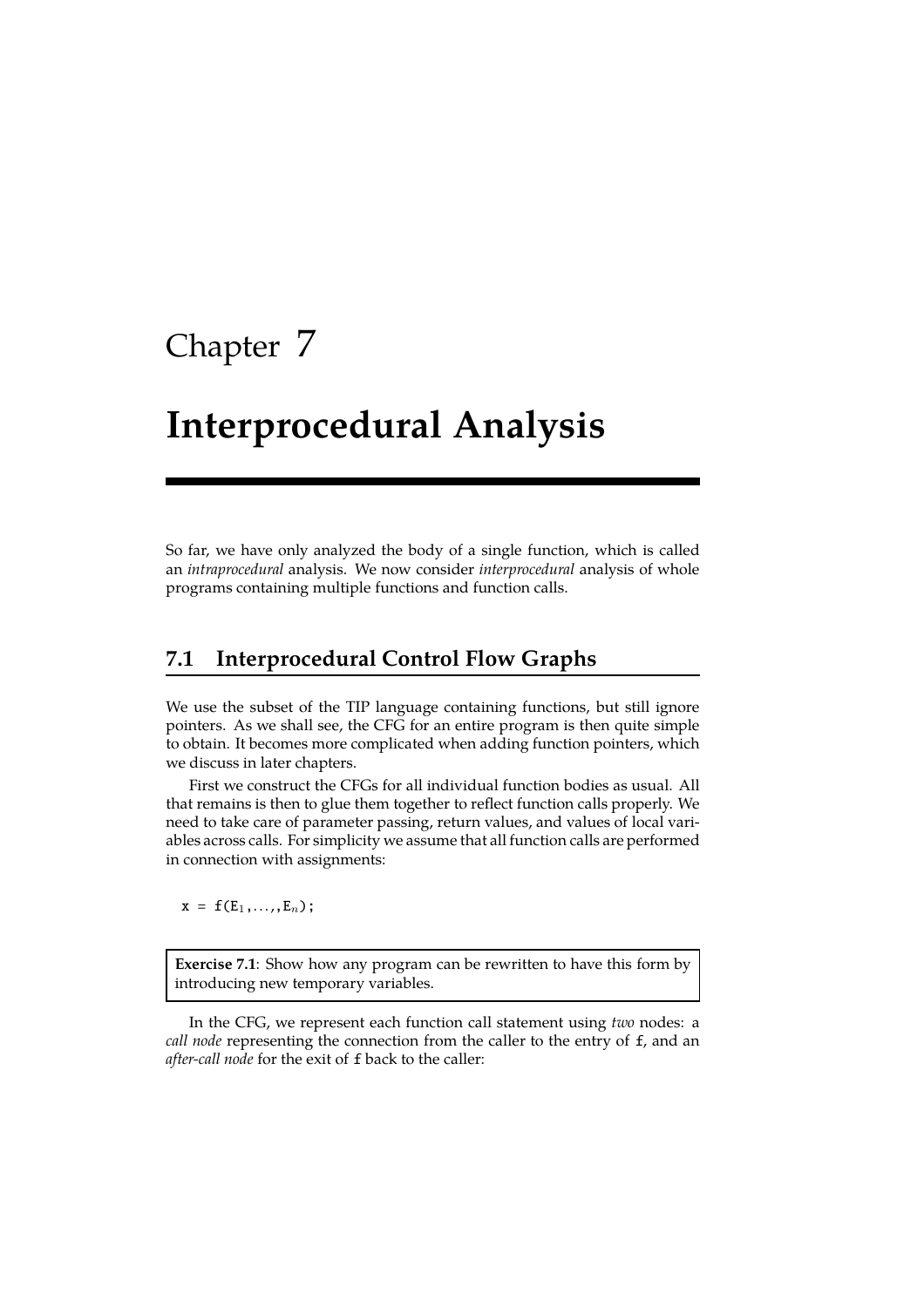# Chapter 7

# Interprocedural Analysis

So far, we have only analyzed the body of a single function, which is called an *intraprocedural* analysis. We now consider *interprocedural* analysis of whole programs containing multiple functions and function calls.

## 7.1 Interprocedural Control Flow Graphs

We use the subset of the TIP language containing functions, but still ignore pointers. As we shall see, the CFG for an entire program is then quite simple to obtain. It becomes more complicated when adding function pointers, which we discuss in later chapters.

First we construct the CFGs for all individual function bodies as usual. All that remains is then to glue them together to reflect function calls properly. We need to take care of parameter passing, return values, and values of local variables across calls. For simplicity we assume that all function calls are performed in connection with assignments:

```
x = f(E1,...,En);
```

> **Exercise 7.1**: Show how any program can be rewritten to have this form by introducing new temporary variables.

In the CFG, we represent each function call statement using *two* nodes: a *call node* representing the connection from the caller to the entry of `f`, and an *after-call node* for the exit of `f` back to the caller: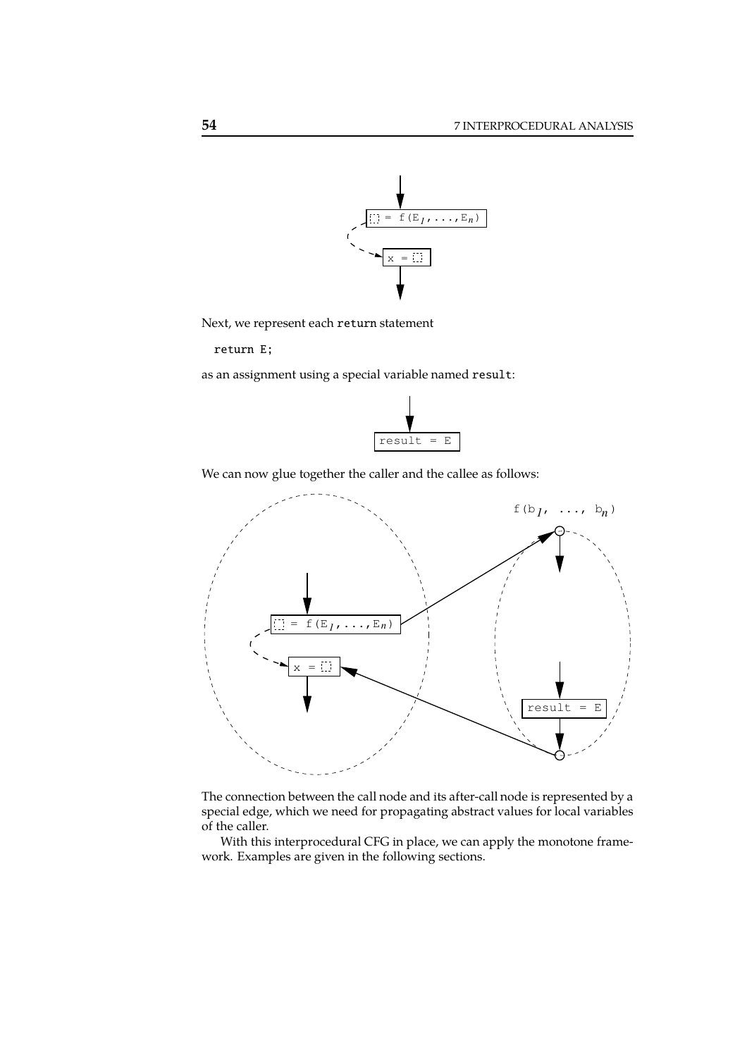Next, we represent each `return` statement

```
return E;
```

as an assignment using a special variable named `result`:

We can now glue together the caller and the callee as follows:

The connection between the call node and its after-call node is represented by a special edge, which we need for propagating abstract values for local variables of the caller.

With this interprocedural CFG in place, we can apply the monotone framework. Examples are given in the following sections.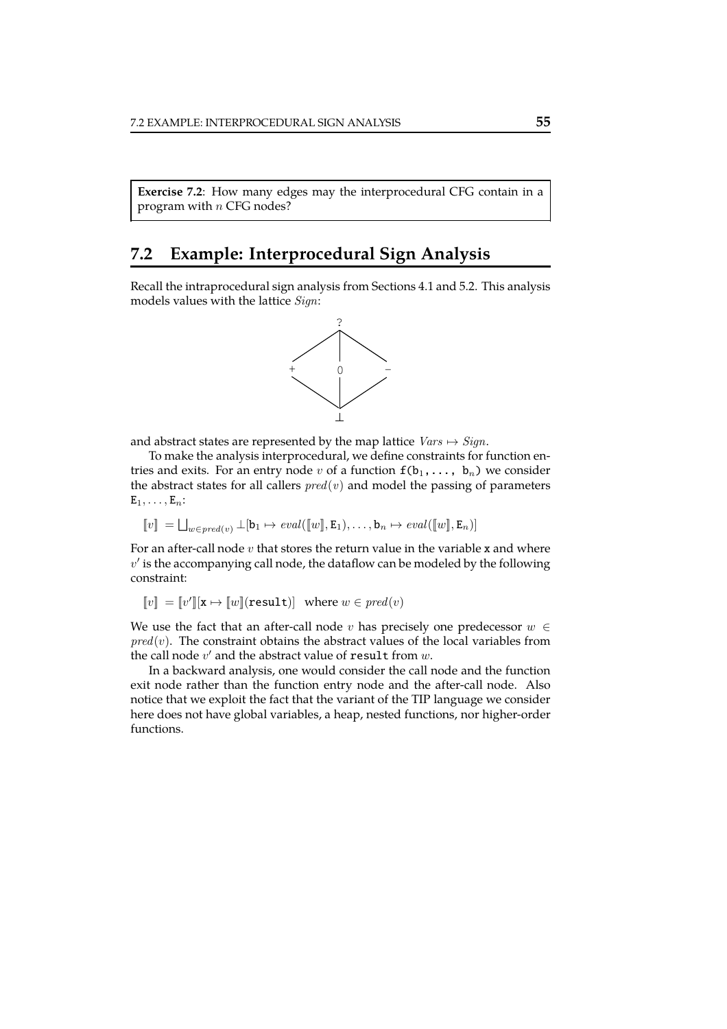**Exercise 7.2**: How many edges may the interprocedural CFG contain in a program with $n$ CFG nodes?

## 7.2 Example: Interprocedural Sign Analysis

Recall the intraprocedural sign analysis from Sections 4.1 and 5.2. This analysis models values with the lattice *Sign*:

```
        ?
      / | \
     +  0  −
      \ | /
        ⊥
```

and abstract states are represented by the map lattice $Vars \mapsto Sign$.

To make the analysis interprocedural, we define constraints for function entries and exits. For an entry node $v$ of a function `f(b`$_1$`,..., b`$_n$`)` we consider the abstract states for all callers $pred(v)$ and model the passing of parameters $\mathtt{E}_1, \ldots, \mathtt{E}_n$:

$$[\![v]\!] = \bigsqcup_{w \in pred(v)} \bot[\mathtt{b}_1 \mapsto eval([\![w]\!], \mathtt{E}_1), \ldots, \mathtt{b}_n \mapsto eval([\![w]\!], \mathtt{E}_n)]$$

For an after-call node $v$ that stores the return value in the variable `x` and where $v'$ is the accompanying call node, the dataflow can be modeled by the following constraint:

$$[\![v]\!] = [\![v']\!][\mathtt{x} \mapsto [\![w]\!](\mathtt{result})] \quad \text{where } w \in pred(v)$$

We use the fact that an after-call node $v$ has precisely one predecessor $w \in pred(v)$. The constraint obtains the abstract values of the local variables from the call node $v'$ and the abstract value of `result` from $w$.

In a backward analysis, one would consider the call node and the function exit node rather than the function entry node and the after-call node. Also notice that we exploit the fact that the variant of the TIP language we consider here does not have global variables, a heap, nested functions, nor higher-order functions.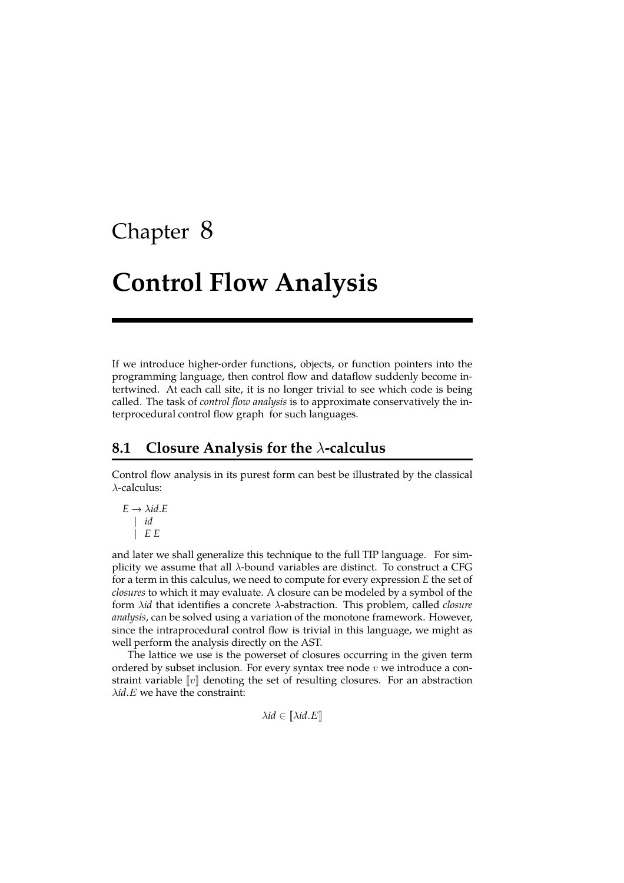# Chapter 8

# Control Flow Analysis

If we introduce higher-order functions, objects, or function pointers into the programming language, then control flow and dataflow suddenly become intertwined. At each call site, it is no longer trivial to see which code is being called. The task of *control flow analysis* is to approximate conservatively the interprocedural control flow graph for such languages.

## 8.1 Closure Analysis for the $\lambda$-calculus

Control flow analysis in its purest form can best be illustrated by the classical $\lambda$-calculus:

$$
\begin{aligned}
E \rightarrow\ & \lambda id.E \\
|\ & id \\
|\ & E\ E
\end{aligned}
$$

and later we shall generalize this technique to the full TIP language. For simplicity we assume that all $\lambda$-bound variables are distinct. To construct a CFG for a term in this calculus, we need to compute for every expression *E* the set of *closures* to which it may evaluate. A closure can be modeled by a symbol of the form $\lambda id$ that identifies a concrete $\lambda$-abstraction. This problem, called *closure analysis*, can be solved using a variation of the monotone framework. However, since the intraprocedural control flow is trivial in this language, we might as well perform the analysis directly on the AST.

The lattice we use is the powerset of closures occurring in the given term ordered by subset inclusion. For every syntax tree node $v$ we introduce a constraint variable $[\![v]\!]$ denoting the set of resulting closures. For an abstraction $\lambda id.E$ we have the constraint:

$$\lambda id \in [\![\lambda id.E]\!]$$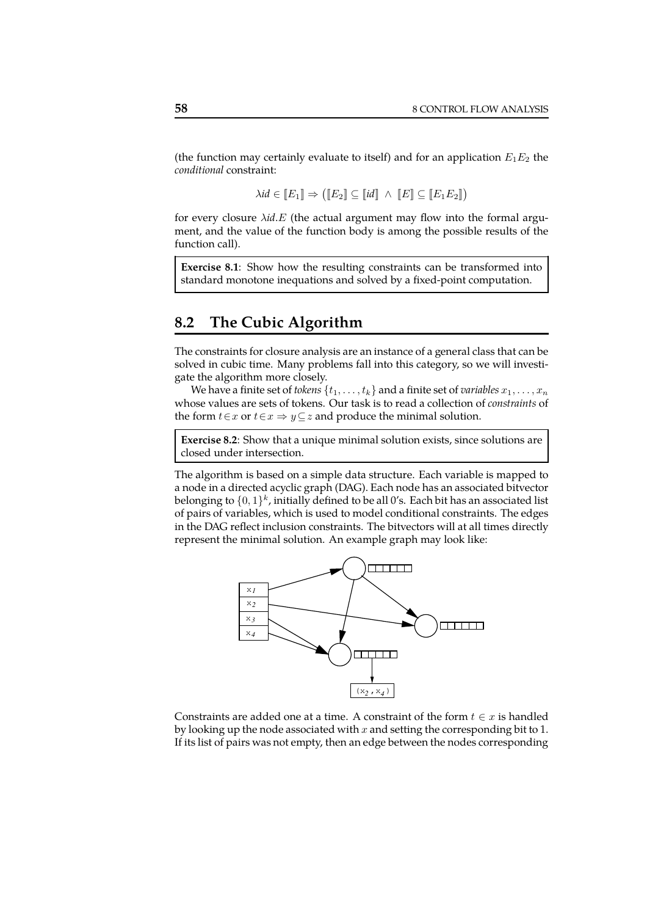(the function may certainly evaluate to itself) and for an application $E_1E_2$ the *conditional* constraint:

$$\lambda id \in [\![E_1]\!] \Rightarrow \left([\![E_2]\!] \subseteq [\![id]\!] \;\wedge\; [\![E]\!] \subseteq [\![E_1E_2]\!]\right)$$

for every closure $\lambda id.E$ (the actual argument may flow into the formal argument, and the value of the function body is among the possible results of the function call).

> **Exercise 8.1**: Show how the resulting constraints can be transformed into standard monotone inequations and solved by a fixed-point computation.

## 8.2 The Cubic Algorithm

The constraints for closure analysis are an instance of a general class that can be solved in cubic time. Many problems fall into this category, so we will investigate the algorithm more closely.

We have a finite set of *tokens* $\{t_1, \ldots, t_k\}$ and a finite set of *variables* $x_1, \ldots, x_n$ whose values are sets of tokens. Our task is to read a collection of *constraints* of the form $t \in x$ or $t \in x \Rightarrow y \subseteq z$ and produce the minimal solution.

> **Exercise 8.2**: Show that a unique minimal solution exists, since solutions are closed under intersection.

The algorithm is based on a simple data structure. Each variable is mapped to a node in a directed acyclic graph (DAG). Each node has an associated bitvector belonging to $\{0, 1\}^k$, initially defined to be all 0's. Each bit has an associated list of pairs of variables, which is used to model conditional constraints. The edges in the DAG reflect inclusion constraints. The bitvectors will at all times directly represent the minimal solution. An example graph may look like:

Constraints are added one at a time. A constraint of the form $t \in x$ is handled by looking up the node associated with $x$ and setting the corresponding bit to 1. If its list of pairs was not empty, then an edge between the nodes corresponding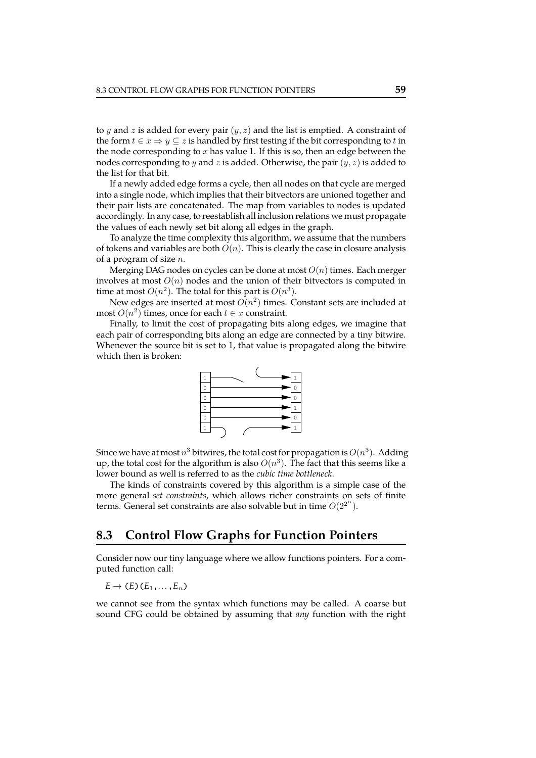to $y$ and $z$ is added for every pair $(y, z)$ and the list is emptied. A constraint of the form $t \in x \Rightarrow y \subseteq z$ is handled by first testing if the bit corresponding to $t$ in the node corresponding to $x$ has value 1. If this is so, then an edge between the nodes corresponding to $y$ and $z$ is added. Otherwise, the pair $(y, z)$ is added to the list for that bit.

If a newly added edge forms a cycle, then all nodes on that cycle are merged into a single node, which implies that their bitvectors are unioned together and their pair lists are concatenated. The map from variables to nodes is updated accordingly. In any case, to reestablish all inclusion relations we must propagate the values of each newly set bit along all edges in the graph.

To analyze the time complexity this algorithm, we assume that the numbers of tokens and variables are both $O(n)$. This is clearly the case in closure analysis of a program of size $n$.

Merging DAG nodes on cycles can be done at most $O(n)$ times. Each merger involves at most $O(n)$ nodes and the union of their bitvectors is computed in time at most $O(n^2)$. The total for this part is $O(n^3)$.

New edges are inserted at most $O(n^2)$ times. Constant sets are included at most $O(n^2)$ times, once for each $t \in x$ constraint.

Finally, to limit the cost of propagating bits along edges, we imagine that each pair of corresponding bits along an edge are connected by a tiny bitwire. Whenever the source bit is set to 1, that value is propagated along the bitwire which then is broken:

Since we have at most $n^3$ bitwires, the total cost for propagation is $O(n^3)$. Adding up, the total cost for the algorithm is also $O(n^3)$. The fact that this seems like a lower bound as well is referred to as the *cubic time bottleneck*.

The kinds of constraints covered by this algorithm is a simple case of the more general *set constraints*, which allows richer constraints on sets of finite terms. General set constraints are also solvable but in time $O(2^{2^n})$.

## 8.3 Control Flow Graphs for Function Pointers

Consider now our tiny language where we allow functions pointers. For a computed function call:

$E \rightarrow (E)(E_1, \ldots, E_n)$

we cannot see from the syntax which functions may be called. A coarse but sound CFG could be obtained by assuming that *any* function with the right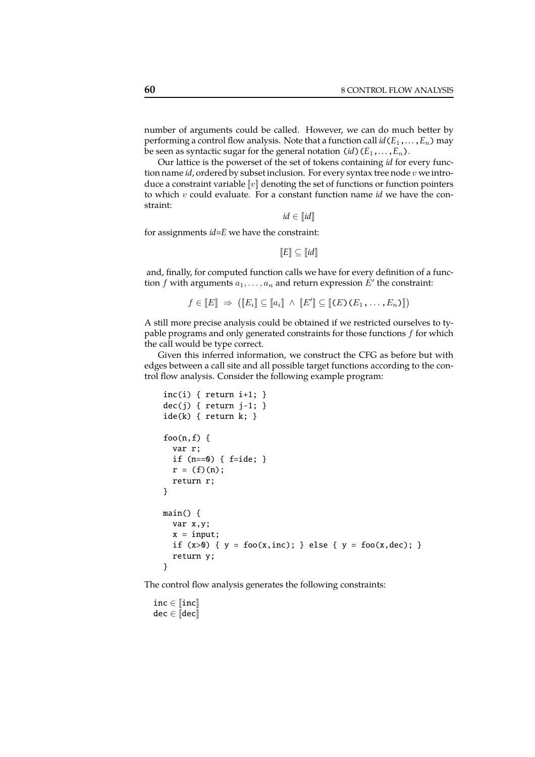number of arguments could be called. However, we can do much better by performing a control flow analysis. Note that a function call *id*($E_1$, ..., $E_n$) may be seen as syntactic sugar for the general notation (*id*)($E_1$, ..., $E_n$).

Our lattice is the powerset of the set of tokens containing *id* for every function name *id*, ordered by subset inclusion. For every syntax tree node $v$ we introduce a constraint variable $[\![v]\!]$ denoting the set of functions or function pointers to which $v$ could evaluate. For a constant function name *id* we have the constraint:

$$id \in [\![id]\!]$$

for assignments *id*=*E* we have the constraint:

$$[\![E]\!] \subseteq [\![id]\!]$$

and, finally, for computed function calls we have for every definition of a function $f$ with arguments $a_1, \ldots, a_n$ and return expression $E'$ the constraint:

$$f \in [\![E]\!] \Rightarrow \big([\![E_i]\!] \subseteq [\![a_i]\!] \wedge [\![E']\!] \subseteq [\![(E)(E_1, \ldots, E_n)]\!]\big)$$

A still more precise analysis could be obtained if we restricted ourselves to typable programs and only generated constraints for those functions $f$ for which the call would be type correct.

Given this inferred information, we construct the CFG as before but with edges between a call site and all possible target functions according to the control flow analysis. Consider the following example program:

```
inc(i) { return i+1; }
dec(j) { return j-1; }
ide(k) { return k; }

foo(n,f) {
  var r;
  if (n==0) { f=ide; }
  r = (f)(n);
  return r;
}

main() {
  var x,y;
  x = input;
  if (x>0) { y = foo(x,inc); } else { y = foo(x,dec); }
  return y;
}
```

The control flow analysis generates the following constraints:

$\texttt{inc} \in [\![\texttt{inc}]\!]$
$\texttt{dec} \in [\![\texttt{dec}]\!]$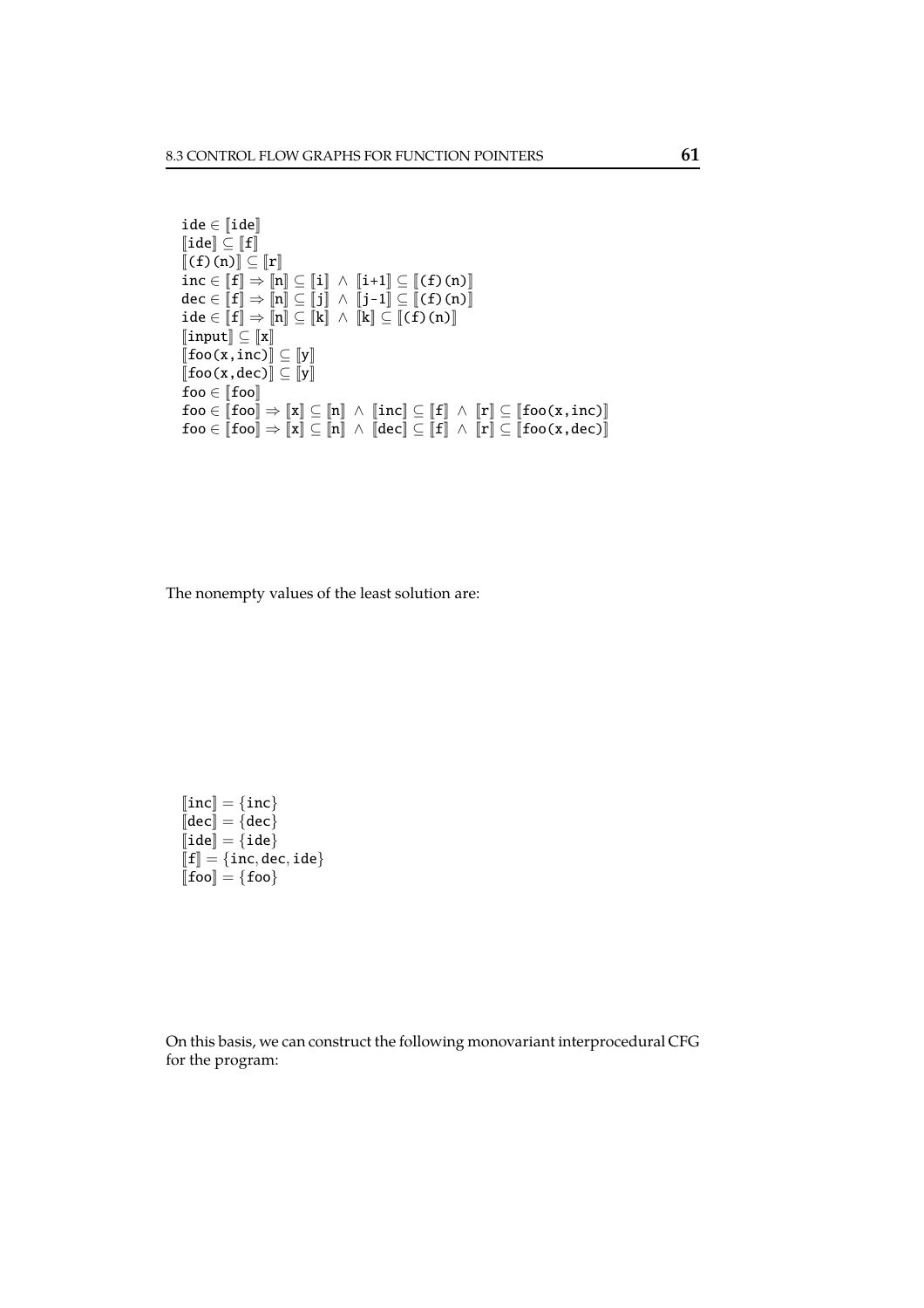$$
\begin{aligned}
&\texttt{ide} \in [\![\texttt{ide}]\!] \\
&[\![\texttt{ide}]\!] \subseteq [\![\texttt{f}]\!] \\
&[\![\texttt{(f)(n)}]\!] \subseteq [\![\texttt{r}]\!] \\
&\texttt{inc} \in [\![\texttt{f}]\!] \Rightarrow [\![\texttt{n}]\!] \subseteq [\![\texttt{i}]\!] \ \wedge \ [\![\texttt{i+1}]\!] \subseteq [\![\texttt{(f)(n)}]\!] \\
&\texttt{dec} \in [\![\texttt{f}]\!] \Rightarrow [\![\texttt{n}]\!] \subseteq [\![\texttt{j}]\!] \ \wedge \ [\![\texttt{j-1}]\!] \subseteq [\![\texttt{(f)(n)}]\!] \\
&\texttt{ide} \in [\![\texttt{f}]\!] \Rightarrow [\![\texttt{n}]\!] \subseteq [\![\texttt{k}]\!] \ \wedge \ [\![\texttt{k}]\!] \subseteq [\![\texttt{(f)(n)}]\!] \\
&[\![\texttt{input}]\!] \subseteq [\![\texttt{x}]\!] \\
&[\![\texttt{foo(x,inc)}]\!] \subseteq [\![\texttt{y}]\!] \\
&[\![\texttt{foo(x,dec)}]\!] \subseteq [\![\texttt{y}]\!] \\
&\texttt{foo} \in [\![\texttt{foo}]\!] \\
&\texttt{foo} \in [\![\texttt{foo}]\!] \Rightarrow [\![\texttt{x}]\!] \subseteq [\![\texttt{n}]\!] \ \wedge \ [\![\texttt{inc}]\!] \subseteq [\![\texttt{f}]\!] \ \wedge \ [\![\texttt{r}]\!] \subseteq [\![\texttt{foo(x,inc)}]\!] \\
&\texttt{foo} \in [\![\texttt{foo}]\!] \Rightarrow [\![\texttt{x}]\!] \subseteq [\![\texttt{n}]\!] \ \wedge \ [\![\texttt{dec}]\!] \subseteq [\![\texttt{f}]\!] \ \wedge \ [\![\texttt{r}]\!] \subseteq [\![\texttt{foo(x,dec)}]\!]
\end{aligned}
$$

The nonempty values of the least solution are:

$$
\begin{aligned}
&[\![\texttt{inc}]\!] = \{\texttt{inc}\} \\
&[\![\texttt{dec}]\!] = \{\texttt{dec}\} \\
&[\![\texttt{ide}]\!] = \{\texttt{ide}\} \\
&[\![\texttt{f}]\!] = \{\texttt{inc}, \texttt{dec}, \texttt{ide}\} \\
&[\![\texttt{foo}]\!] = \{\texttt{foo}\}
\end{aligned}
$$

On this basis, we can construct the following monovariant interprocedural CFG for the program: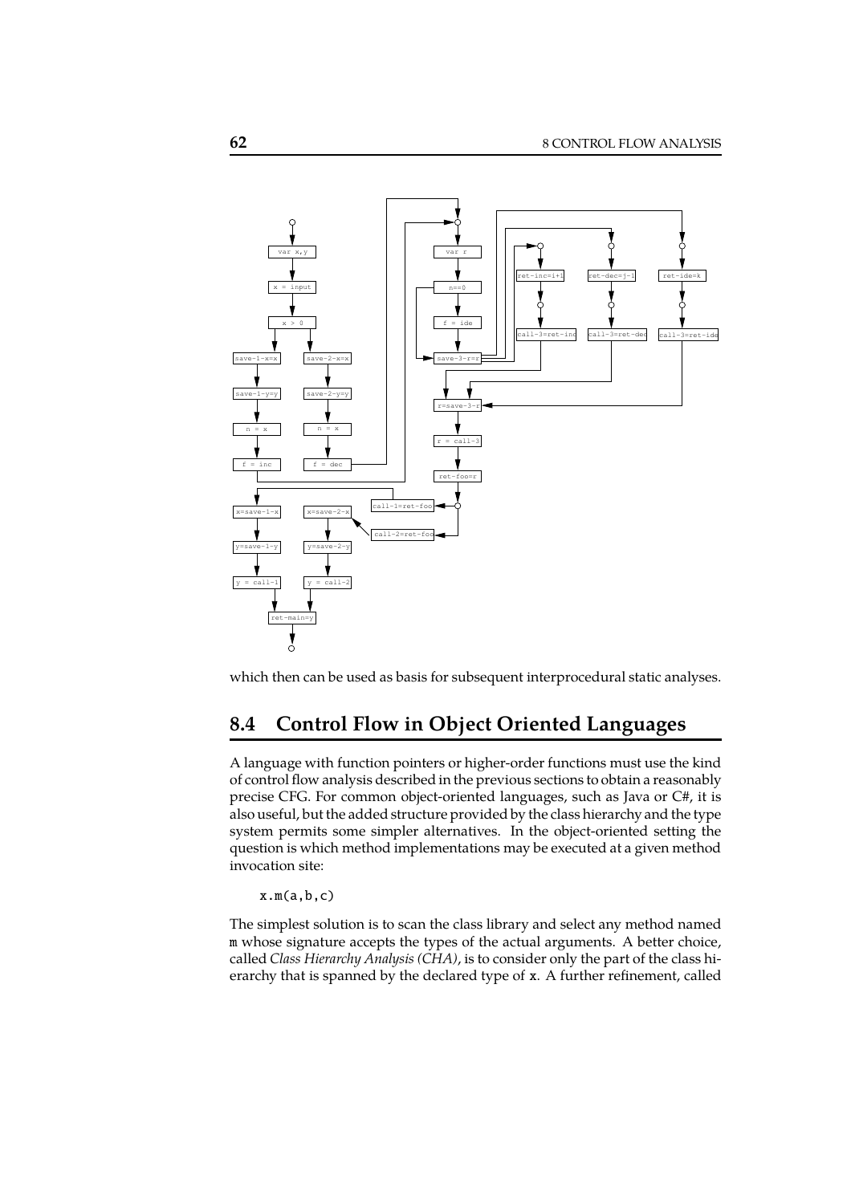which then can be used as basis for subsequent interprocedural static analyses.

## 8.4 Control Flow in Object Oriented Languages

A language with function pointers or higher-order functions must use the kind of control flow analysis described in the previous sections to obtain a reasonably precise CFG. For common object-oriented languages, such as Java or C#, it is also useful, but the added structure provided by the class hierarchy and the type system permits some simpler alternatives. In the object-oriented setting the question is which method implementations may be executed at a given method invocation site:

```
x.m(a,b,c)
```

The simplest solution is to scan the class library and select any method named m whose signature accepts the types of the actual arguments. A better choice, called *Class Hierarchy Analysis (CHA)*, is to consider only the part of the class hierarchy that is spanned by the declared type of x. A further refinement, called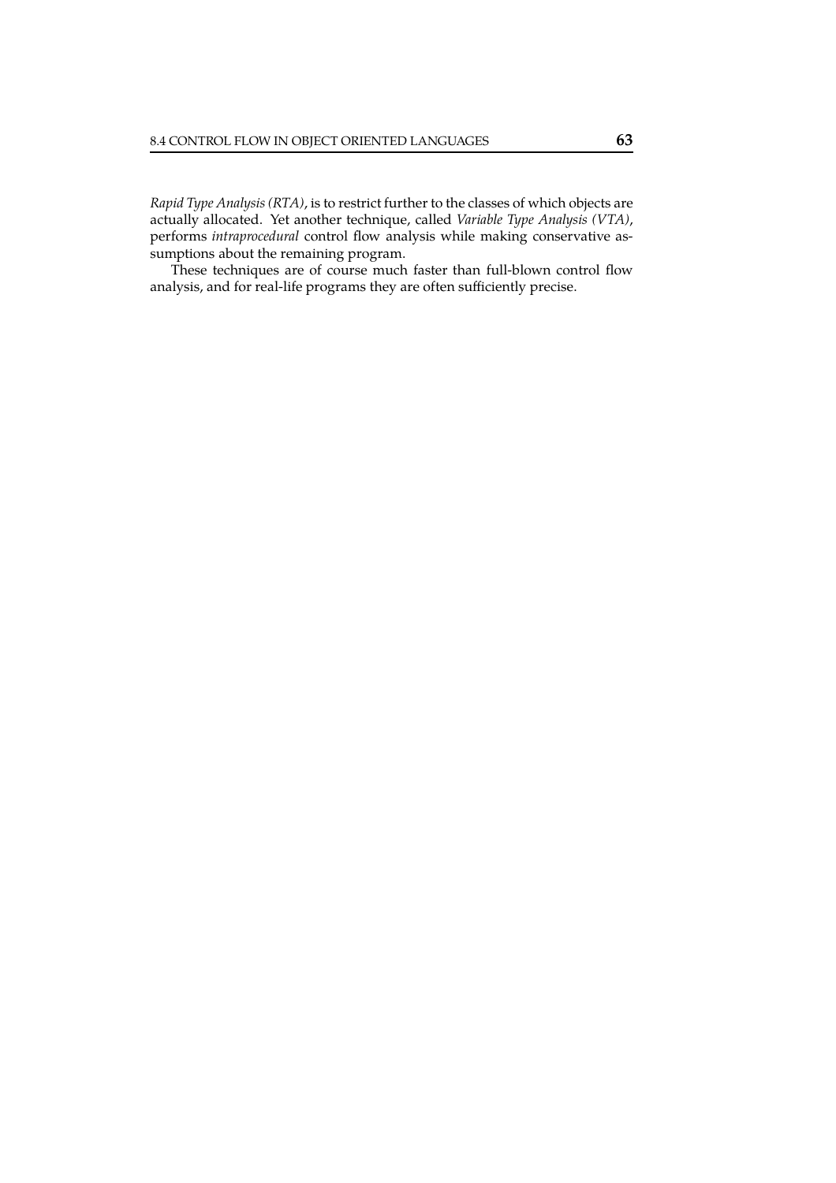*Rapid Type Analysis (RTA)*, is to restrict further to the classes of which objects are actually allocated. Yet another technique, called *Variable Type Analysis (VTA)*, performs *intraprocedural* control flow analysis while making conservative assumptions about the remaining program.

These techniques are of course much faster than full-blown control flow analysis, and for real-life programs they are often sufficiently precise.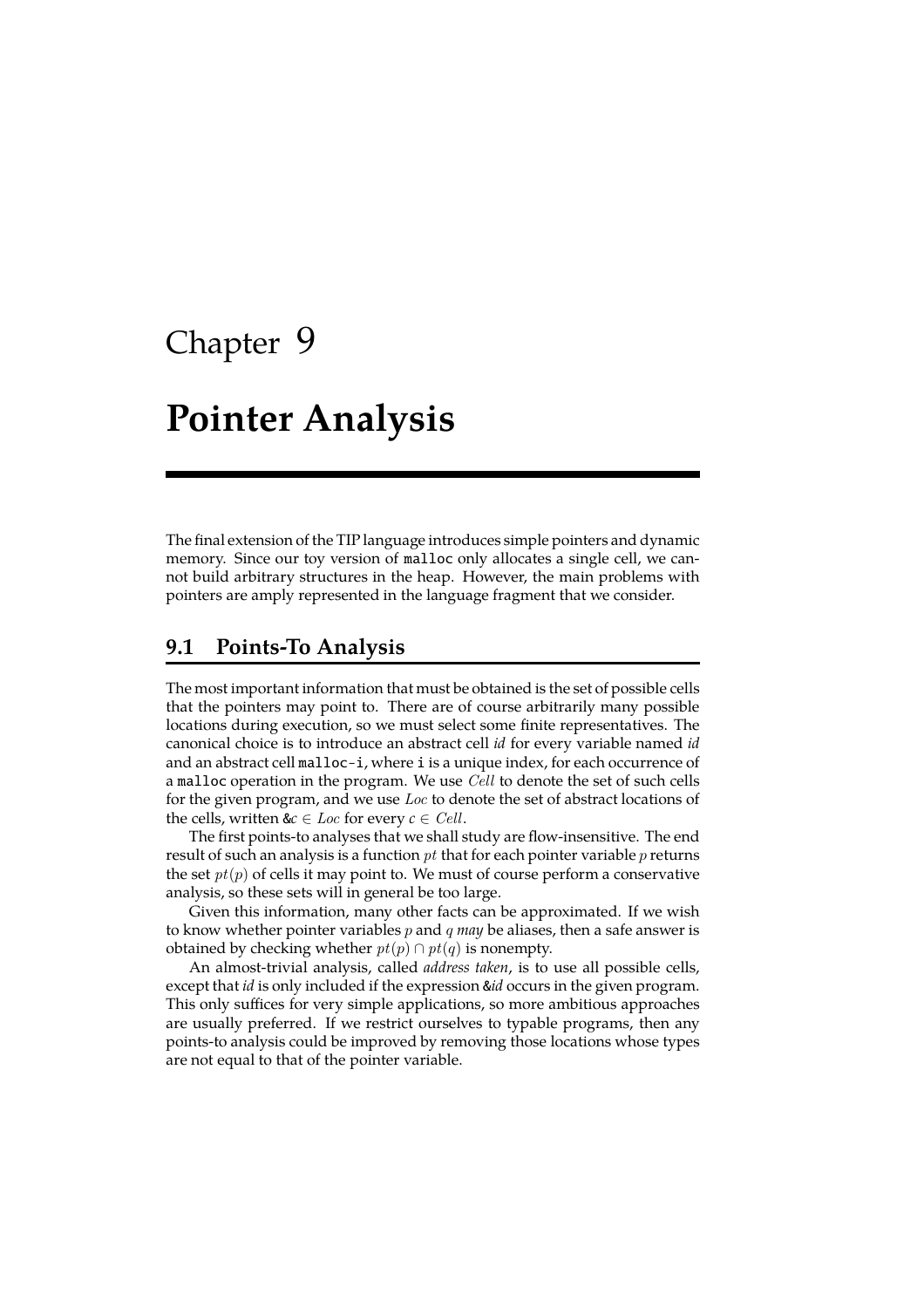# Chapter 9

# Pointer Analysis

The final extension of the TIP language introduces simple pointers and dynamic memory. Since our toy version of `malloc` only allocates a single cell, we cannot build arbitrary structures in the heap. However, the main problems with pointers are amply represented in the language fragment that we consider.

## 9.1 Points-To Analysis

The most important information that must be obtained is the set of possible cells that the pointers may point to. There are of course arbitrarily many possible locations during execution, so we must select some finite representatives. The canonical choice is to introduce an abstract cell *id* for every variable named *id* and an abstract cell `malloc-i`, where `i` is a unique index, for each occurrence of a `malloc` operation in the program. We use $Cell$ to denote the set of such cells for the given program, and we use $Loc$ to denote the set of abstract locations of the cells, written &$c \in Loc$ for every $c \in Cell$.

The first points-to analyses that we shall study are flow-insensitive. The end result of such an analysis is a function $pt$ that for each pointer variable $p$ returns the set $pt(p)$ of cells it may point to. We must of course perform a conservative analysis, so these sets will in general be too large.

Given this information, many other facts can be approximated. If we wish to know whether pointer variables $p$ and $q$ *may* be aliases, then a safe answer is obtained by checking whether $pt(p) \cap pt(q)$ is nonempty.

An almost-trivial analysis, called *address taken*, is to use all possible cells, except that *id* is only included if the expression &*id* occurs in the given program. This only suffices for very simple applications, so more ambitious approaches are usually preferred. If we restrict ourselves to typable programs, then any points-to analysis could be improved by removing those locations whose types are not equal to that of the pointer variable.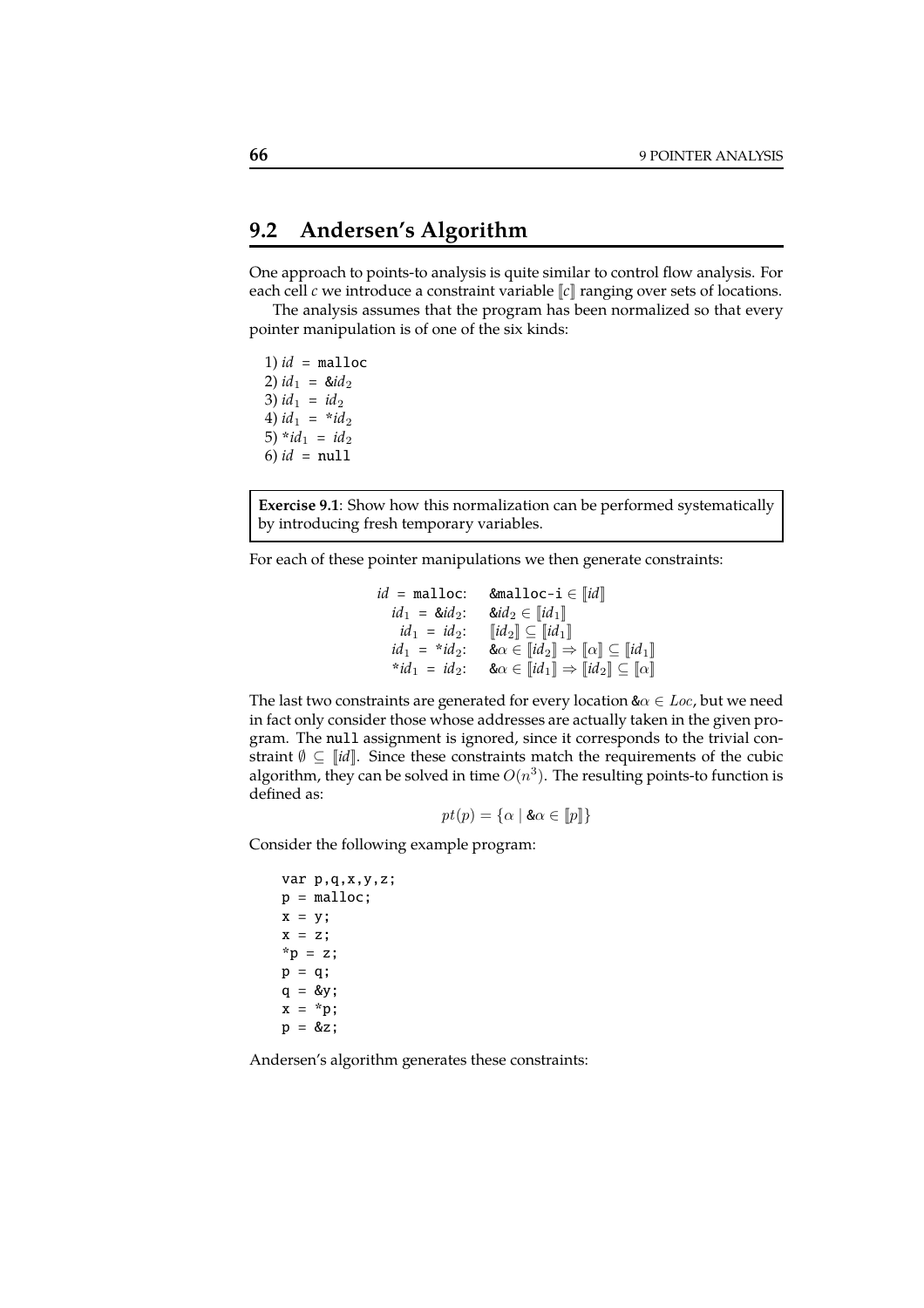## 9.2 Andersen's Algorithm

One approach to points-to analysis is quite similar to control flow analysis. For each cell $c$ we introduce a constraint variable $[\![c]\!]$ ranging over sets of locations.

The analysis assumes that the program has been normalized so that every pointer manipulation is of one of the six kinds:

1) *id* = `malloc`
2) $id_1$ = &$id_2$
3) $id_1$ = $id_2$
4) $id_1$ = *$id_2$
5) *$id_1$ = $id_2$
6) *id* = `null`

> **Exercise 9.1**: Show how this normalization can be performed systematically by introducing fresh temporary variables.

For each of these pointer manipulations we then generate constraints:

| | |
|---|---|
| *id* = `malloc`: | `&malloc-i` $\in [\![id]\!]$ |
| $id_1$ = &$id_2$: | &$id_2 \in [\![id_1]\!]$ |
| $id_1$ = $id_2$: | $[\![id_2]\!] \subseteq [\![id_1]\!]$ |
| $id_1$ = *$id_2$: | &$\alpha \in [\![id_2]\!] \Rightarrow [\![\alpha]\!] \subseteq [\![id_1]\!]$ |
| *$id_1$ = $id_2$: | &$\alpha \in [\![id_1]\!] \Rightarrow [\![id_2]\!] \subseteq [\![\alpha]\!]$ |

The last two constraints are generated for every location &$\alpha \in Loc$, but we need in fact only consider those whose addresses are actually taken in the given program. The `null` assignment is ignored, since it corresponds to the trivial constraint $\emptyset \subseteq [\![id]\!]$. Since these constraints match the requirements of the cubic algorithm, they can be solved in time $O(n^3)$. The resulting points-to function is defined as:

$$pt(p) = \{\alpha \mid \&\alpha \in [\![p]\!]\}$$

Consider the following example program:

```
var p,q,x,y,z;
p = malloc;
x = y;
x = z;
*p = z;
p = q;
q = &y;
x = *p;
p = &z;
```

Andersen's algorithm generates these constraints: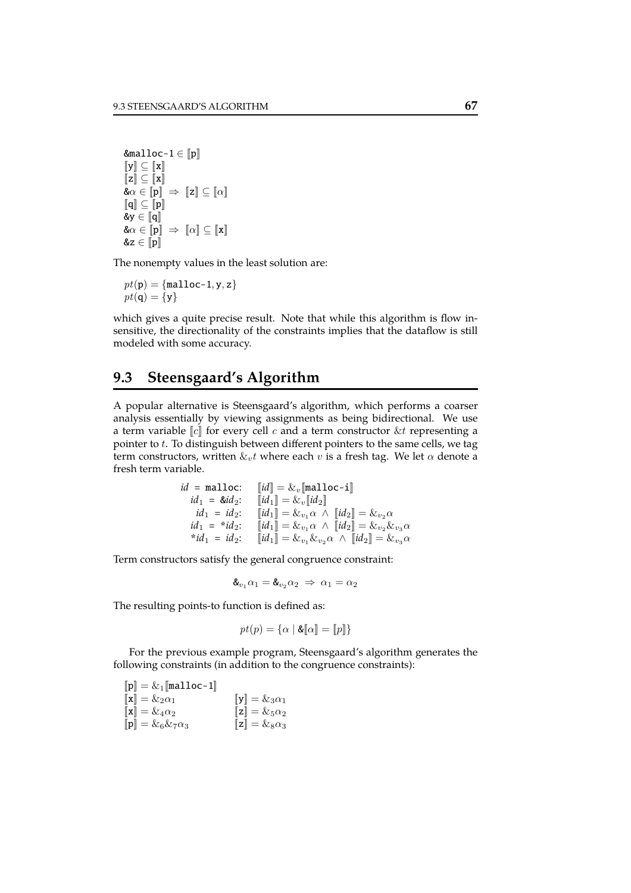$\&\texttt{malloc-1} \in [\![\texttt{p}]\!]$
$[\![\texttt{y}]\!] \subseteq [\![\texttt{x}]\!]$
$[\![\texttt{z}]\!] \subseteq [\![\texttt{x}]\!]$
$\&\alpha \in [\![\texttt{p}]\!] \;\Rightarrow\; [\![\texttt{z}]\!] \subseteq [\![\alpha]\!]$
$[\![\texttt{q}]\!] \subseteq [\![\texttt{p}]\!]$
$\&\texttt{y} \in [\![\texttt{q}]\!]$
$\&\alpha \in [\![\texttt{p}]\!] \;\Rightarrow\; [\![\alpha]\!] \subseteq [\![\texttt{x}]\!]$
$\&\texttt{z} \in [\![\texttt{p}]\!]$

The nonempty values in the least solution are:

$pt(\texttt{p}) = \{\texttt{malloc-1}, \texttt{y}, \texttt{z}\}$
$pt(\texttt{q}) = \{\texttt{y}\}$

which gives a quite precise result. Note that while this algorithm is flow insensitive, the directionality of the constraints implies that the dataflow is still modeled with some accuracy.

## 9.3 Steensgaard's Algorithm

A popular alternative is Steensgaard's algorithm, which performs a coarser analysis essentially by viewing assignments as being bidirectional. We use a term variable $[\![c]\!]$ for every cell $c$ and a term constructor $\&t$ representing a pointer to $t$. To distinguish between different pointers to the same cells, we tag term constructors, written $\&_v t$ where each $v$ is a fresh tag. We let $\alpha$ denote a fresh term variable.

| | |
|---|---|
| *id* = `malloc`: | $[\![id]\!] = \&_v [\![\texttt{malloc-i}]\!]$ |
| $id_1$ = `&`$id_2$: | $[\![id_1]\!] = \&_v [\![id_2]\!]$ |
| $id_1$ = $id_2$: | $[\![id_1]\!] = \&_{v_1}\alpha \;\wedge\; [\![id_2]\!] = \&_{v_2}\alpha$ |
| $id_1$ = `*`$id_2$: | $[\![id_1]\!] = \&_{v_1}\alpha \;\wedge\; [\![id_2]\!] = \&_{v_2}\&_{v_3}\alpha$ |
| `*`$id_1$ = $id_2$: | $[\![id_1]\!] = \&_{v_1}\&_{v_2}\alpha \;\wedge\; [\![id_2]\!] = \&_{v_3}\alpha$ |

Term constructors satisfy the general congruence constraint:

$$\&_{v_1}\alpha_1 = \&_{v_2}\alpha_2 \;\Rightarrow\; \alpha_1 = \alpha_2$$

The resulting points-to function is defined as:

$$pt(p) = \{\alpha \mid \&[\![\alpha]\!] = [\![p]\!]\}$$

For the previous example program, Steensgaard's algorithm generates the following constraints (in addition to the congruence constraints):

| | |
|---|---|
| $[\![\texttt{p}]\!] = \&_1 [\![\texttt{malloc-1}]\!]$ | |
| $[\![\texttt{x}]\!] = \&_2\alpha_1$ | $[\![\texttt{y}]\!] = \&_3\alpha_1$ |
| $[\![\texttt{x}]\!] = \&_4\alpha_2$ | $[\![\texttt{z}]\!] = \&_5\alpha_2$ |
| $[\![\texttt{p}]\!] = \&_6\&_7\alpha_3$ | $[\![\texttt{z}]\!] = \&_8\alpha_3$ |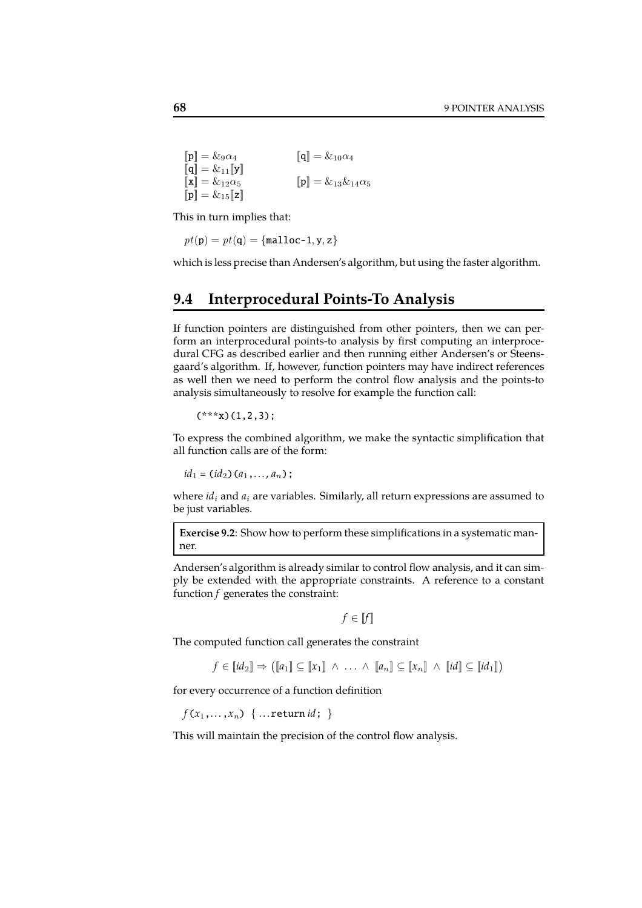$[\![\mathtt{p}]\!] = \&_9\alpha_4$ $\quad$ $[\![\mathtt{q}]\!] = \&_{10}\alpha_4$
$[\![\mathtt{q}]\!] = \&_{11}[\![\mathtt{y}]\!]$
$[\![\mathtt{x}]\!] = \&_{12}\alpha_5$ $\quad$ $[\![\mathtt{p}]\!] = \&_{13}\&_{14}\alpha_5$
$[\![\mathtt{p}]\!] = \&_{15}[\![\mathtt{z}]\!]$

This in turn implies that:

$pt(\mathtt{p}) = pt(\mathtt{q}) = \{\mathtt{malloc\text{-}1}, \mathtt{y}, \mathtt{z}\}$

which is less precise than Andersen's algorithm, but using the faster algorithm.

## 9.4 Interprocedural Points-To Analysis

If function pointers are distinguished from other pointers, then we can perform an interprocedural points-to analysis by first computing an interprocedural CFG as described earlier and then running either Andersen's or Steensgaard's algorithm. If, however, function pointers may have indirect references as well then we need to perform the control flow analysis and the points-to analysis simultaneously to resolve for example the function call:

```
(***x)(1,2,3);
```

To express the combined algorithm, we make the syntactic simplification that all function calls are of the form:

$id_1$ = ($id_2$)($a_1$,..., $a_n$);

where $id_i$ and $a_i$ are variables. Similarly, all return expressions are assumed to be just variables.

> **Exercise 9.2**: Show how to perform these simplifications in a systematic manner.

Andersen's algorithm is already similar to control flow analysis, and it can simply be extended with the appropriate constraints. A reference to a constant function $f$ generates the constraint:

$$f \in [\![f]\!]$$

The computed function call generates the constraint

$$f \in [\![id_2]\!] \Rightarrow \left([\![a_1]\!] \subseteq [\![x_1]\!] \;\wedge\; \ldots \;\wedge\; [\![a_n]\!] \subseteq [\![x_n]\!] \;\wedge\; [\![id]\!] \subseteq [\![id_1]\!]\right)$$

for every occurrence of a function definition

$f$($x_1$,..., $x_n$) { ...return $id$; }

This will maintain the precision of the control flow analysis.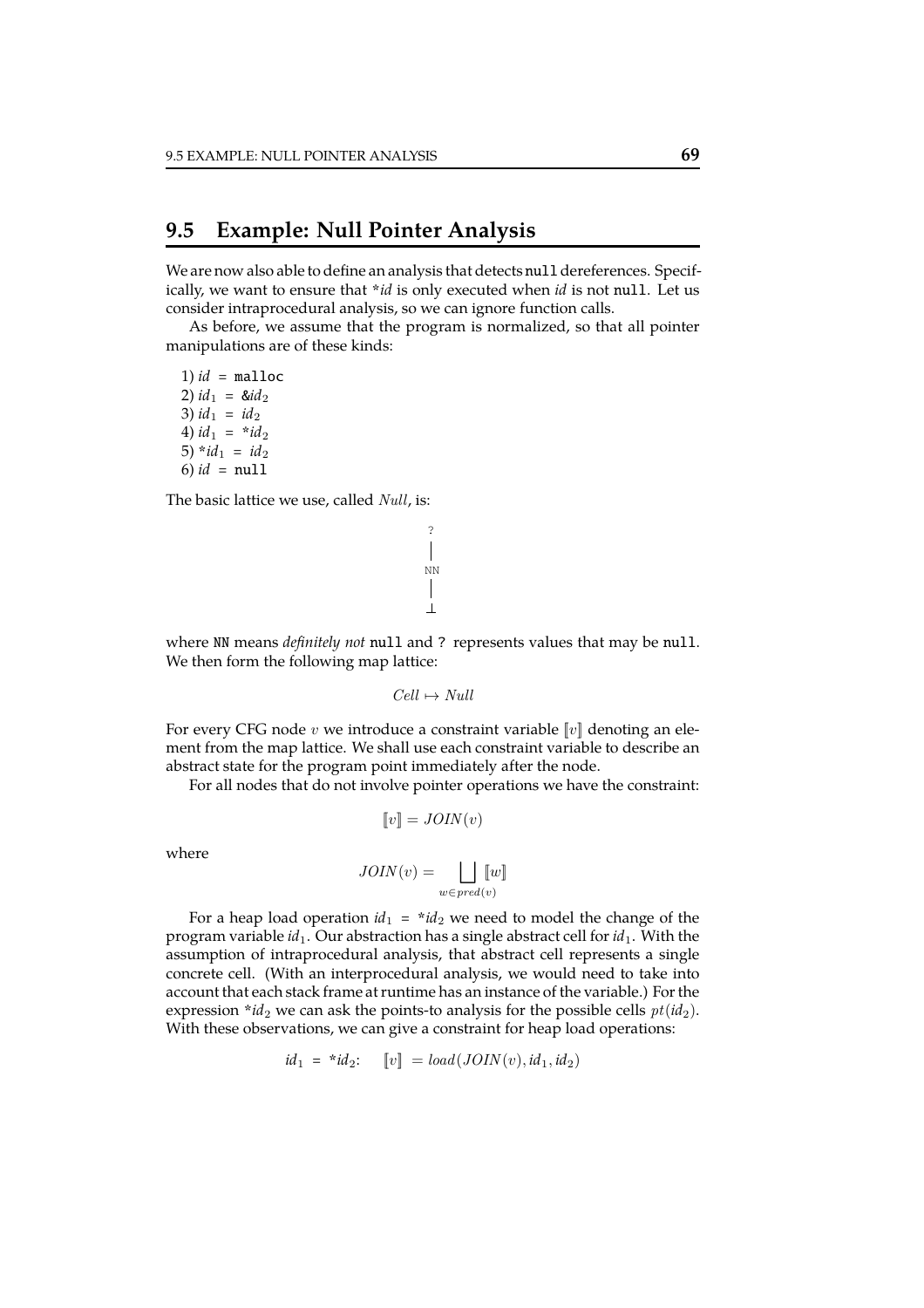## 9.5 Example: Null Pointer Analysis

We are now also able to define an analysis that detects `null` dereferences. Specifically, we want to ensure that *$id$ is only executed when $id$ is not `null`. Let us consider intraprocedural analysis, so we can ignore function calls.

As before, we assume that the program is normalized, so that all pointer manipulations are of these kinds:

1) $id$ = `malloc`
2) $id_1$ = &$id_2$
3) $id_1$ = $id_2$
4) $id_1$ = *$id_2$
5) *$id_1$ = $id_2$
6) $id$ = `null`

The basic lattice we use, called $Null$, is:

```
 ?
 |
 NN
 |
 ⊥
```

where `NN` means *definitely not* `null` and `?` represents values that may be `null`. We then form the following map lattice:

$$Cell \mapsto Null$$

For every CFG node $v$ we introduce a constraint variable $[\![v]\!]$ denoting an element from the map lattice. We shall use each constraint variable to describe an abstract state for the program point immediately after the node.

For all nodes that do not involve pointer operations we have the constraint:

$$[\![v]\!] = JOIN(v)$$

where

$$JOIN(v) = \bigsqcup_{w \in pred(v)} [\![w]\!]$$

For a heap load operation $id_1$ = *$id_2$ we need to model the change of the program variable $id_1$. Our abstraction has a single abstract cell for $id_1$. With the assumption of intraprocedural analysis, that abstract cell represents a single concrete cell. (With an interprocedural analysis, we would need to take into account that each stack frame at runtime has an instance of the variable.) For the expression *$id_2$ we can ask the points-to analysis for the possible cells $pt(id_2)$. With these observations, we can give a constraint for heap load operations:

$$id_1 \texttt{ = *} id_2\text{:} \quad [\![v]\!] = load(JOIN(v), id_1, id_2)$$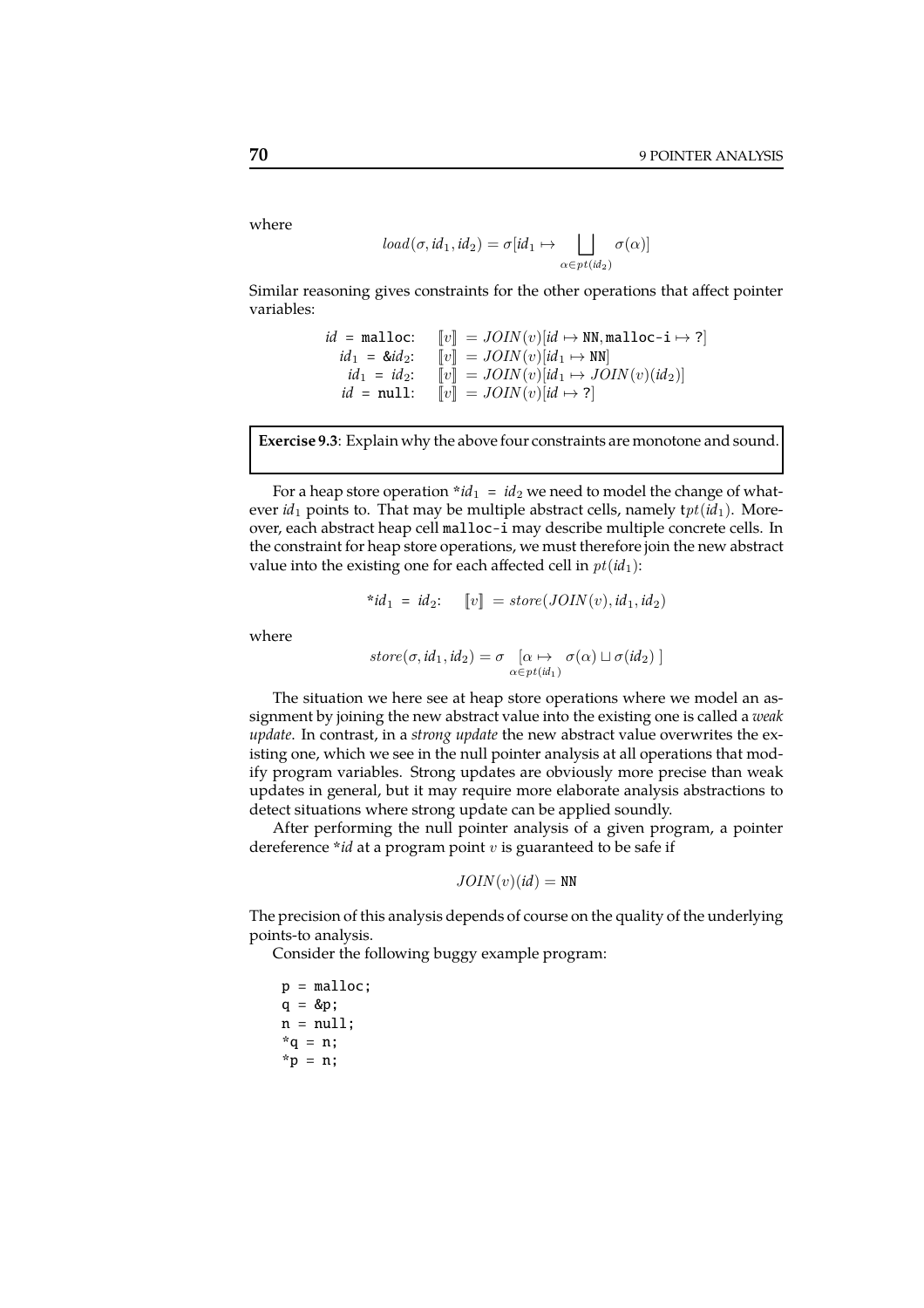where

$$load(\sigma, id_1, id_2) = \sigma[id_1 \mapsto \bigsqcup_{\alpha \in pt(id_2)} \sigma(\alpha)]$$

Similar reasoning gives constraints for the other operations that affect pointer variables:

$$
\begin{array}{rl}
id \texttt{ = malloc}: & [\![v]\!] = JOIN(v)[id \mapsto \texttt{NN}, \texttt{malloc-i} \mapsto \texttt{?}] \\
id_1 \texttt{ = \&}id_2: & [\![v]\!] = JOIN(v)[id_1 \mapsto \texttt{NN}] \\
id_1 \texttt{ = } id_2: & [\![v]\!] = JOIN(v)[id_1 \mapsto JOIN(v)(id_2)] \\
id \texttt{ = null}: & [\![v]\!] = JOIN(v)[id \mapsto \texttt{?}]
\end{array}
$$

> **Exercise 9.3**: Explain why the above four constraints are monotone and sound.

For a heap store operation *$id_1$ = $id_2$ we need to model the change of whatever $id_1$ points to. That may be multiple abstract cells, namely t$pt(id_1)$. Moreover, each abstract heap cell `malloc-i` may describe multiple concrete cells. In the constraint for heap store operations, we must therefore join the new abstract value into the existing one for each affected cell in $pt(id_1)$:

$$*id_1 \texttt{ = } id_2: \quad [\![v]\!] = store(JOIN(v), id_1, id_2)$$

where

$$store(\sigma, id_1, id_2) = \sigma \underset{\alpha \in pt(id_1)}{[\alpha \mapsto} \sigma(\alpha) \sqcup \sigma(id_2)\ ]$$

The situation we here see at heap store operations where we model an assignment by joining the new abstract value into the existing one is called a *weak update*. In contrast, in a *strong update* the new abstract value overwrites the existing one, which we see in the null pointer analysis at all operations that modify program variables. Strong updates are obviously more precise than weak updates in general, but it may require more elaborate analysis abstractions to detect situations where strong update can be applied soundly.

After performing the null pointer analysis of a given program, a pointer dereference *$id$ at a program point $v$ is guaranteed to be safe if

$$JOIN(v)(id) = \texttt{NN}$$

The precision of this analysis depends of course on the quality of the underlying points-to analysis.

Consider the following buggy example program:

```
p = malloc;
q = &p;
n = null;
*q = n;
*p = n;
```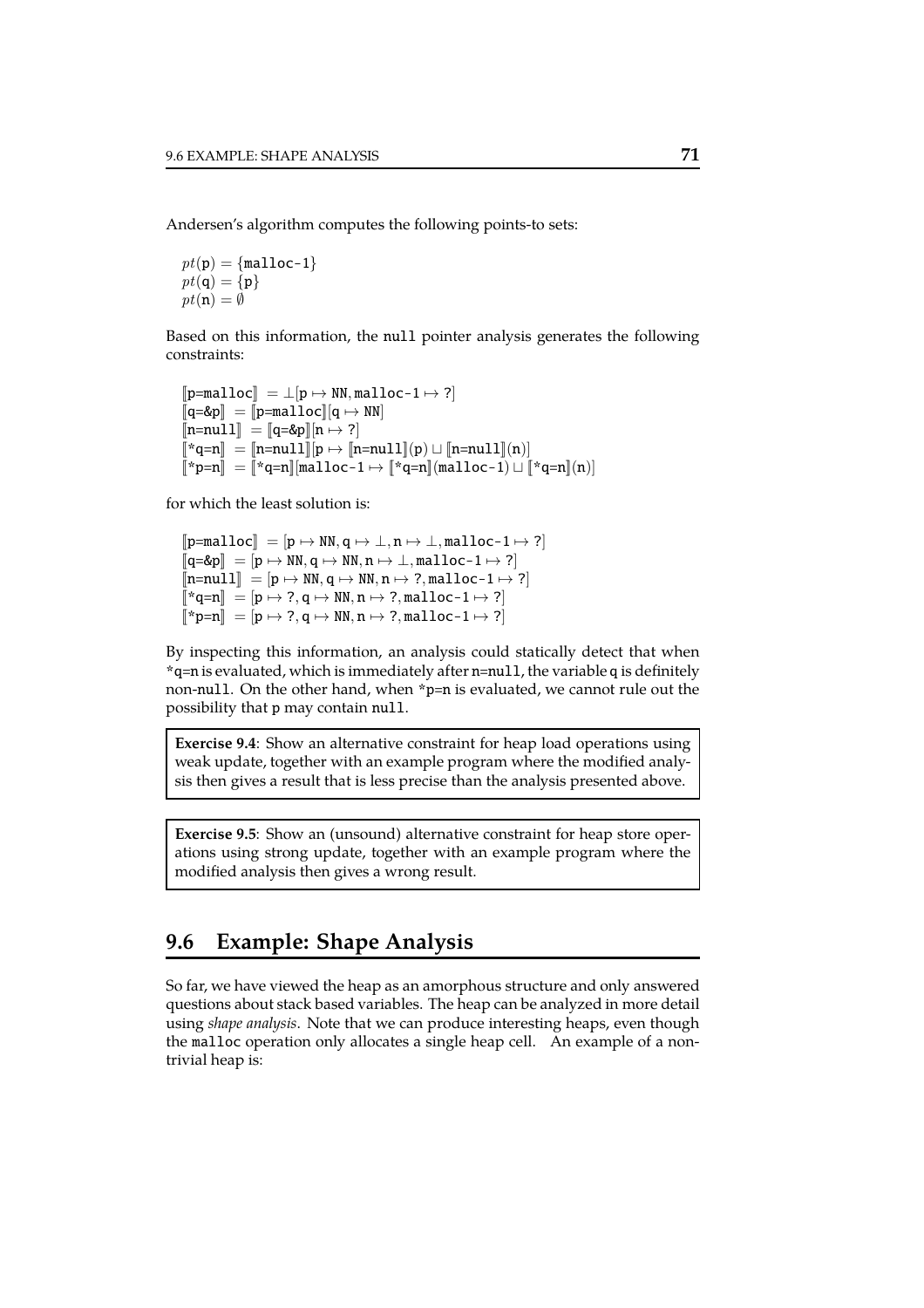Andersen's algorithm computes the following points-to sets:

$pt(\texttt{p}) = \{\texttt{malloc-1}\}$
$pt(\texttt{q}) = \{\texttt{p}\}$
$pt(\texttt{n}) = \emptyset$

Based on this information, the `null` pointer analysis generates the following constraints:

$[\![\texttt{p=malloc}]\!] = \bot[\texttt{p} \mapsto \texttt{NN}, \texttt{malloc-1} \mapsto \texttt{?}]$
$[\![\texttt{q=\&p}]\!] = [\![\texttt{p=malloc}]\!][\texttt{q} \mapsto \texttt{NN}]$
$[\![\texttt{n=null}]\!] = [\![\texttt{q=\&p}]\!][\texttt{n} \mapsto \texttt{?}]$
$[\![\texttt{*q=n}]\!] = [\![\texttt{n=null}]\!][\texttt{p} \mapsto [\![\texttt{n=null}]\!](\texttt{p}) \sqcup [\![\texttt{n=null}]\!](\texttt{n})]$
$[\![\texttt{*p=n}]\!] = [\![\texttt{*q=n}]\!][\texttt{malloc-1} \mapsto [\![\texttt{*q=n}]\!](\texttt{malloc-1}) \sqcup [\![\texttt{*q=n}]\!](\texttt{n})]$

for which the least solution is:

$[\![\texttt{p=malloc}]\!] = [\texttt{p} \mapsto \texttt{NN}, \texttt{q} \mapsto \bot, \texttt{n} \mapsto \bot, \texttt{malloc-1} \mapsto \texttt{?}]$
$[\![\texttt{q=\&p}]\!] = [\texttt{p} \mapsto \texttt{NN}, \texttt{q} \mapsto \texttt{NN}, \texttt{n} \mapsto \bot, \texttt{malloc-1} \mapsto \texttt{?}]$
$[\![\texttt{n=null}]\!] = [\texttt{p} \mapsto \texttt{NN}, \texttt{q} \mapsto \texttt{NN}, \texttt{n} \mapsto \texttt{?}, \texttt{malloc-1} \mapsto \texttt{?}]$
$[\![\texttt{*q=n}]\!] = [\texttt{p} \mapsto \texttt{?}, \texttt{q} \mapsto \texttt{NN}, \texttt{n} \mapsto \texttt{?}, \texttt{malloc-1} \mapsto \texttt{?}]$
$[\![\texttt{*p=n}]\!] = [\texttt{p} \mapsto \texttt{?}, \texttt{q} \mapsto \texttt{NN}, \texttt{n} \mapsto \texttt{?}, \texttt{malloc-1} \mapsto \texttt{?}]$

By inspecting this information, an analysis could statically detect that when `*q=n` is evaluated, which is immediately after `n=null`, the variable `q` is definitely non-`null`. On the other hand, when `*p=n` is evaluated, we cannot rule out the possibility that `p` may contain `null`.

> **Exercise 9.4**: Show an alternative constraint for heap load operations using weak update, together with an example program where the modified analysis then gives a result that is less precise than the analysis presented above.

> **Exercise 9.5**: Show an (unsound) alternative constraint for heap store operations using strong update, together with an example program where the modified analysis then gives a wrong result.

## 9.6 Example: Shape Analysis

So far, we have viewed the heap as an amorphous structure and only answered questions about stack based variables. The heap can be analyzed in more detail using *shape analysis*. Note that we can produce interesting heaps, even though the `malloc` operation only allocates a single heap cell. An example of a nontrivial heap is: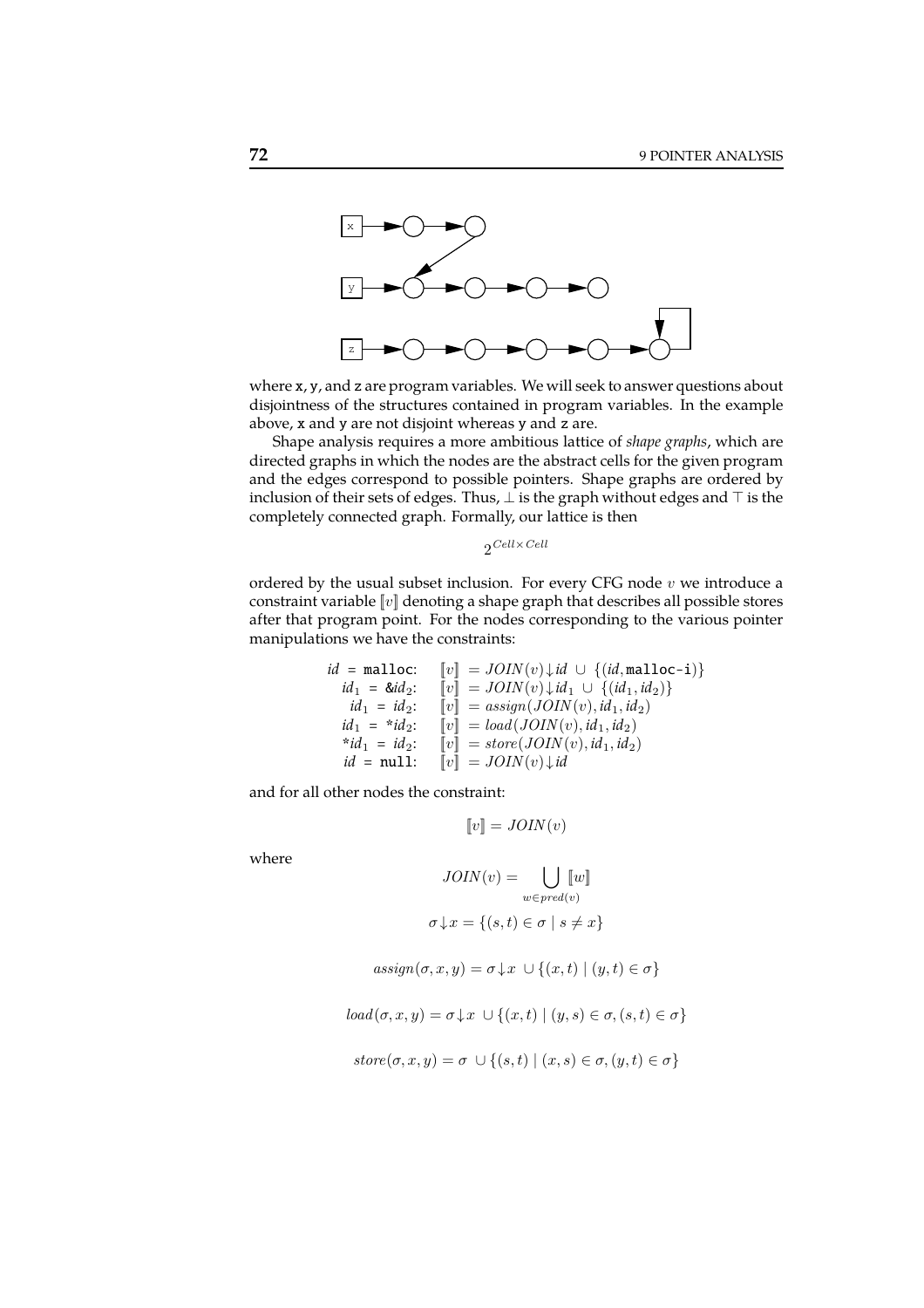where x, y, and z are program variables. We will seek to answer questions about disjointness of the structures contained in program variables. In the example above, x and y are not disjoint whereas y and z are.

Shape analysis requires a more ambitious lattice of *shape graphs*, which are directed graphs in which the nodes are the abstract cells for the given program and the edges correspond to possible pointers. Shape graphs are ordered by inclusion of their sets of edges. Thus, $\bot$ is the graph without edges and $\top$ is the completely connected graph. Formally, our lattice is then

$$2^{Cell \times Cell}$$

ordered by the usual subset inclusion. For every CFG node $v$ we introduce a constraint variable $[\![v]\!]$ denoting a shape graph that describes all possible stores after that program point. For the nodes corresponding to the various pointer manipulations we have the constraints:

$$
\begin{array}{rl}
id \texttt{ = malloc}: & [\![v]\!] = JOIN(v)\!\downarrow\! id \;\cup\; \{(id, \texttt{malloc-i})\} \\
id_1 \texttt{ = \&} id_2: & [\![v]\!] = JOIN(v)\!\downarrow\! id_1 \;\cup\; \{(id_1, id_2)\} \\
id_1 \texttt{ = } id_2: & [\![v]\!] = assign(JOIN(v), id_1, id_2) \\
id_1 \texttt{ = *} id_2: & [\![v]\!] = load(JOIN(v), id_1, id_2) \\
\texttt{*} id_1 \texttt{ = } id_2: & [\![v]\!] = store(JOIN(v), id_1, id_2) \\
id \texttt{ = null}: & [\![v]\!] = JOIN(v)\!\downarrow\! id
\end{array}
$$

and for all other nodes the constraint:

$$[\![v]\!] = JOIN(v)$$

where

$$JOIN(v) = \bigcup_{w \in pred(v)} [\![w]\!]$$

$$\sigma\!\downarrow\! x = \{(s,t) \in \sigma \mid s \neq x\}$$

$$assign(\sigma, x, y) = \sigma\!\downarrow\! x \;\cup \{(x,t) \mid (y,t) \in \sigma\}$$

$$load(\sigma, x, y) = \sigma\!\downarrow\! x \;\cup \{(x,t) \mid (y,s) \in \sigma, (s,t) \in \sigma\}$$

$$store(\sigma, x, y) = \sigma \;\cup \{(s,t) \mid (x,s) \in \sigma, (y,t) \in \sigma\}$$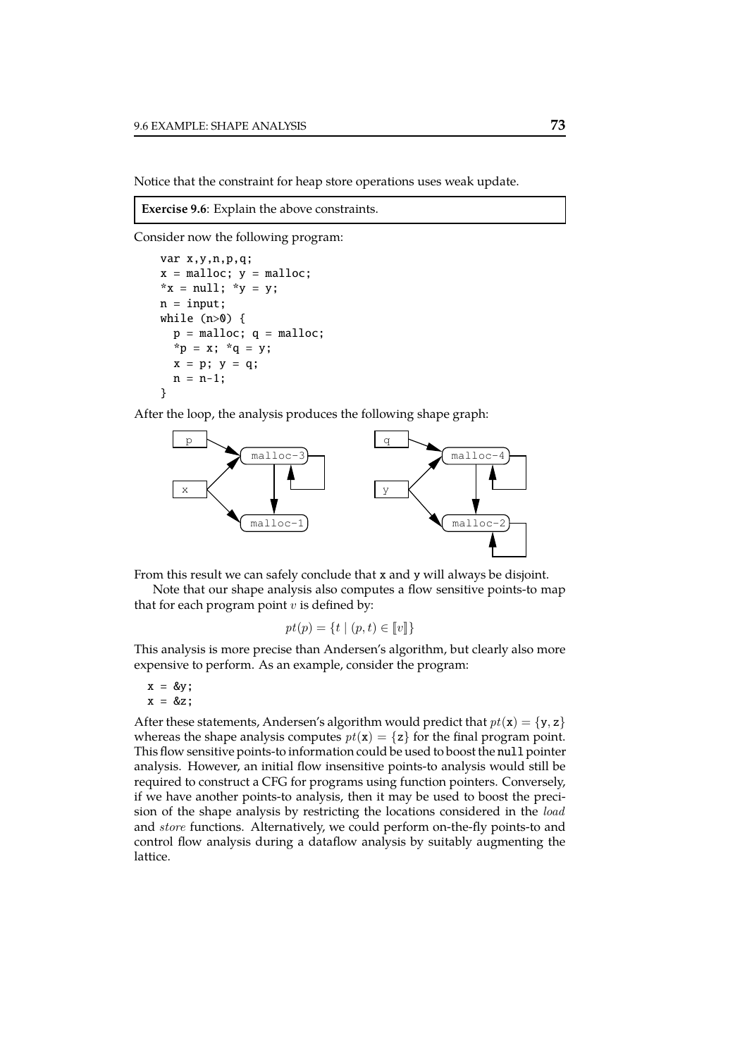Notice that the constraint for heap store operations uses weak update.

**Exercise 9.6**: Explain the above constraints.

Consider now the following program:

```
var x,y,n,p,q;
x = malloc; y = malloc;
*x = null; *y = y;
n = input;
while (n>0) {
  p = malloc; q = malloc;
  *p = x; *q = y;
  x = p; y = q;
  n = n-1;
}
```

After the loop, the analysis produces the following shape graph:

From this result we can safely conclude that x and y will always be disjoint.

Note that our shape analysis also computes a flow sensitive points-to map that for each program point $v$ is defined by:

$$pt(p) = \{t \mid (p,t) \in [\![v]\!]\}$$

This analysis is more precise than Andersen's algorithm, but clearly also more expensive to perform. As an example, consider the program:

```
x = &y;
x = &z;
```

After these statements, Andersen's algorithm would predict that $pt(\mathtt{x}) = \{\mathtt{y}, \mathtt{z}\}$ whereas the shape analysis computes $pt(\mathtt{x}) = \{\mathtt{z}\}$ for the final program point. This flow sensitive points-to information could be used to boost the null pointer analysis. However, an initial flow insensitive points-to analysis would still be required to construct a CFG for programs using function pointers. Conversely, if we have another points-to analysis, then it may be used to boost the precision of the shape analysis by restricting the locations considered in the *load* and *store* functions. Alternatively, we could perform on-the-fly points-to and control flow analysis during a dataflow analysis by suitably augmenting the lattice.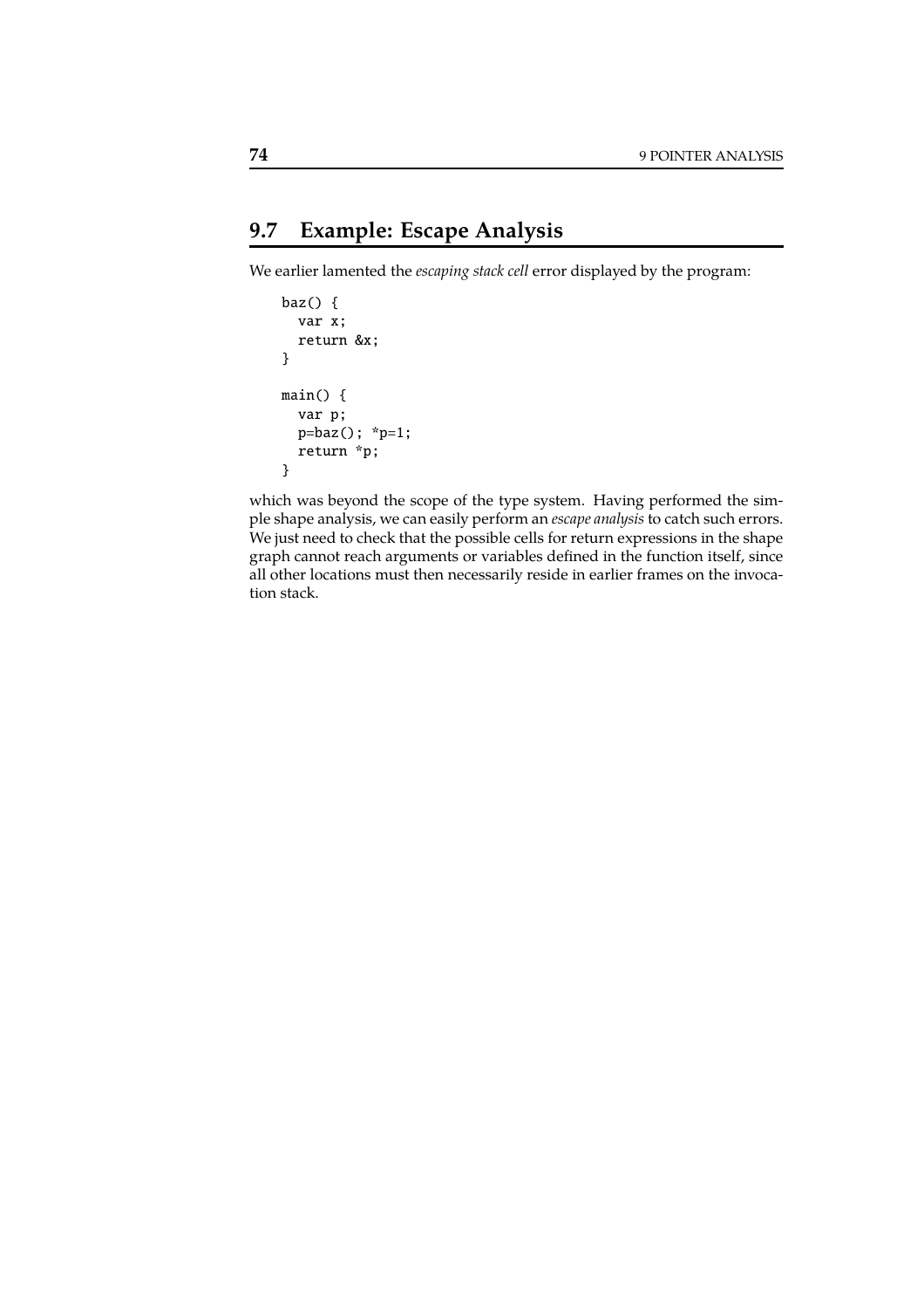## 9.7 Example: Escape Analysis

We earlier lamented the *escaping stack cell* error displayed by the program:

```
baz() {
  var x;
  return &x;
}

main() {
  var p;
  p=baz(); *p=1;
  return *p;
}
```

which was beyond the scope of the type system. Having performed the simple shape analysis, we can easily perform an *escape analysis* to catch such errors. We just need to check that the possible cells for return expressions in the shape graph cannot reach arguments or variables defined in the function itself, since all other locations must then necessarily reside in earlier frames on the invocation stack.